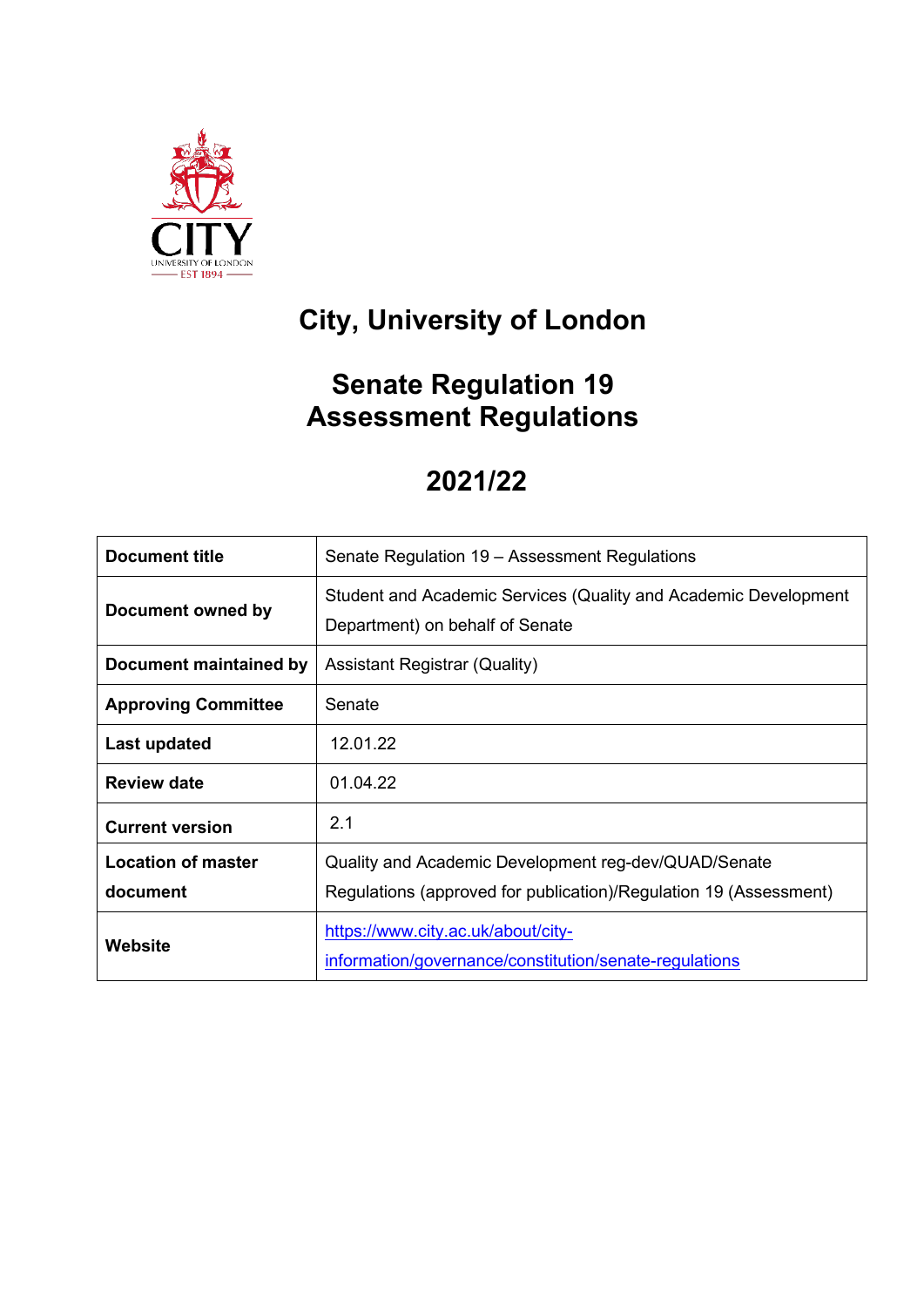# City, University of London

## Senate Regulation 19
## Assessment Regulations

## 2021/22

| **Document title** | Senate Regulation 19 – Assessment Regulations |
|---|---|
| **Document owned by** | Student and Academic Services (Quality and Academic Development Department) on behalf of Senate |
| **Document maintained by** | Assistant Registrar (Quality) |
| **Approving Committee** | Senate |
| **Last updated** | 12.01.22 |
| **Review date** | 01.04.22 |
| **Current version** | 2.1 |
| **Location of master document** | Quality and Academic Development reg-dev/QUAD/Senate Regulations (approved for publication)/Regulation 19 (Assessment) |
| **Website** | [https://www.city.ac.uk/about/city-information/governance/constitution/senate-regulations](https://www.city.ac.uk/about/city-information/governance/constitution/senate-regulations) |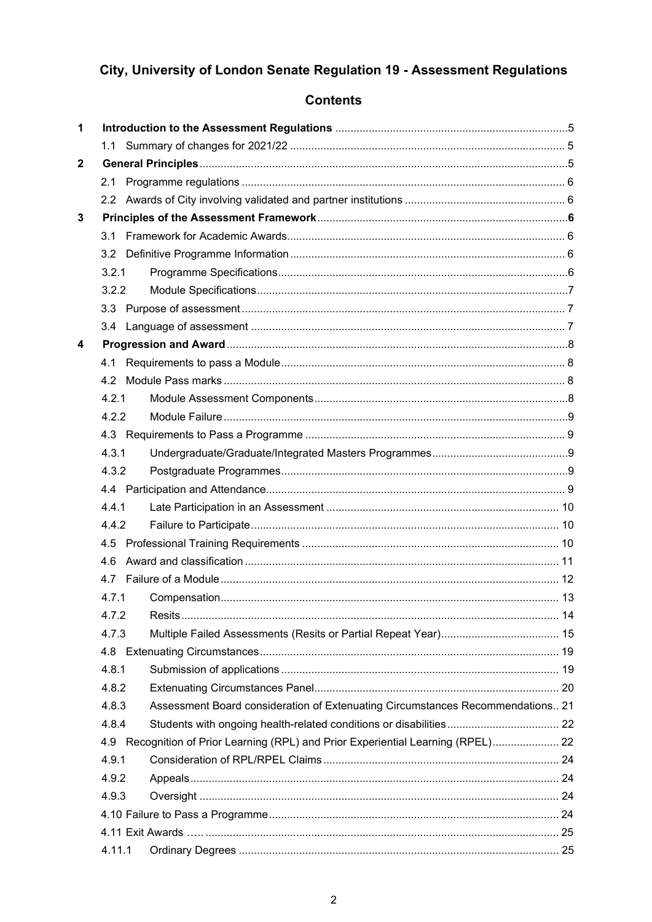# City, University of London Senate Regulation 19 - Assessment Regulations

## Contents

| | | | |
|---|---|---|---|
| **1** | **Introduction to the Assessment Regulations** | | **5** |
| | 1.1 | Summary of changes for 2021/22 | 5 |
| **2** | **General Principles** | | **5** |
| | 2.1 | Programme regulations | 6 |
| | 2.2 | Awards of City involving validated and partner institutions | 6 |
| **3** | **Principles of the Assessment Framework** | | **6** |
| | 3.1 | Framework for Academic Awards | 6 |
| | 3.2 | Definitive Programme Information | 6 |
| | 3.2.1 | Programme Specifications | 6 |
| | 3.2.2 | Module Specifications | 7 |
| | 3.3 | Purpose of assessment | 7 |
| | 3.4 | Language of assessment | 7 |
| **4** | **Progression and Award** | | **8** |
| | 4.1 | Requirements to pass a Module | 8 |
| | 4.2 | Module Pass marks | 8 |
| | 4.2.1 | Module Assessment Components | 8 |
| | 4.2.2 | Module Failure | 9 |
| | 4.3 | Requirements to Pass a Programme | 9 |
| | 4.3.1 | Undergraduate/Graduate/Integrated Masters Programmes | 9 |
| | 4.3.2 | Postgraduate Programmes | 9 |
| | 4.4 | Participation and Attendance | 9 |
| | 4.4.1 | Late Participation in an Assessment | 10 |
| | 4.4.2 | Failure to Participate | 10 |
| | 4.5 | Professional Training Requirements | 10 |
| | 4.6 | Award and classification | 11 |
| | 4.7 | Failure of a Module | 12 |
| | 4.7.1 | Compensation | 13 |
| | 4.7.2 | Resits | 14 |
| | 4.7.3 | Multiple Failed Assessments (Resits or Partial Repeat Year) | 15 |
| | 4.8 | Extenuating Circumstances | 19 |
| | 4.8.1 | Submission of applications | 19 |
| | 4.8.2 | Extenuating Circumstances Panel | 20 |
| | 4.8.3 | Assessment Board consideration of Extenuating Circumstances Recommendations | 21 |
| | 4.8.4 | Students with ongoing health-related conditions or disabilities | 22 |
| | 4.9 | Recognition of Prior Learning (RPL) and Prior Experiential Learning (RPEL) | 22 |
| | 4.9.1 | Consideration of RPL/RPEL Claims | 24 |
| | 4.9.2 | Appeals | 24 |
| | 4.9.3 | Oversight | 24 |
| | 4.10 | Failure to Pass a Programme | 24 |
| | 4.11 | Exit Awards | 25 |
| | 4.11.1 | Ordinary Degrees | 25 |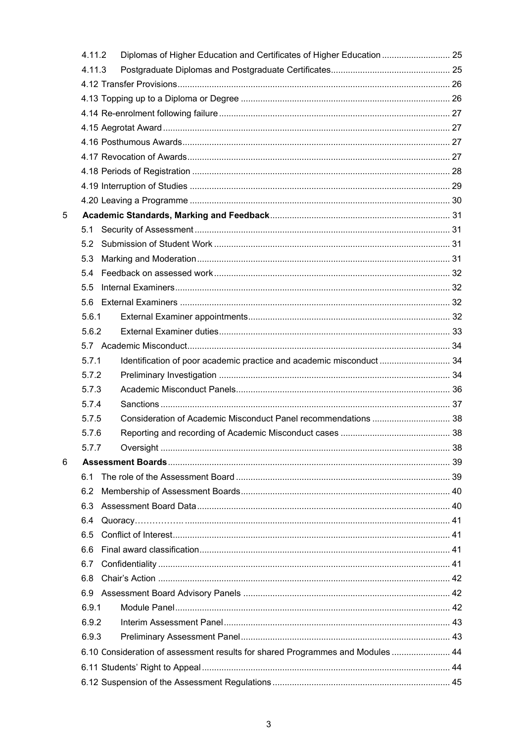4.11.2 Diplomas of Higher Education and Certificates of Higher Education ........................... 25

4.11.3 Postgraduate Diplomas and Postgraduate Certificates................................................ 25

4.12 Transfer Provisions.............................................................................................. 26

4.13 Topping up to a Diploma or Degree ..................................................................... 26

4.14 Re-enrolment following failure.............................................................................. 27

4.15 Aegrotat Award.................................................................................................... 27

4.16 Posthumous Awards............................................................................................ 27

4.17 Revocation of Awards.......................................................................................... 27

4.18 Periods of Registration ........................................................................................ 28

4.19 Interruption of Studies ......................................................................................... 29

4.20 Leaving a Programme ......................................................................................... 30

5 **Academic Standards, Marking and Feedback**........................................................ 31

5.1 Security of Assessment ....................................................................................... 31

5.2 Submission of Student Work ................................................................................ 31

5.3 Marking and Moderation....................................................................................... 31

5.4 Feedback on assessed work................................................................................. 32

5.5 Internal Examiners................................................................................................ 32

5.6 External Examiners .............................................................................................. 32

5.6.1 External Examiner appointments.................................................................. 32

5.6.2 External Examiner duties.............................................................................. 33

5.7 Academic Misconduct........................................................................................... 34

5.7.1 Identification of poor academic practice and academic misconduct ............................ 34

5.7.2 Preliminary Investigation .............................................................................. 34

5.7.3 Academic Misconduct Panels....................................................................... 36

5.7.4 Sanctions ...................................................................................................... 37

5.7.5 Consideration of Academic Misconduct Panel recommendations ................................ 38

5.7.6 Reporting and recording of Academic Misconduct cases ............................................ 38

5.7.7 Oversight ...................................................................................................... 38

6 **Assessment Boards**.................................................................................................. 39

6.1 The role of the Assessment Board ....................................................................... 39

6.2 Membership of Assessment Boards..................................................................... 40

6.3 Assessment Board Data....................................................................................... 40

6.4 Quoracy……………. ............................................................................................. 41

6.5 Conflict of Interest................................................................................................. 41

6.6 Final award classification...................................................................................... 41

6.7 Confidentiality ....................................................................................................... 41

6.8 Chair's Action ....................................................................................................... 42

6.9 Assessment Board Advisory Panels .................................................................... 42

6.9.1 Module Panel................................................................................................ 42

6.9.2 Interim Assessment Panel............................................................................ 43

6.9.3 Preliminary Assessment Panel..................................................................... 43

6.10 Consideration of assessment results for shared Programmes and Modules ........................ 44

6.11 Students' Right to Appeal..................................................................................... 44

6.12 Suspension of the Assessment Regulations........................................................ 45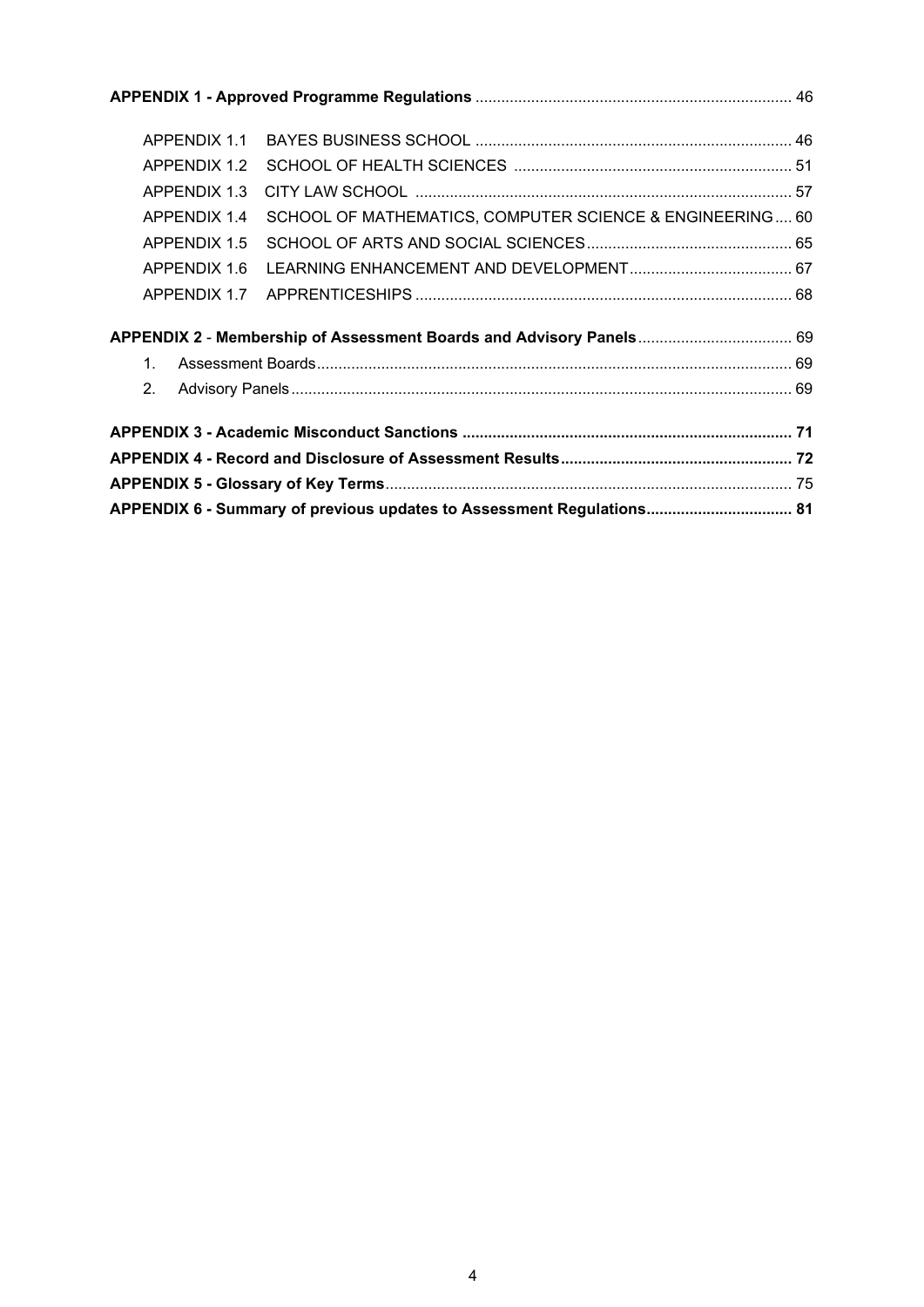**APPENDIX 1 - Approved Programme Regulations** ........................................................................ 46

- APPENDIX 1.1 BAYES BUSINESS SCHOOL ........................................................................ 46
- APPENDIX 1.2 SCHOOL OF HEALTH SCIENCES ................................................................ 51
- APPENDIX 1.3 CITY LAW SCHOOL ...................................................................................... 57
- APPENDIX 1.4 SCHOOL OF MATHEMATICS, COMPUTER SCIENCE & ENGINEERING .... 60
- APPENDIX 1.5 SCHOOL OF ARTS AND SOCIAL SCIENCES ................................................ 65
- APPENDIX 1.6 LEARNING ENHANCEMENT AND DEVELOPMENT ...................................... 67
- APPENDIX 1.7 APPRENTICESHIPS ....................................................................................... 68

**APPENDIX 2** - **Membership of Assessment Boards and Advisory Panels** .................................... 69

1. Assessment Boards ............................................................................................................. 69
2. Advisory Panels ................................................................................................................... 69

**APPENDIX 3 - Academic Misconduct Sanctions ............................................................................ 71**

**APPENDIX 4 - Record and Disclosure of Assessment Results ..................................................... 72**

**APPENDIX 5 - Glossary of Key Terms** ............................................................................................. 75

**APPENDIX 6 - Summary of previous updates to Assessment Regulations ................................. 81**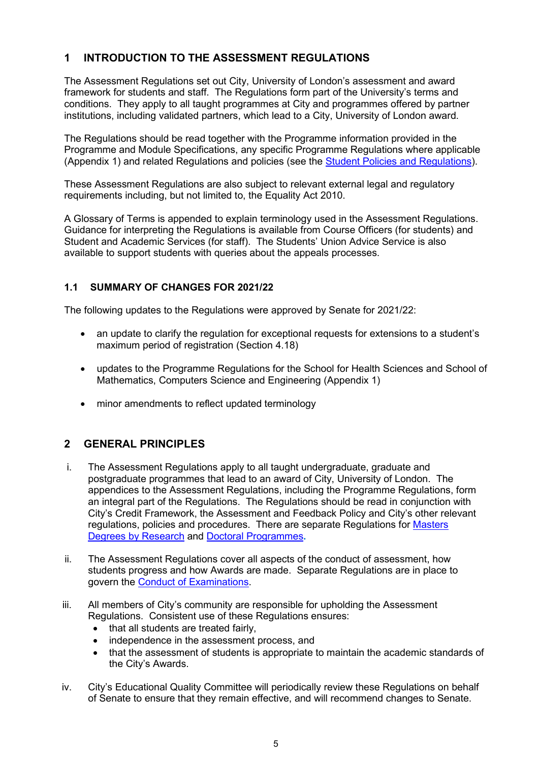## 1 INTRODUCTION TO THE ASSESSMENT REGULATIONS

The Assessment Regulations set out City, University of London's assessment and award framework for students and staff. The Regulations form part of the University's terms and conditions. They apply to all taught programmes at City and programmes offered by partner institutions, including validated partners, which lead to a City, University of London award.

The Regulations should be read together with the Programme information provided in the Programme and Module Specifications, any specific Programme Regulations where applicable (Appendix 1) and related Regulations and policies (see the Student Policies and Regulations).

These Assessment Regulations are also subject to relevant external legal and regulatory requirements including, but not limited to, the Equality Act 2010.

A Glossary of Terms is appended to explain terminology used in the Assessment Regulations. Guidance for interpreting the Regulations is available from Course Officers (for students) and Student and Academic Services (for staff). The Students' Union Advice Service is also available to support students with queries about the appeals processes.

### 1.1 SUMMARY OF CHANGES FOR 2021/22

The following updates to the Regulations were approved by Senate for 2021/22:

- an update to clarify the regulation for exceptional requests for extensions to a student's maximum period of registration (Section 4.18)
- updates to the Programme Regulations for the School for Health Sciences and School of Mathematics, Computers Science and Engineering (Appendix 1)
- minor amendments to reflect updated terminology

## 2 GENERAL PRINCIPLES

i. The Assessment Regulations apply to all taught undergraduate, graduate and postgraduate programmes that lead to an award of City, University of London. The appendices to the Assessment Regulations, including the Programme Regulations, form an integral part of the Regulations. The Regulations should be read in conjunction with City's Credit Framework, the Assessment and Feedback Policy and City's other relevant regulations, policies and procedures. There are separate Regulations for Masters Degrees by Research and Doctoral Programmes.

ii. The Assessment Regulations cover all aspects of the conduct of assessment, how students progress and how Awards are made. Separate Regulations are in place to govern the Conduct of Examinations.

iii. All members of City's community are responsible for upholding the Assessment Regulations. Consistent use of these Regulations ensures:
   - that all students are treated fairly,
   - independence in the assessment process, and
   - that the assessment of students is appropriate to maintain the academic standards of the City's Awards.

iv. City's Educational Quality Committee will periodically review these Regulations on behalf of Senate to ensure that they remain effective, and will recommend changes to Senate.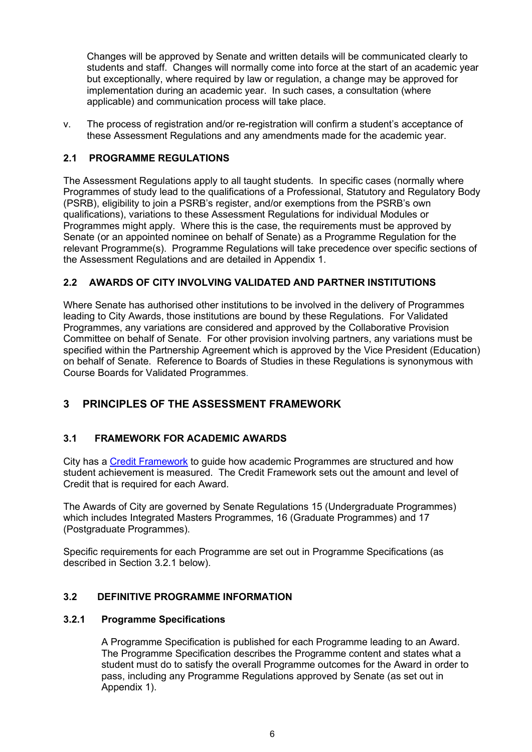Changes will be approved by Senate and written details will be communicated clearly to students and staff. Changes will normally come into force at the start of an academic year but exceptionally, where required by law or regulation, a change may be approved for implementation during an academic year. In such cases, a consultation (where applicable) and communication process will take place.

v. The process of registration and/or re-registration will confirm a student's acceptance of these Assessment Regulations and any amendments made for the academic year.

### 2.1 PROGRAMME REGULATIONS

The Assessment Regulations apply to all taught students. In specific cases (normally where Programmes of study lead to the qualifications of a Professional, Statutory and Regulatory Body (PSRB), eligibility to join a PSRB's register, and/or exemptions from the PSRB's own qualifications), variations to these Assessment Regulations for individual Modules or Programmes might apply. Where this is the case, the requirements must be approved by Senate (or an appointed nominee on behalf of Senate) as a Programme Regulation for the relevant Programme(s). Programme Regulations will take precedence over specific sections of the Assessment Regulations and are detailed in Appendix 1.

### 2.2 AWARDS OF CITY INVOLVING VALIDATED AND PARTNER INSTITUTIONS

Where Senate has authorised other institutions to be involved in the delivery of Programmes leading to City Awards, those institutions are bound by these Regulations. For Validated Programmes, any variations are considered and approved by the Collaborative Provision Committee on behalf of Senate. For other provision involving partners, any variations must be specified within the Partnership Agreement which is approved by the Vice President (Education) on behalf of Senate. Reference to Boards of Studies in these Regulations is synonymous with Course Boards for Validated Programmes.

## 3 PRINCIPLES OF THE ASSESSMENT FRAMEWORK

### 3.1 FRAMEWORK FOR ACADEMIC AWARDS

City has a Credit Framework to guide how academic Programmes are structured and how student achievement is measured. The Credit Framework sets out the amount and level of Credit that is required for each Award.

The Awards of City are governed by Senate Regulations 15 (Undergraduate Programmes) which includes Integrated Masters Programmes, 16 (Graduate Programmes) and 17 (Postgraduate Programmes).

Specific requirements for each Programme are set out in Programme Specifications (as described in Section 3.2.1 below).

### 3.2 DEFINITIVE PROGRAMME INFORMATION

#### 3.2.1 Programme Specifications

A Programme Specification is published for each Programme leading to an Award. The Programme Specification describes the Programme content and states what a student must do to satisfy the overall Programme outcomes for the Award in order to pass, including any Programme Regulations approved by Senate (as set out in Appendix 1).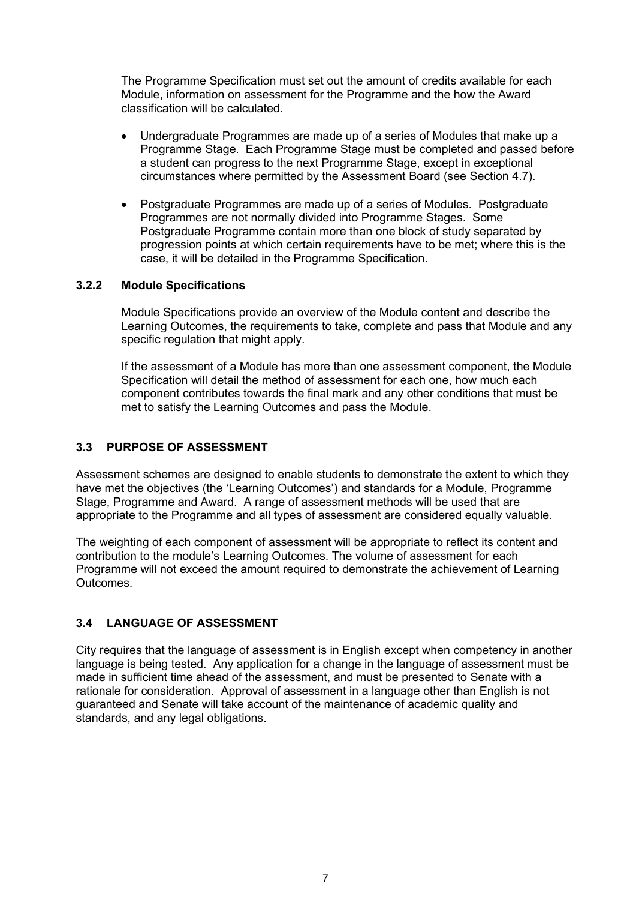The Programme Specification must set out the amount of credits available for each Module, information on assessment for the Programme and the how the Award classification will be calculated.

- Undergraduate Programmes are made up of a series of Modules that make up a Programme Stage. Each Programme Stage must be completed and passed before a student can progress to the next Programme Stage, except in exceptional circumstances where permitted by the Assessment Board (see Section 4.7).
- Postgraduate Programmes are made up of a series of Modules. Postgraduate Programmes are not normally divided into Programme Stages. Some Postgraduate Programme contain more than one block of study separated by progression points at which certain requirements have to be met; where this is the case, it will be detailed in the Programme Specification.

#### 3.2.2 Module Specifications

Module Specifications provide an overview of the Module content and describe the Learning Outcomes, the requirements to take, complete and pass that Module and any specific regulation that might apply.

If the assessment of a Module has more than one assessment component, the Module Specification will detail the method of assessment for each one, how much each component contributes towards the final mark and any other conditions that must be met to satisfy the Learning Outcomes and pass the Module.

### 3.3 PURPOSE OF ASSESSMENT

Assessment schemes are designed to enable students to demonstrate the extent to which they have met the objectives (the 'Learning Outcomes') and standards for a Module, Programme Stage, Programme and Award. A range of assessment methods will be used that are appropriate to the Programme and all types of assessment are considered equally valuable.

The weighting of each component of assessment will be appropriate to reflect its content and contribution to the module's Learning Outcomes. The volume of assessment for each Programme will not exceed the amount required to demonstrate the achievement of Learning Outcomes.

### 3.4 LANGUAGE OF ASSESSMENT

City requires that the language of assessment is in English except when competency in another language is being tested. Any application for a change in the language of assessment must be made in sufficient time ahead of the assessment, and must be presented to Senate with a rationale for consideration. Approval of assessment in a language other than English is not guaranteed and Senate will take account of the maintenance of academic quality and standards, and any legal obligations.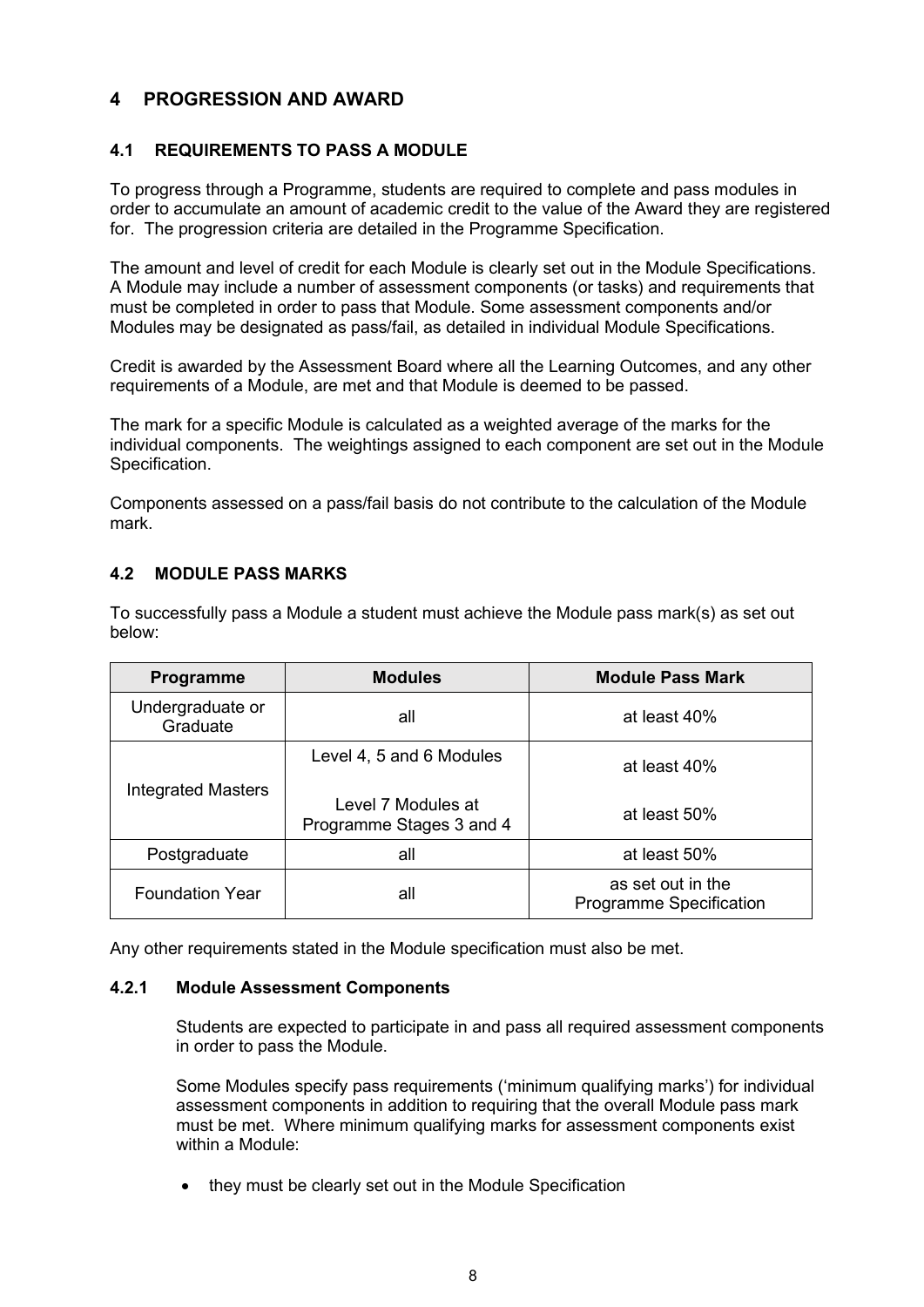# 4 PROGRESSION AND AWARD

## 4.1 REQUIREMENTS TO PASS A MODULE

To progress through a Programme, students are required to complete and pass modules in order to accumulate an amount of academic credit to the value of the Award they are registered for. The progression criteria are detailed in the Programme Specification.

The amount and level of credit for each Module is clearly set out in the Module Specifications. A Module may include a number of assessment components (or tasks) and requirements that must be completed in order to pass that Module. Some assessment components and/or Modules may be designated as pass/fail, as detailed in individual Module Specifications.

Credit is awarded by the Assessment Board where all the Learning Outcomes, and any other requirements of a Module, are met and that Module is deemed to be passed.

The mark for a specific Module is calculated as a weighted average of the marks for the individual components. The weightings assigned to each component are set out in the Module Specification.

Components assessed on a pass/fail basis do not contribute to the calculation of the Module mark.

## 4.2 MODULE PASS MARKS

To successfully pass a Module a student must achieve the Module pass mark(s) as set out below:

| Programme | Modules | Module Pass Mark |
|---|---|---|
| Undergraduate or Graduate | all | at least 40% |
| Integrated Masters | Level 4, 5 and 6 Modules | at least 40% |
| | Level 7 Modules at Programme Stages 3 and 4 | at least 50% |
| Postgraduate | all | at least 50% |
| Foundation Year | all | as set out in the Programme Specification |

Any other requirements stated in the Module specification must also be met.

### 4.2.1 Module Assessment Components

Students are expected to participate in and pass all required assessment components in order to pass the Module.

Some Modules specify pass requirements ('minimum qualifying marks') for individual assessment components in addition to requiring that the overall Module pass mark must be met. Where minimum qualifying marks for assessment components exist within a Module:

- they must be clearly set out in the Module Specification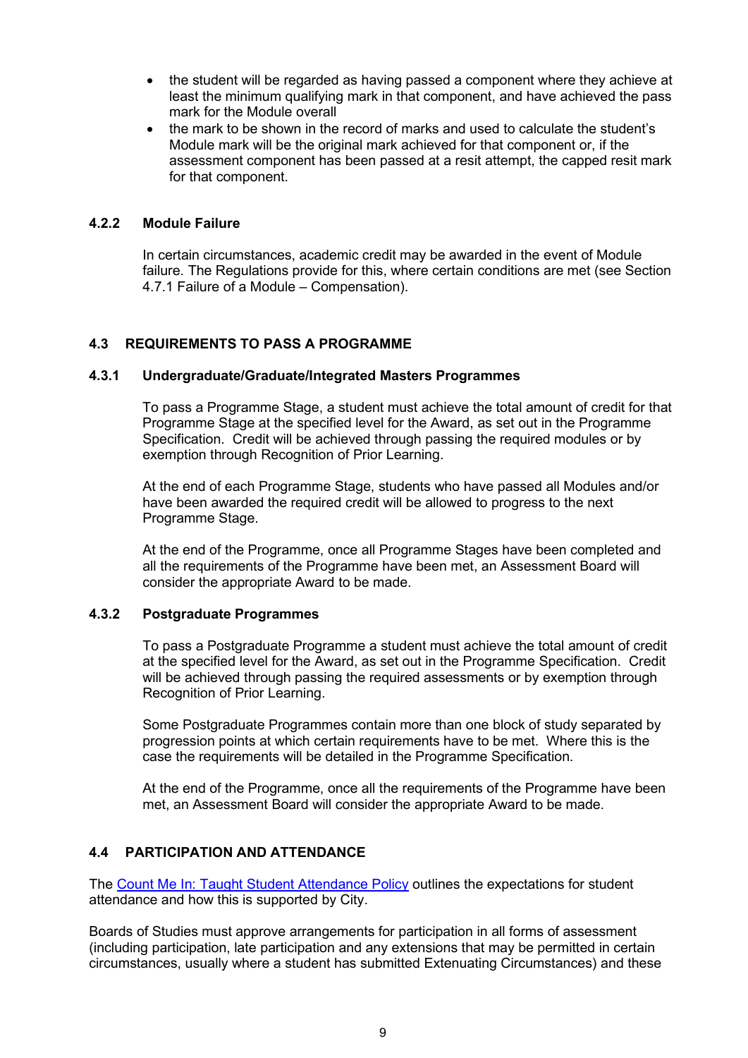- the student will be regarded as having passed a component where they achieve at least the minimum qualifying mark in that component, and have achieved the pass mark for the Module overall
- the mark to be shown in the record of marks and used to calculate the student's Module mark will be the original mark achieved for that component or, if the assessment component has been passed at a resit attempt, the capped resit mark for that component.

#### 4.2.2 Module Failure

In certain circumstances, academic credit may be awarded in the event of Module failure. The Regulations provide for this, where certain conditions are met (see Section 4.7.1 Failure of a Module – Compensation).

### 4.3 REQUIREMENTS TO PASS A PROGRAMME

#### 4.3.1 Undergraduate/Graduate/Integrated Masters Programmes

To pass a Programme Stage, a student must achieve the total amount of credit for that Programme Stage at the specified level for the Award, as set out in the Programme Specification. Credit will be achieved through passing the required modules or by exemption through Recognition of Prior Learning.

At the end of each Programme Stage, students who have passed all Modules and/or have been awarded the required credit will be allowed to progress to the next Programme Stage.

At the end of the Programme, once all Programme Stages have been completed and all the requirements of the Programme have been met, an Assessment Board will consider the appropriate Award to be made.

#### 4.3.2 Postgraduate Programmes

To pass a Postgraduate Programme a student must achieve the total amount of credit at the specified level for the Award, as set out in the Programme Specification. Credit will be achieved through passing the required assessments or by exemption through Recognition of Prior Learning.

Some Postgraduate Programmes contain more than one block of study separated by progression points at which certain requirements have to be met. Where this is the case the requirements will be detailed in the Programme Specification.

At the end of the Programme, once all the requirements of the Programme have been met, an Assessment Board will consider the appropriate Award to be made.

### 4.4 PARTICIPATION AND ATTENDANCE

The Count Me In: Taught Student Attendance Policy outlines the expectations for student attendance and how this is supported by City.

Boards of Studies must approve arrangements for participation in all forms of assessment (including participation, late participation and any extensions that may be permitted in certain circumstances, usually where a student has submitted Extenuating Circumstances) and these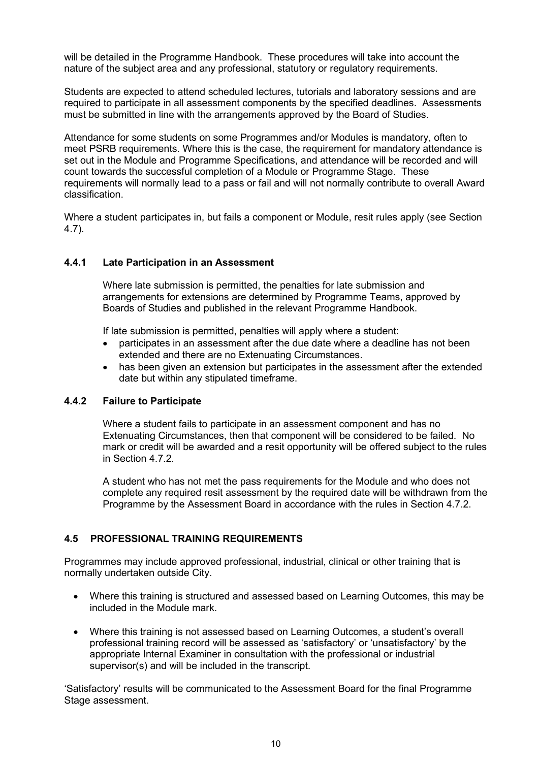will be detailed in the Programme Handbook. These procedures will take into account the nature of the subject area and any professional, statutory or regulatory requirements.

Students are expected to attend scheduled lectures, tutorials and laboratory sessions and are required to participate in all assessment components by the specified deadlines. Assessments must be submitted in line with the arrangements approved by the Board of Studies.

Attendance for some students on some Programmes and/or Modules is mandatory, often to meet PSRB requirements. Where this is the case, the requirement for mandatory attendance is set out in the Module and Programme Specifications, and attendance will be recorded and will count towards the successful completion of a Module or Programme Stage. These requirements will normally lead to a pass or fail and will not normally contribute to overall Award classification.

Where a student participates in, but fails a component or Module, resit rules apply (see Section 4.7).

### 4.4.1 Late Participation in an Assessment

Where late submission is permitted, the penalties for late submission and arrangements for extensions are determined by Programme Teams, approved by Boards of Studies and published in the relevant Programme Handbook.

If late submission is permitted, penalties will apply where a student:

- participates in an assessment after the due date where a deadline has not been extended and there are no Extenuating Circumstances.
- has been given an extension but participates in the assessment after the extended date but within any stipulated timeframe.

### 4.4.2 Failure to Participate

Where a student fails to participate in an assessment component and has no Extenuating Circumstances, then that component will be considered to be failed. No mark or credit will be awarded and a resit opportunity will be offered subject to the rules in Section 4.7.2.

A student who has not met the pass requirements for the Module and who does not complete any required resit assessment by the required date will be withdrawn from the Programme by the Assessment Board in accordance with the rules in Section 4.7.2.

## 4.5 PROFESSIONAL TRAINING REQUIREMENTS

Programmes may include approved professional, industrial, clinical or other training that is normally undertaken outside City.

- Where this training is structured and assessed based on Learning Outcomes, this may be included in the Module mark.
- Where this training is not assessed based on Learning Outcomes, a student's overall professional training record will be assessed as 'satisfactory' or 'unsatisfactory' by the appropriate Internal Examiner in consultation with the professional or industrial supervisor(s) and will be included in the transcript.

'Satisfactory' results will be communicated to the Assessment Board for the final Programme Stage assessment.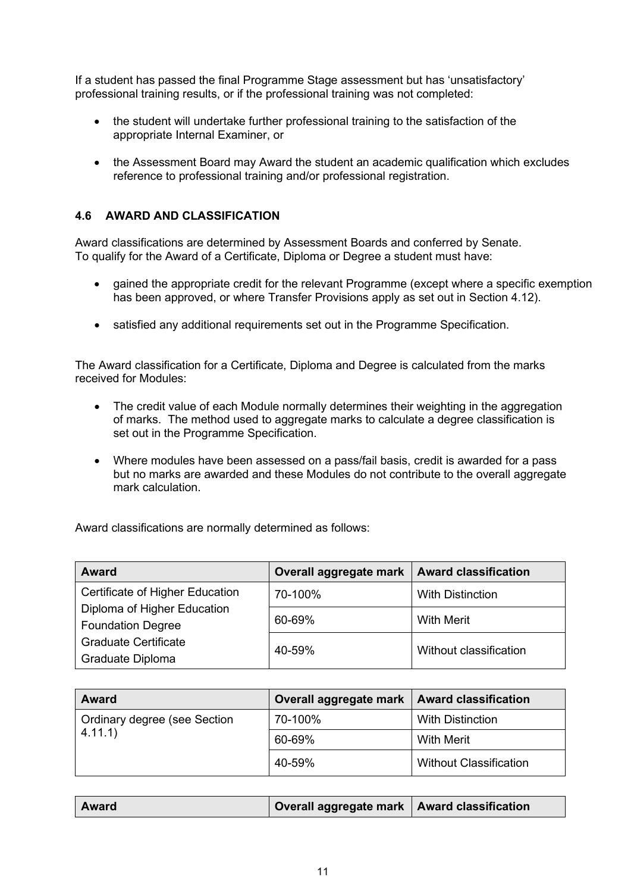If a student has passed the final Programme Stage assessment but has 'unsatisfactory' professional training results, or if the professional training was not completed:

- the student will undertake further professional training to the satisfaction of the appropriate Internal Examiner, or
- the Assessment Board may Award the student an academic qualification which excludes reference to professional training and/or professional registration.

### 4.6 AWARD AND CLASSIFICATION

Award classifications are determined by Assessment Boards and conferred by Senate.
To qualify for the Award of a Certificate, Diploma or Degree a student must have:

- gained the appropriate credit for the relevant Programme (except where a specific exemption has been approved, or where Transfer Provisions apply as set out in Section 4.12).
- satisfied any additional requirements set out in the Programme Specification.

The Award classification for a Certificate, Diploma and Degree is calculated from the marks received for Modules:

- The credit value of each Module normally determines their weighting in the aggregation of marks. The method used to aggregate marks to calculate a degree classification is set out in the Programme Specification.
- Where modules have been assessed on a pass/fail basis, credit is awarded for a pass but no marks are awarded and these Modules do not contribute to the overall aggregate mark calculation.

Award classifications are normally determined as follows:

| Award | Overall aggregate mark | Award classification |
|---|---|---|
| Certificate of Higher Education<br>Diploma of Higher Education<br>Foundation Degree<br>Graduate Certificate<br>Graduate Diploma | 70-100% | With Distinction |
| | 60-69% | With Merit |
| | 40-59% | Without classification |

| Award | Overall aggregate mark | Award classification |
|---|---|---|
| Ordinary degree (see Section 4.11.1) | 70-100% | With Distinction |
| | 60-69% | With Merit |
| | 40-59% | Without Classification |

| Award | Overall aggregate mark | Award classification |
|---|---|---|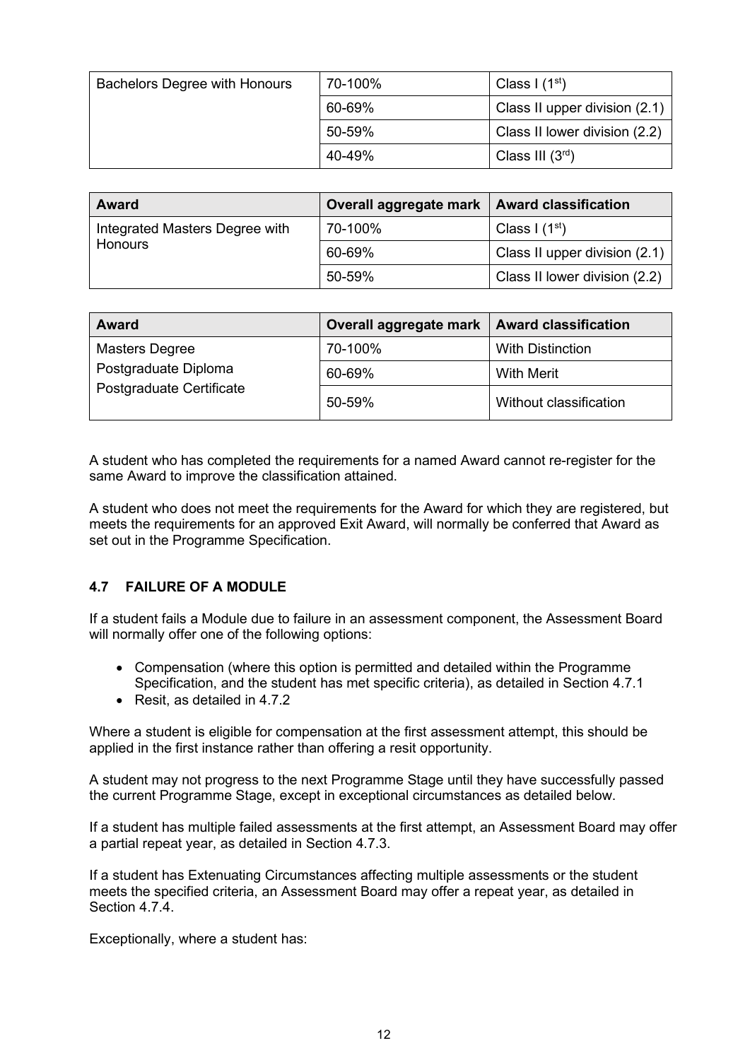| | | |
|---|---|---|
| Bachelors Degree with Honours | 70-100% | Class I (1st) |
| | 60-69% | Class II upper division (2.1) |
| | 50-59% | Class II lower division (2.2) |
| | 40-49% | Class III (3rd) |

| Award | Overall aggregate mark | Award classification |
|---|---|---|
| Integrated Masters Degree with Honours | 70-100% | Class I (1st) |
| | 60-69% | Class II upper division (2.1) |
| | 50-59% | Class II lower division (2.2) |

| Award | Overall aggregate mark | Award classification |
|---|---|---|
| Masters Degree<br>Postgraduate Diploma<br>Postgraduate Certificate | 70-100% | With Distinction |
| | 60-69% | With Merit |
| | 50-59% | Without classification |

A student who has completed the requirements for a named Award cannot re-register for the same Award to improve the classification attained.

A student who does not meet the requirements for the Award for which they are registered, but meets the requirements for an approved Exit Award, will normally be conferred that Award as set out in the Programme Specification.

### 4.7 FAILURE OF A MODULE

If a student fails a Module due to failure in an assessment component, the Assessment Board will normally offer one of the following options:

- Compensation (where this option is permitted and detailed within the Programme Specification, and the student has met specific criteria), as detailed in Section 4.7.1
- Resit, as detailed in 4.7.2

Where a student is eligible for compensation at the first assessment attempt, this should be applied in the first instance rather than offering a resit opportunity.

A student may not progress to the next Programme Stage until they have successfully passed the current Programme Stage, except in exceptional circumstances as detailed below.

If a student has multiple failed assessments at the first attempt, an Assessment Board may offer a partial repeat year, as detailed in Section 4.7.3.

If a student has Extenuating Circumstances affecting multiple assessments or the student meets the specified criteria, an Assessment Board may offer a repeat year, as detailed in Section 4.7.4.

Exceptionally, where a student has: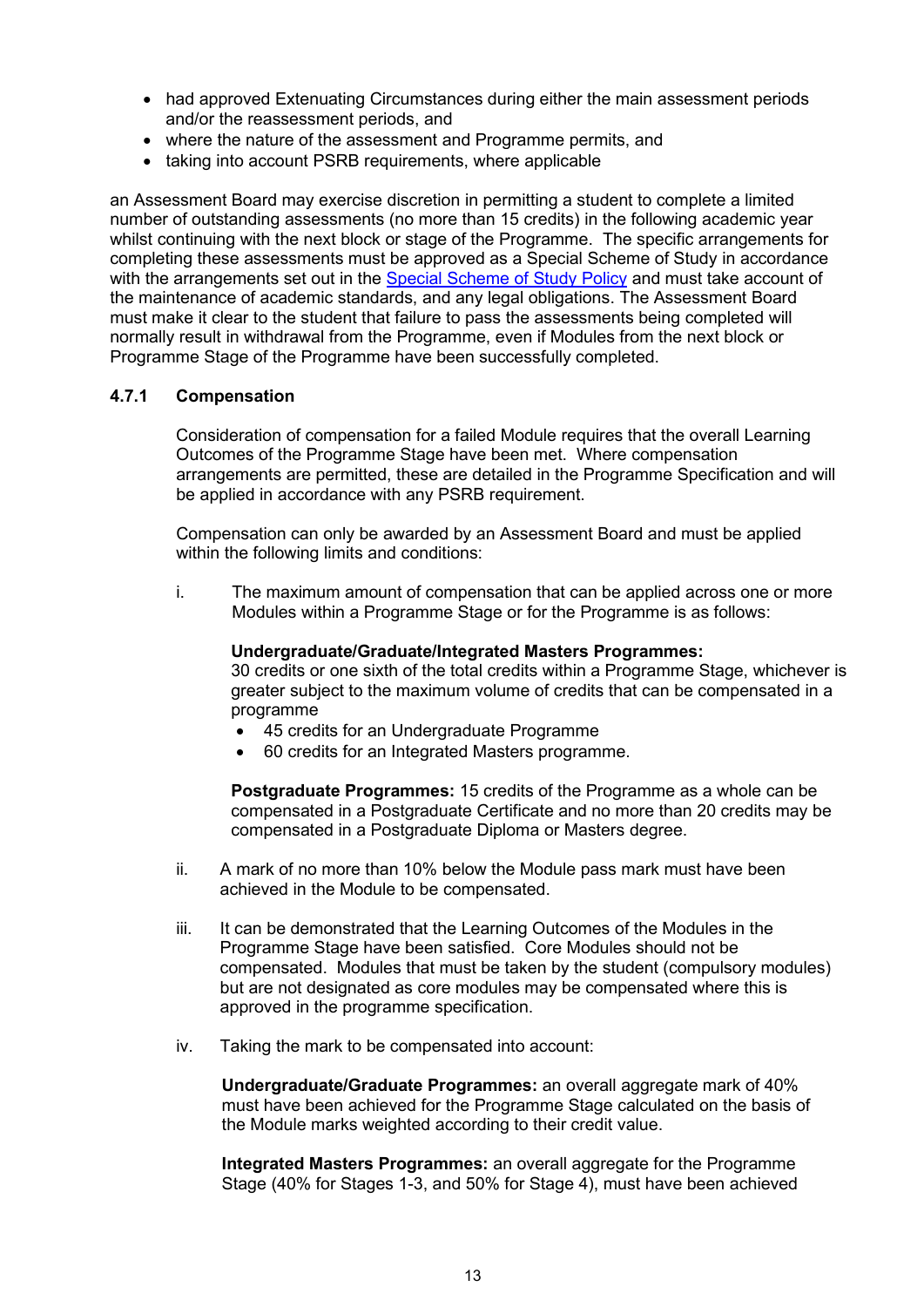- had approved Extenuating Circumstances during either the main assessment periods and/or the reassessment periods, and
- where the nature of the assessment and Programme permits, and
- taking into account PSRB requirements, where applicable

an Assessment Board may exercise discretion in permitting a student to complete a limited number of outstanding assessments (no more than 15 credits) in the following academic year whilst continuing with the next block or stage of the Programme. The specific arrangements for completing these assessments must be approved as a Special Scheme of Study in accordance with the arrangements set out in the [Special Scheme of Study Policy]() and must take account of the maintenance of academic standards, and any legal obligations. The Assessment Board must make it clear to the student that failure to pass the assessments being completed will normally result in withdrawal from the Programme, even if Modules from the next block or Programme Stage of the Programme have been successfully completed.

#### 4.7.1 Compensation

Consideration of compensation for a failed Module requires that the overall Learning Outcomes of the Programme Stage have been met. Where compensation arrangements are permitted, these are detailed in the Programme Specification and will be applied in accordance with any PSRB requirement.

Compensation can only be awarded by an Assessment Board and must be applied within the following limits and conditions:

i. The maximum amount of compensation that can be applied across one or more Modules within a Programme Stage or for the Programme is as follows:

   **Undergraduate/Graduate/Integrated Masters Programmes:**
   30 credits or one sixth of the total credits within a Programme Stage, whichever is greater subject to the maximum volume of credits that can be compensated in a programme

   - 45 credits for an Undergraduate Programme
   - 60 credits for an Integrated Masters programme.

   **Postgraduate Programmes:** 15 credits of the Programme as a whole can be compensated in a Postgraduate Certificate and no more than 20 credits may be compensated in a Postgraduate Diploma or Masters degree.

ii. A mark of no more than 10% below the Module pass mark must have been achieved in the Module to be compensated.

iii. It can be demonstrated that the Learning Outcomes of the Modules in the Programme Stage have been satisfied. Core Modules should not be compensated. Modules that must be taken by the student (compulsory modules) but are not designated as core modules may be compensated where this is approved in the programme specification.

iv. Taking the mark to be compensated into account:

   **Undergraduate/Graduate Programmes:** an overall aggregate mark of 40% must have been achieved for the Programme Stage calculated on the basis of the Module marks weighted according to their credit value.

   **Integrated Masters Programmes:** an overall aggregate for the Programme Stage (40% for Stages 1-3, and 50% for Stage 4), must have been achieved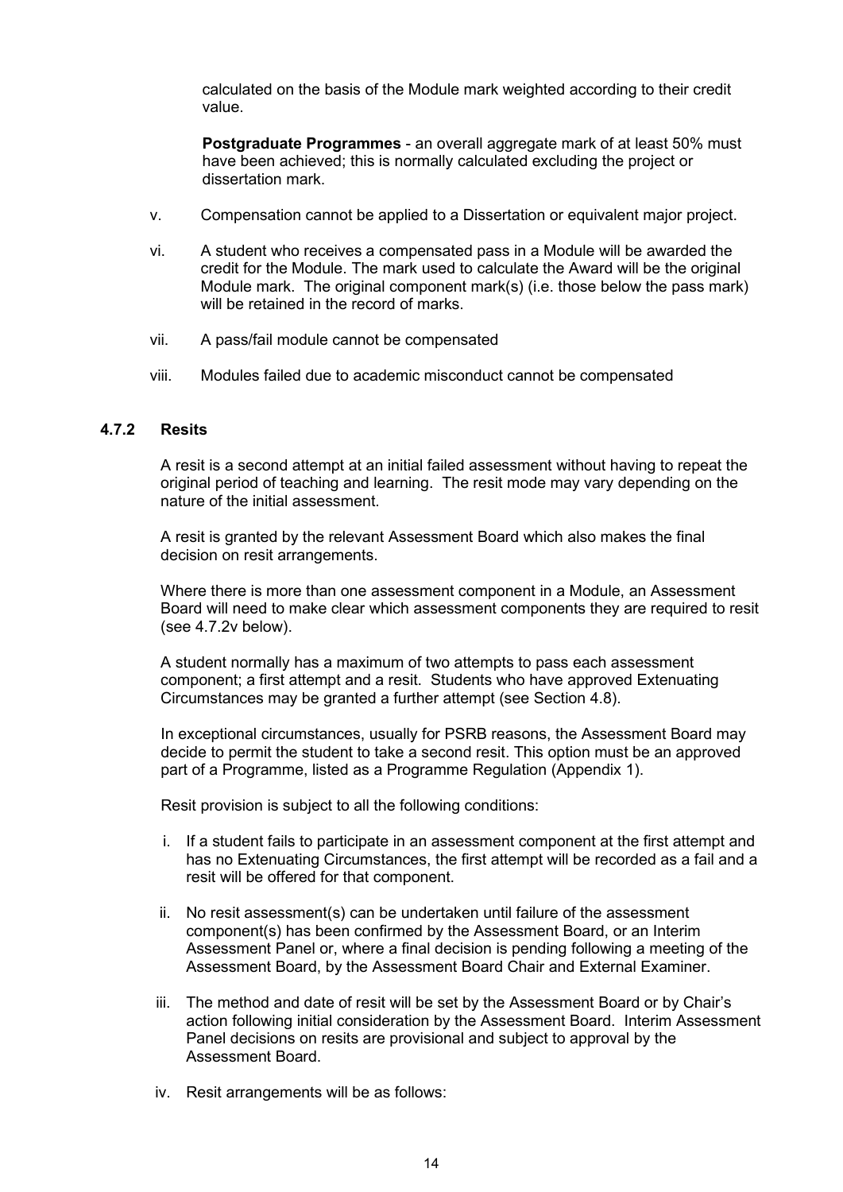calculated on the basis of the Module mark weighted according to their credit value.

**Postgraduate Programmes** - an overall aggregate mark of at least 50% must have been achieved; this is normally calculated excluding the project or dissertation mark.

v. Compensation cannot be applied to a Dissertation or equivalent major project.

vi. A student who receives a compensated pass in a Module will be awarded the credit for the Module. The mark used to calculate the Award will be the original Module mark. The original component mark(s) (i.e. those below the pass mark) will be retained in the record of marks.

vii. A pass/fail module cannot be compensated

viii. Modules failed due to academic misconduct cannot be compensated

### 4.7.2 Resits

A resit is a second attempt at an initial failed assessment without having to repeat the original period of teaching and learning. The resit mode may vary depending on the nature of the initial assessment.

A resit is granted by the relevant Assessment Board which also makes the final decision on resit arrangements.

Where there is more than one assessment component in a Module, an Assessment Board will need to make clear which assessment components they are required to resit (see 4.7.2v below).

A student normally has a maximum of two attempts to pass each assessment component; a first attempt and a resit. Students who have approved Extenuating Circumstances may be granted a further attempt (see Section 4.8).

In exceptional circumstances, usually for PSRB reasons, the Assessment Board may decide to permit the student to take a second resit. This option must be an approved part of a Programme, listed as a Programme Regulation (Appendix 1).

Resit provision is subject to all the following conditions:

i. If a student fails to participate in an assessment component at the first attempt and has no Extenuating Circumstances, the first attempt will be recorded as a fail and a resit will be offered for that component.

ii. No resit assessment(s) can be undertaken until failure of the assessment component(s) has been confirmed by the Assessment Board, or an Interim Assessment Panel or, where a final decision is pending following a meeting of the Assessment Board, by the Assessment Board Chair and External Examiner.

iii. The method and date of resit will be set by the Assessment Board or by Chair's action following initial consideration by the Assessment Board. Interim Assessment Panel decisions on resits are provisional and subject to approval by the Assessment Board.

iv. Resit arrangements will be as follows: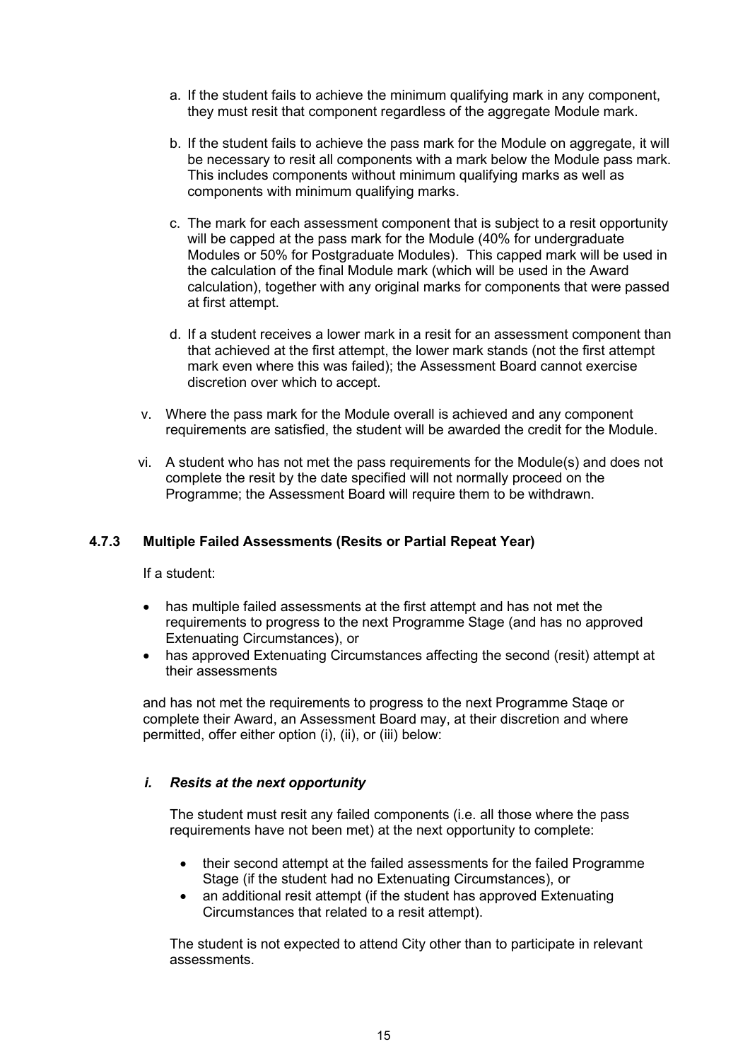a. If the student fails to achieve the minimum qualifying mark in any component, they must resit that component regardless of the aggregate Module mark.

b. If the student fails to achieve the pass mark for the Module on aggregate, it will be necessary to resit all components with a mark below the Module pass mark. This includes components without minimum qualifying marks as well as components with minimum qualifying marks.

c. The mark for each assessment component that is subject to a resit opportunity will be capped at the pass mark for the Module (40% for undergraduate Modules or 50% for Postgraduate Modules). This capped mark will be used in the calculation of the final Module mark (which will be used in the Award calculation), together with any original marks for components that were passed at first attempt.

d. If a student receives a lower mark in a resit for an assessment component than that achieved at the first attempt, the lower mark stands (not the first attempt mark even where this was failed); the Assessment Board cannot exercise discretion over which to accept.

v. Where the pass mark for the Module overall is achieved and any component requirements are satisfied, the student will be awarded the credit for the Module.

vi. A student who has not met the pass requirements for the Module(s) and does not complete the resit by the date specified will not normally proceed on the Programme; the Assessment Board will require them to be withdrawn.

### 4.7.3 Multiple Failed Assessments (Resits or Partial Repeat Year)

If a student:

- has multiple failed assessments at the first attempt and has not met the requirements to progress to the next Programme Stage (and has no approved Extenuating Circumstances), or
- has approved Extenuating Circumstances affecting the second (resit) attempt at their assessments

and has not met the requirements to progress to the next Programme Staqe or complete their Award, an Assessment Board may, at their discretion and where permitted, offer either option (i), (ii), or (iii) below:

#### *i. Resits at the next opportunity*

The student must resit any failed components (i.e. all those where the pass requirements have not been met) at the next opportunity to complete:

- their second attempt at the failed assessments for the failed Programme Stage (if the student had no Extenuating Circumstances), or
- an additional resit attempt (if the student has approved Extenuating Circumstances that related to a resit attempt).

The student is not expected to attend City other than to participate in relevant assessments.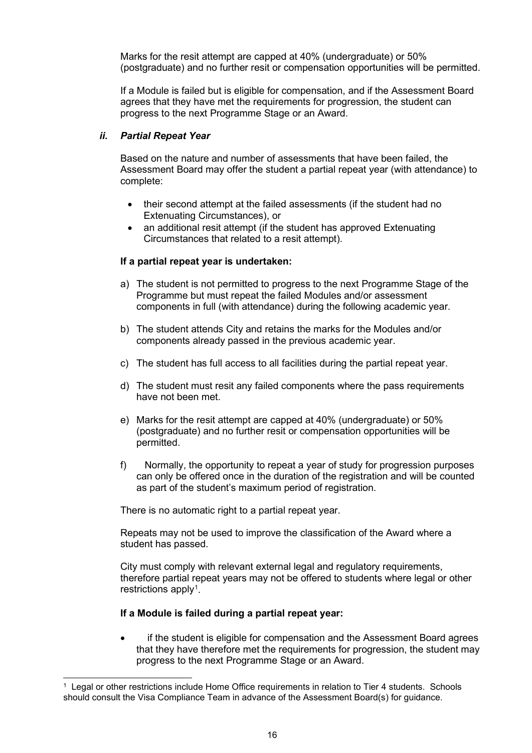Marks for the resit attempt are capped at 40% (undergraduate) or 50% (postgraduate) and no further resit or compensation opportunities will be permitted.

If a Module is failed but is eligible for compensation, and if the Assessment Board agrees that they have met the requirements for progression, the student can progress to the next Programme Stage or an Award.

### *ii. Partial Repeat Year*

Based on the nature and number of assessments that have been failed, the Assessment Board may offer the student a partial repeat year (with attendance) to complete:

- their second attempt at the failed assessments (if the student had no Extenuating Circumstances), or
- an additional resit attempt (if the student has approved Extenuating Circumstances that related to a resit attempt).

**If a partial repeat year is undertaken:**

a) The student is not permitted to progress to the next Programme Stage of the Programme but must repeat the failed Modules and/or assessment components in full (with attendance) during the following academic year.

b) The student attends City and retains the marks for the Modules and/or components already passed in the previous academic year.

c) The student has full access to all facilities during the partial repeat year.

d) The student must resit any failed components where the pass requirements have not been met.

e) Marks for the resit attempt are capped at 40% (undergraduate) or 50% (postgraduate) and no further resit or compensation opportunities will be permitted.

f) Normally, the opportunity to repeat a year of study for progression purposes can only be offered once in the duration of the registration and will be counted as part of the student's maximum period of registration.

There is no automatic right to a partial repeat year.

Repeats may not be used to improve the classification of the Award where a student has passed.

City must comply with relevant external legal and regulatory requirements, therefore partial repeat years may not be offered to students where legal or other restrictions apply[1].

**If a Module is failed during a partial repeat year:**

- if the student is eligible for compensation and the Assessment Board agrees that they have therefore met the requirements for progression, the student may progress to the next Programme Stage or an Award.

[1] Legal or other restrictions include Home Office requirements in relation to Tier 4 students. Schools should consult the Visa Compliance Team in advance of the Assessment Board(s) for guidance.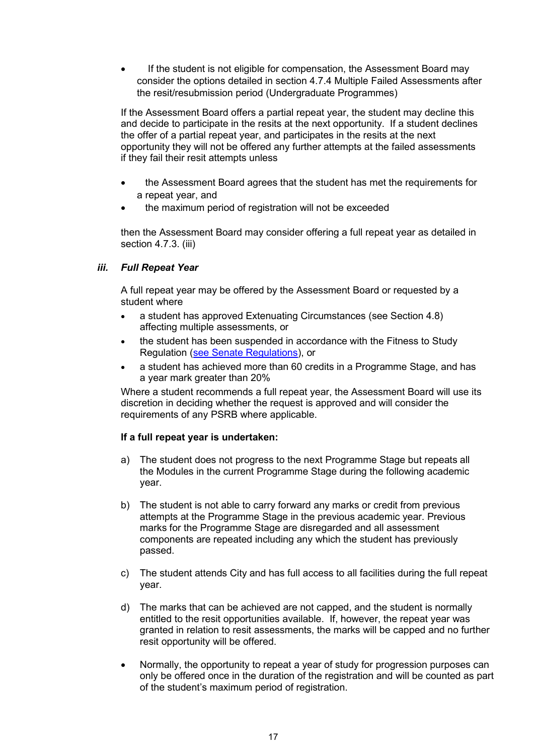- If the student is not eligible for compensation, the Assessment Board may consider the options detailed in section 4.7.4 Multiple Failed Assessments after the resit/resubmission period (Undergraduate Programmes)

If the Assessment Board offers a partial repeat year, the student may decline this and decide to participate in the resits at the next opportunity. If a student declines the offer of a partial repeat year, and participates in the resits at the next opportunity they will not be offered any further attempts at the failed assessments if they fail their resit attempts unless

- the Assessment Board agrees that the student has met the requirements for a repeat year, and
- the maximum period of registration will not be exceeded

then the Assessment Board may consider offering a full repeat year as detailed in section 4.7.3. (iii)

***iii. Full Repeat Year***

A full repeat year may be offered by the Assessment Board or requested by a student where

- a student has approved Extenuating Circumstances (see Section 4.8) affecting multiple assessments, or
- the student has been suspended in accordance with the Fitness to Study Regulation (see Senate Regulations), or
- a student has achieved more than 60 credits in a Programme Stage, and has a year mark greater than 20%

Where a student recommends a full repeat year, the Assessment Board will use its discretion in deciding whether the request is approved and will consider the requirements of any PSRB where applicable.

**If a full repeat year is undertaken:**

a) The student does not progress to the next Programme Stage but repeats all the Modules in the current Programme Stage during the following academic year.

b) The student is not able to carry forward any marks or credit from previous attempts at the Programme Stage in the previous academic year. Previous marks for the Programme Stage are disregarded and all assessment components are repeated including any which the student has previously passed.

c) The student attends City and has full access to all facilities during the full repeat year.

d) The marks that can be achieved are not capped, and the student is normally entitled to the resit opportunities available. If, however, the repeat year was granted in relation to resit assessments, the marks will be capped and no further resit opportunity will be offered.

- Normally, the opportunity to repeat a year of study for progression purposes can only be offered once in the duration of the registration and will be counted as part of the student's maximum period of registration.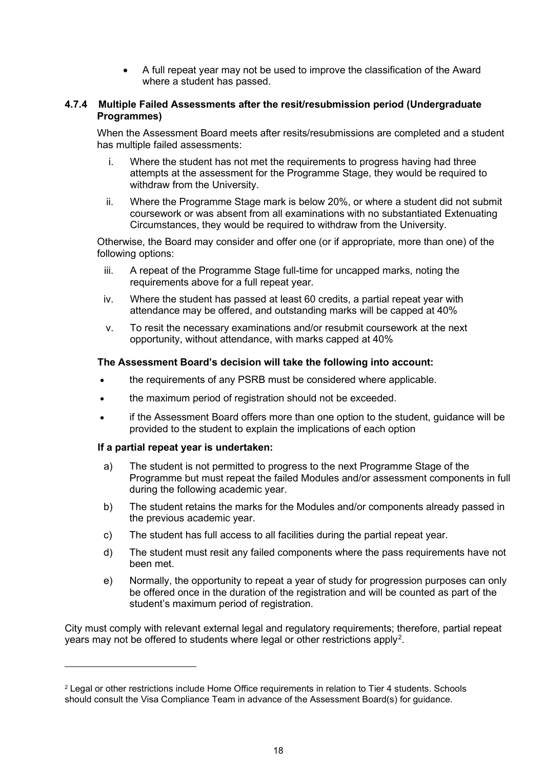- A full repeat year may not be used to improve the classification of the Award where a student has passed.

### 4.7.4 Multiple Failed Assessments after the resit/resubmission period (Undergraduate Programmes)

When the Assessment Board meets after resits/resubmissions are completed and a student has multiple failed assessments:

i. Where the student has not met the requirements to progress having had three attempts at the assessment for the Programme Stage, they would be required to withdraw from the University.

ii. Where the Programme Stage mark is below 20%, or where a student did not submit coursework or was absent from all examinations with no substantiated Extenuating Circumstances, they would be required to withdraw from the University.

Otherwise, the Board may consider and offer one (or if appropriate, more than one) of the following options:

iii. A repeat of the Programme Stage full-time for uncapped marks, noting the requirements above for a full repeat year.

iv. Where the student has passed at least 60 credits, a partial repeat year with attendance may be offered, and outstanding marks will be capped at 40%

v. To resit the necessary examinations and/or resubmit coursework at the next opportunity, without attendance, with marks capped at 40%

**The Assessment Board's decision will take the following into account:**

- the requirements of any PSRB must be considered where applicable.
- the maximum period of registration should not be exceeded.
- if the Assessment Board offers more than one option to the student, guidance will be provided to the student to explain the implications of each option

**If a partial repeat year is undertaken:**

a) The student is not permitted to progress to the next Programme Stage of the Programme but must repeat the failed Modules and/or assessment components in full during the following academic year.

b) The student retains the marks for the Modules and/or components already passed in the previous academic year.

c) The student has full access to all facilities during the partial repeat year.

d) The student must resit any failed components where the pass requirements have not been met.

e) Normally, the opportunity to repeat a year of study for progression purposes can only be offered once in the duration of the registration and will be counted as part of the student's maximum period of registration.

City must comply with relevant external legal and regulatory requirements; therefore, partial repeat years may not be offered to students where legal or other restrictions apply[2].

[2] Legal or other restrictions include Home Office requirements in relation to Tier 4 students. Schools should consult the Visa Compliance Team in advance of the Assessment Board(s) for guidance.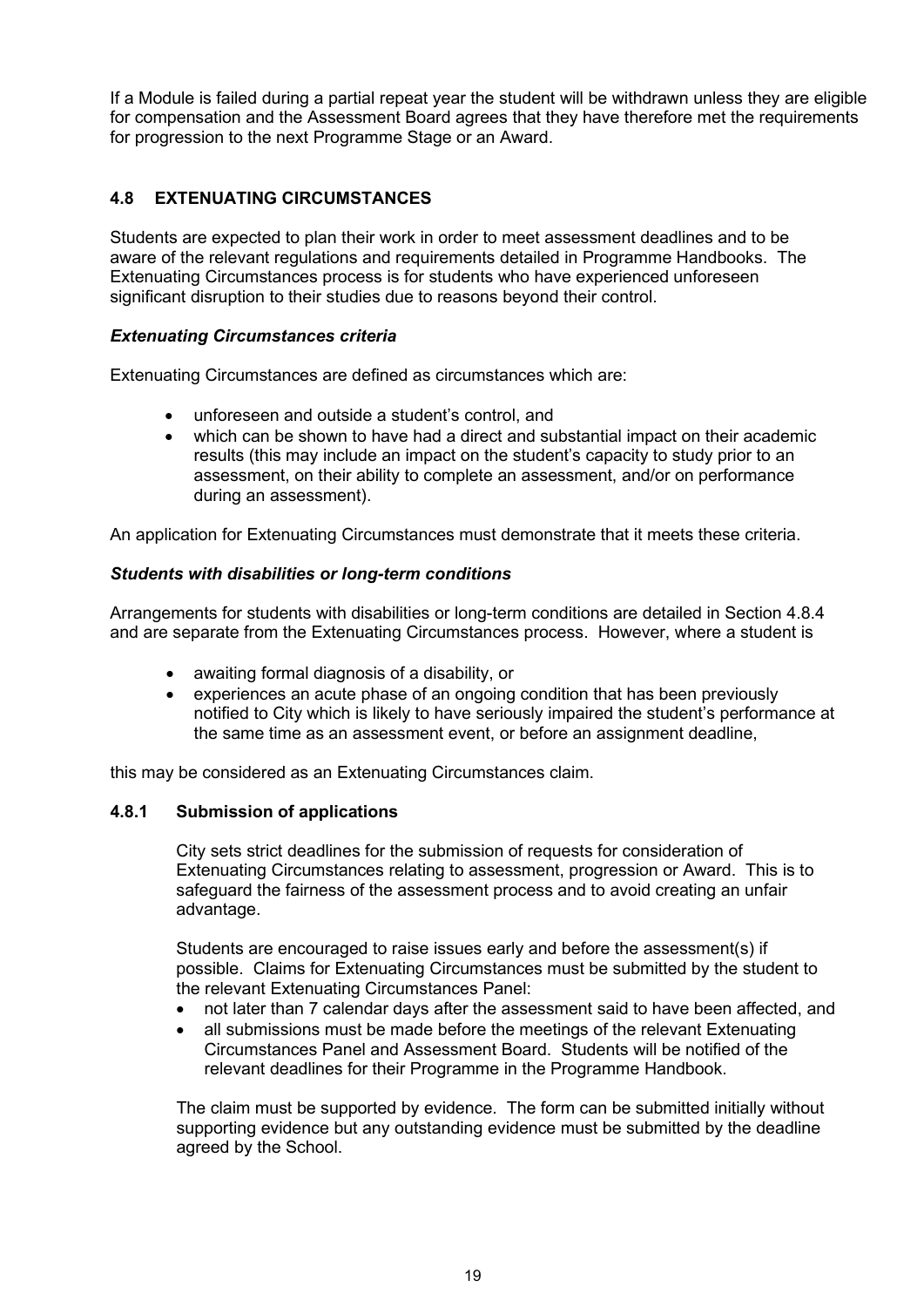If a Module is failed during a partial repeat year the student will be withdrawn unless they are eligible for compensation and the Assessment Board agrees that they have therefore met the requirements for progression to the next Programme Stage or an Award.

## 4.8 EXTENUATING CIRCUMSTANCES

Students are expected to plan their work in order to meet assessment deadlines and to be aware of the relevant regulations and requirements detailed in Programme Handbooks. The Extenuating Circumstances process is for students who have experienced unforeseen significant disruption to their studies due to reasons beyond their control.

***Extenuating Circumstances criteria***

Extenuating Circumstances are defined as circumstances which are:

- unforeseen and outside a student's control, and
- which can be shown to have had a direct and substantial impact on their academic results (this may include an impact on the student's capacity to study prior to an assessment, on their ability to complete an assessment, and/or on performance during an assessment).

An application for Extenuating Circumstances must demonstrate that it meets these criteria.

***Students with disabilities or long-term conditions***

Arrangements for students with disabilities or long-term conditions are detailed in Section 4.8.4 and are separate from the Extenuating Circumstances process. However, where a student is

- awaiting formal diagnosis of a disability, or
- experiences an acute phase of an ongoing condition that has been previously notified to City which is likely to have seriously impaired the student's performance at the same time as an assessment event, or before an assignment deadline,

this may be considered as an Extenuating Circumstances claim.

### 4.8.1 Submission of applications

City sets strict deadlines for the submission of requests for consideration of Extenuating Circumstances relating to assessment, progression or Award. This is to safeguard the fairness of the assessment process and to avoid creating an unfair advantage.

Students are encouraged to raise issues early and before the assessment(s) if possible. Claims for Extenuating Circumstances must be submitted by the student to the relevant Extenuating Circumstances Panel:

- not later than 7 calendar days after the assessment said to have been affected, and
- all submissions must be made before the meetings of the relevant Extenuating Circumstances Panel and Assessment Board. Students will be notified of the relevant deadlines for their Programme in the Programme Handbook.

The claim must be supported by evidence. The form can be submitted initially without supporting evidence but any outstanding evidence must be submitted by the deadline agreed by the School.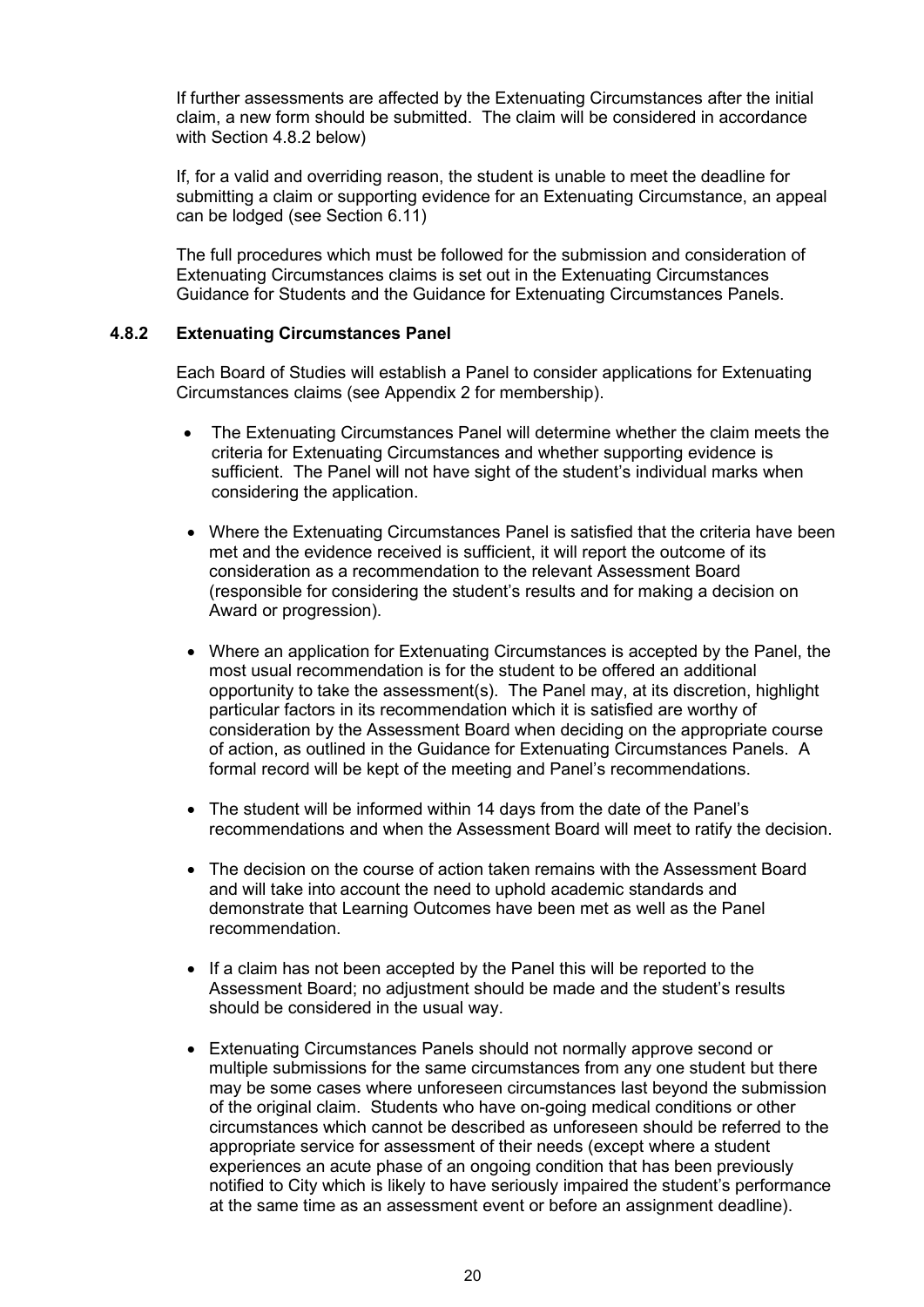If further assessments are affected by the Extenuating Circumstances after the initial claim, a new form should be submitted. The claim will be considered in accordance with Section 4.8.2 below)

If, for a valid and overriding reason, the student is unable to meet the deadline for submitting a claim or supporting evidence for an Extenuating Circumstance, an appeal can be lodged (see Section 6.11)

The full procedures which must be followed for the submission and consideration of Extenuating Circumstances claims is set out in the Extenuating Circumstances Guidance for Students and the Guidance for Extenuating Circumstances Panels.

### 4.8.2 Extenuating Circumstances Panel

Each Board of Studies will establish a Panel to consider applications for Extenuating Circumstances claims (see Appendix 2 for membership).

- The Extenuating Circumstances Panel will determine whether the claim meets the criteria for Extenuating Circumstances and whether supporting evidence is sufficient. The Panel will not have sight of the student's individual marks when considering the application.
- Where the Extenuating Circumstances Panel is satisfied that the criteria have been met and the evidence received is sufficient, it will report the outcome of its consideration as a recommendation to the relevant Assessment Board (responsible for considering the student's results and for making a decision on Award or progression).
- Where an application for Extenuating Circumstances is accepted by the Panel, the most usual recommendation is for the student to be offered an additional opportunity to take the assessment(s). The Panel may, at its discretion, highlight particular factors in its recommendation which it is satisfied are worthy of consideration by the Assessment Board when deciding on the appropriate course of action, as outlined in the Guidance for Extenuating Circumstances Panels. A formal record will be kept of the meeting and Panel's recommendations.
- The student will be informed within 14 days from the date of the Panel's recommendations and when the Assessment Board will meet to ratify the decision.
- The decision on the course of action taken remains with the Assessment Board and will take into account the need to uphold academic standards and demonstrate that Learning Outcomes have been met as well as the Panel recommendation.
- If a claim has not been accepted by the Panel this will be reported to the Assessment Board; no adjustment should be made and the student's results should be considered in the usual way.
- Extenuating Circumstances Panels should not normally approve second or multiple submissions for the same circumstances from any one student but there may be some cases where unforeseen circumstances last beyond the submission of the original claim. Students who have on-going medical conditions or other circumstances which cannot be described as unforeseen should be referred to the appropriate service for assessment of their needs (except where a student experiences an acute phase of an ongoing condition that has been previously notified to City which is likely to have seriously impaired the student's performance at the same time as an assessment event or before an assignment deadline).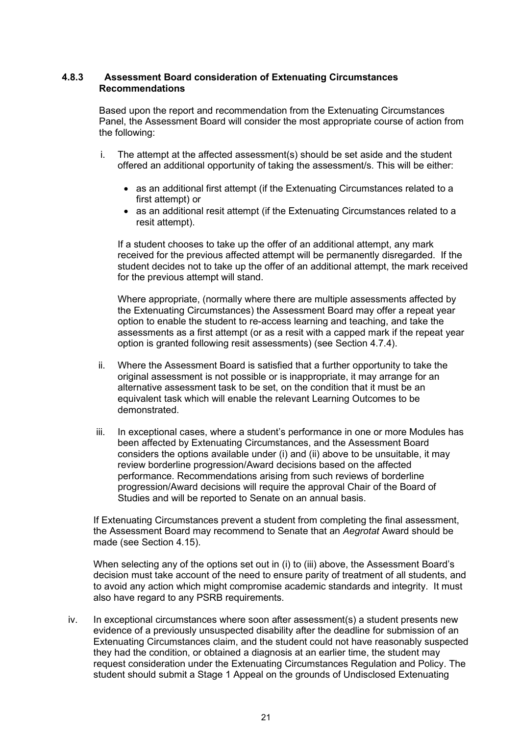#### 4.8.3 Assessment Board consideration of Extenuating Circumstances Recommendations

Based upon the report and recommendation from the Extenuating Circumstances Panel, the Assessment Board will consider the most appropriate course of action from the following:

i. The attempt at the affected assessment(s) should be set aside and the student offered an additional opportunity of taking the assessment/s. This will be either:

   - as an additional first attempt (if the Extenuating Circumstances related to a first attempt) or
   - as an additional resit attempt (if the Extenuating Circumstances related to a resit attempt).

   If a student chooses to take up the offer of an additional attempt, any mark received for the previous affected attempt will be permanently disregarded. If the student decides not to take up the offer of an additional attempt, the mark received for the previous attempt will stand.

   Where appropriate, (normally where there are multiple assessments affected by the Extenuating Circumstances) the Assessment Board may offer a repeat year option to enable the student to re-access learning and teaching, and take the assessments as a first attempt (or as a resit with a capped mark if the repeat year option is granted following resit assessments) (see Section 4.7.4).

ii. Where the Assessment Board is satisfied that a further opportunity to take the original assessment is not possible or is inappropriate, it may arrange for an alternative assessment task to be set, on the condition that it must be an equivalent task which will enable the relevant Learning Outcomes to be demonstrated.

iii. In exceptional cases, where a student's performance in one or more Modules has been affected by Extenuating Circumstances, and the Assessment Board considers the options available under (i) and (ii) above to be unsuitable, it may review borderline progression/Award decisions based on the affected performance. Recommendations arising from such reviews of borderline progression/Award decisions will require the approval Chair of the Board of Studies and will be reported to Senate on an annual basis.

If Extenuating Circumstances prevent a student from completing the final assessment, the Assessment Board may recommend to Senate that an *Aegrotat* Award should be made (see Section 4.15).

When selecting any of the options set out in (i) to (iii) above, the Assessment Board's decision must take account of the need to ensure parity of treatment of all students, and to avoid any action which might compromise academic standards and integrity. It must also have regard to any PSRB requirements.

iv. In exceptional circumstances where soon after assessment(s) a student presents new evidence of a previously unsuspected disability after the deadline for submission of an Extenuating Circumstances claim, and the student could not have reasonably suspected they had the condition, or obtained a diagnosis at an earlier time, the student may request consideration under the Extenuating Circumstances Regulation and Policy. The student should submit a Stage 1 Appeal on the grounds of Undisclosed Extenuating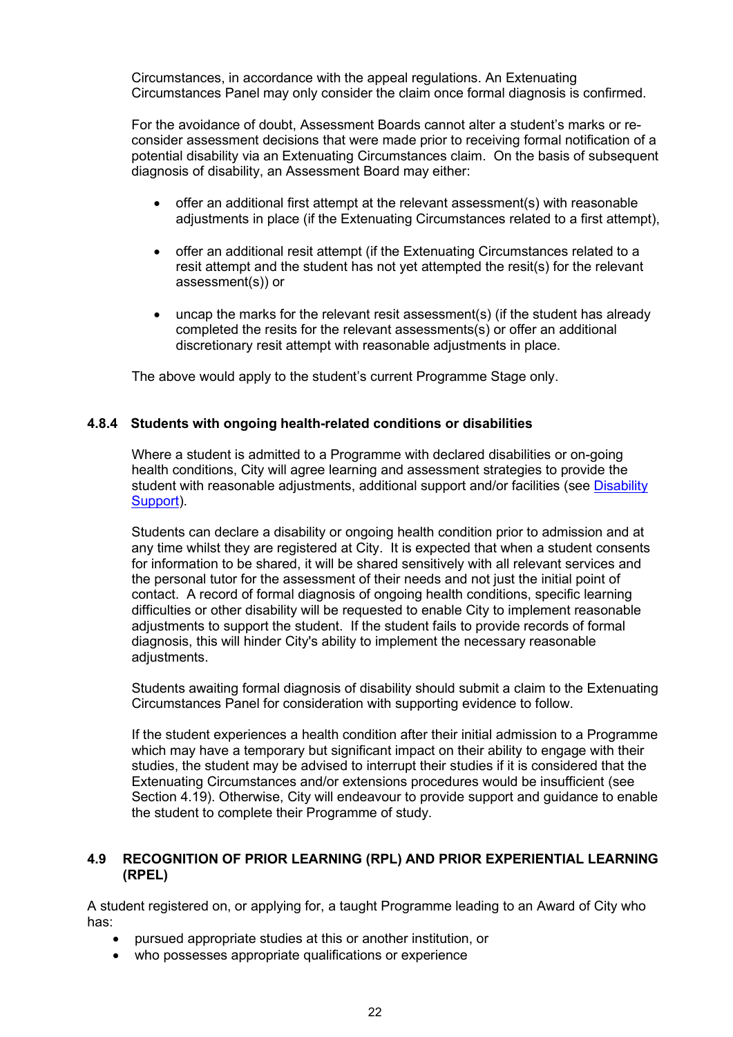Circumstances, in accordance with the appeal regulations. An Extenuating Circumstances Panel may only consider the claim once formal diagnosis is confirmed.

For the avoidance of doubt, Assessment Boards cannot alter a student's marks or re-consider assessment decisions that were made prior to receiving formal notification of a potential disability via an Extenuating Circumstances claim. On the basis of subsequent diagnosis of disability, an Assessment Board may either:

- offer an additional first attempt at the relevant assessment(s) with reasonable adjustments in place (if the Extenuating Circumstances related to a first attempt),
- offer an additional resit attempt (if the Extenuating Circumstances related to a resit attempt and the student has not yet attempted the resit(s) for the relevant assessment(s)) or
- uncap the marks for the relevant resit assessment(s) (if the student has already completed the resits for the relevant assessments(s) or offer an additional discretionary resit attempt with reasonable adjustments in place.

The above would apply to the student's current Programme Stage only.

#### 4.8.4 Students with ongoing health-related conditions or disabilities

Where a student is admitted to a Programme with declared disabilities or on-going health conditions, City will agree learning and assessment strategies to provide the student with reasonable adjustments, additional support and/or facilities (see Disability Support).

Students can declare a disability or ongoing health condition prior to admission and at any time whilst they are registered at City. It is expected that when a student consents for information to be shared, it will be shared sensitively with all relevant services and the personal tutor for the assessment of their needs and not just the initial point of contact. A record of formal diagnosis of ongoing health conditions, specific learning difficulties or other disability will be requested to enable City to implement reasonable adjustments to support the student. If the student fails to provide records of formal diagnosis, this will hinder City's ability to implement the necessary reasonable adjustments.

Students awaiting formal diagnosis of disability should submit a claim to the Extenuating Circumstances Panel for consideration with supporting evidence to follow.

If the student experiences a health condition after their initial admission to a Programme which may have a temporary but significant impact on their ability to engage with their studies, the student may be advised to interrupt their studies if it is considered that the Extenuating Circumstances and/or extensions procedures would be insufficient (see Section 4.19). Otherwise, City will endeavour to provide support and guidance to enable the student to complete their Programme of study.

### 4.9 RECOGNITION OF PRIOR LEARNING (RPL) AND PRIOR EXPERIENTIAL LEARNING (RPEL)

A student registered on, or applying for, a taught Programme leading to an Award of City who has:

- pursued appropriate studies at this or another institution, or
- who possesses appropriate qualifications or experience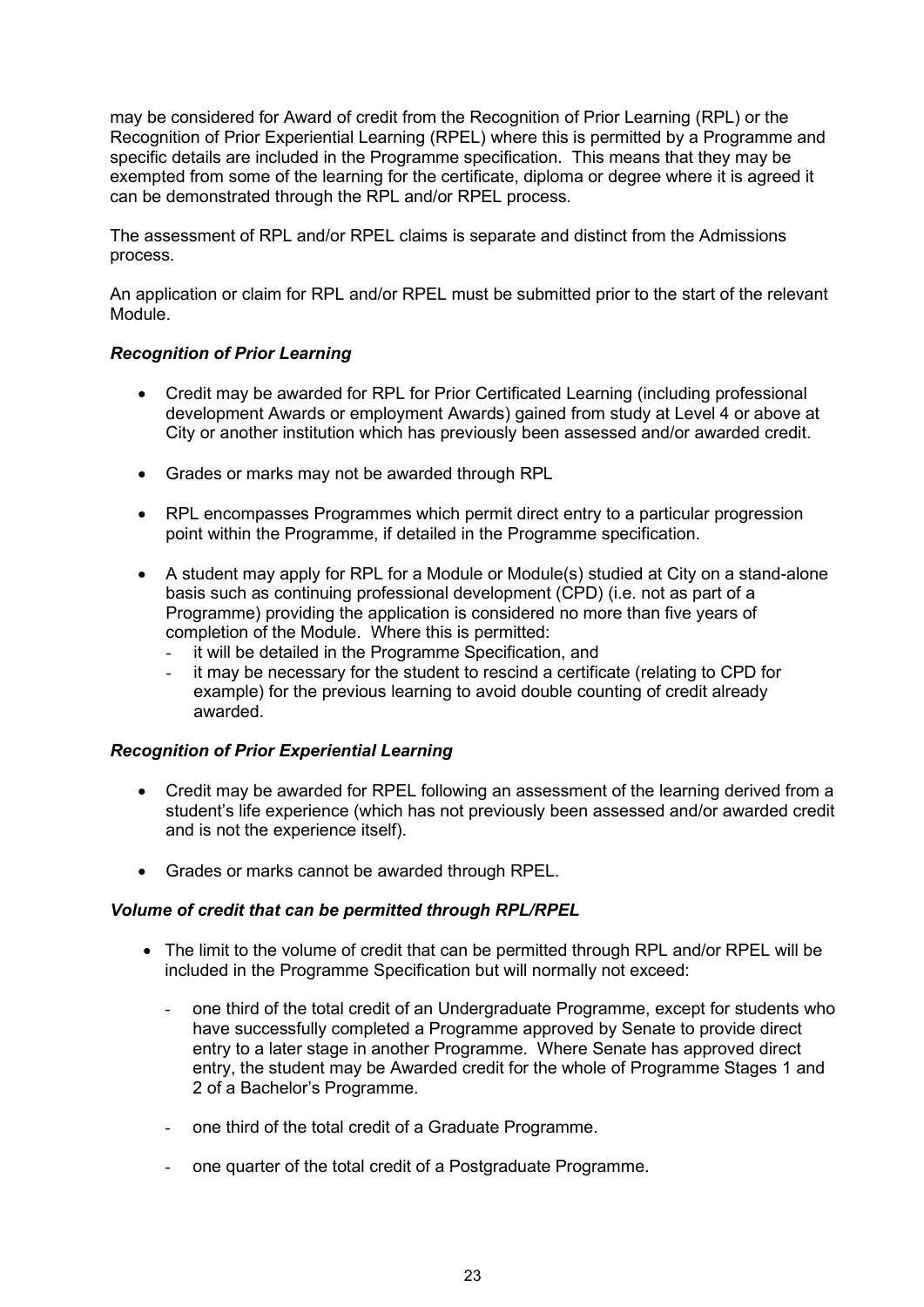may be considered for Award of credit from the Recognition of Prior Learning (RPL) or the Recognition of Prior Experiential Learning (RPEL) where this is permitted by a Programme and specific details are included in the Programme specification. This means that they may be exempted from some of the learning for the certificate, diploma or degree where it is agreed it can be demonstrated through the RPL and/or RPEL process.

The assessment of RPL and/or RPEL claims is separate and distinct from the Admissions process.

An application or claim for RPL and/or RPEL must be submitted prior to the start of the relevant Module.

***Recognition of Prior Learning***

- Credit may be awarded for RPL for Prior Certificated Learning (including professional development Awards or employment Awards) gained from study at Level 4 or above at City or another institution which has previously been assessed and/or awarded credit.
- Grades or marks may not be awarded through RPL
- RPL encompasses Programmes which permit direct entry to a particular progression point within the Programme, if detailed in the Programme specification.
- A student may apply for RPL for a Module or Module(s) studied at City on a stand-alone basis such as continuing professional development (CPD) (i.e. not as part of a Programme) providing the application is considered no more than five years of completion of the Module. Where this is permitted:
  - it will be detailed in the Programme Specification, and
  - it may be necessary for the student to rescind a certificate (relating to CPD for example) for the previous learning to avoid double counting of credit already awarded.

***Recognition of Prior Experiential Learning***

- Credit may be awarded for RPEL following an assessment of the learning derived from a student's life experience (which has not previously been assessed and/or awarded credit and is not the experience itself).
- Grades or marks cannot be awarded through RPEL.

***Volume of credit that can be permitted through RPL/RPEL***

- The limit to the volume of credit that can be permitted through RPL and/or RPEL will be included in the Programme Specification but will normally not exceed:
  - one third of the total credit of an Undergraduate Programme, except for students who have successfully completed a Programme approved by Senate to provide direct entry to a later stage in another Programme. Where Senate has approved direct entry, the student may be Awarded credit for the whole of Programme Stages 1 and 2 of a Bachelor's Programme.
  - one third of the total credit of a Graduate Programme.
  - one quarter of the total credit of a Postgraduate Programme.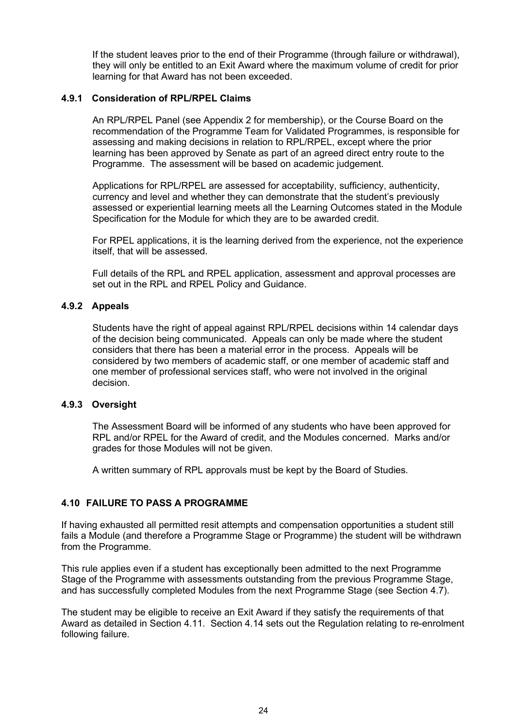If the student leaves prior to the end of their Programme (through failure or withdrawal), they will only be entitled to an Exit Award where the maximum volume of credit for prior learning for that Award has not been exceeded.

#### 4.9.1 Consideration of RPL/RPEL Claims

An RPL/RPEL Panel (see Appendix 2 for membership), or the Course Board on the recommendation of the Programme Team for Validated Programmes, is responsible for assessing and making decisions in relation to RPL/RPEL, except where the prior learning has been approved by Senate as part of an agreed direct entry route to the Programme. The assessment will be based on academic judgement.

Applications for RPL/RPEL are assessed for acceptability, sufficiency, authenticity, currency and level and whether they can demonstrate that the student's previously assessed or experiential learning meets all the Learning Outcomes stated in the Module Specification for the Module for which they are to be awarded credit.

For RPEL applications, it is the learning derived from the experience, not the experience itself, that will be assessed.

Full details of the RPL and RPEL application, assessment and approval processes are set out in the RPL and RPEL Policy and Guidance.

#### 4.9.2 Appeals

Students have the right of appeal against RPL/RPEL decisions within 14 calendar days of the decision being communicated. Appeals can only be made where the student considers that there has been a material error in the process. Appeals will be considered by two members of academic staff, or one member of academic staff and one member of professional services staff, who were not involved in the original decision.

#### 4.9.3 Oversight

The Assessment Board will be informed of any students who have been approved for RPL and/or RPEL for the Award of credit, and the Modules concerned. Marks and/or grades for those Modules will not be given.

A written summary of RPL approvals must be kept by the Board of Studies.

### 4.10 FAILURE TO PASS A PROGRAMME

If having exhausted all permitted resit attempts and compensation opportunities a student still fails a Module (and therefore a Programme Stage or Programme) the student will be withdrawn from the Programme.

This rule applies even if a student has exceptionally been admitted to the next Programme Stage of the Programme with assessments outstanding from the previous Programme Stage, and has successfully completed Modules from the next Programme Stage (see Section 4.7).

The student may be eligible to receive an Exit Award if they satisfy the requirements of that Award as detailed in Section 4.11. Section 4.14 sets out the Regulation relating to re-enrolment following failure.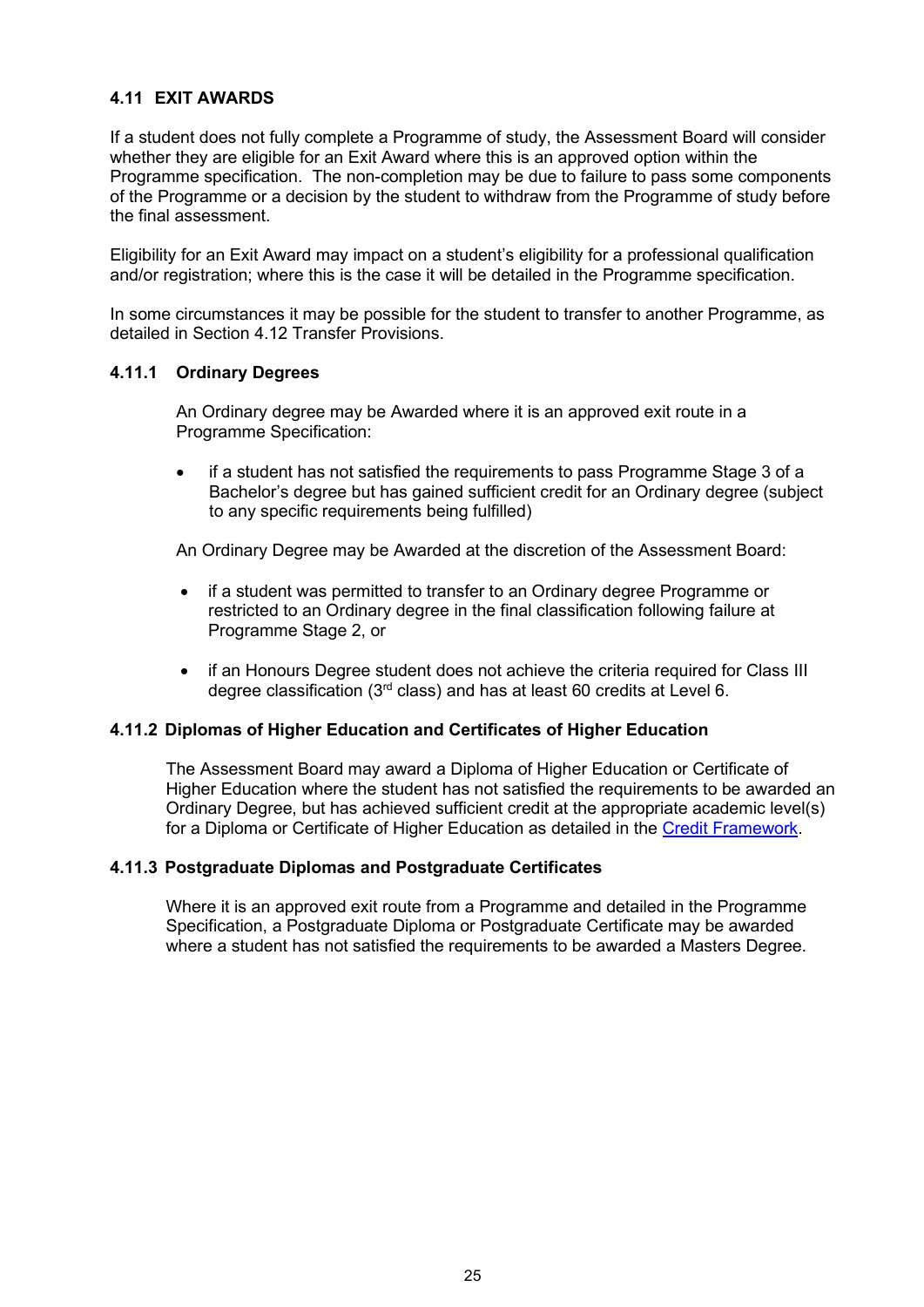## 4.11 EXIT AWARDS

If a student does not fully complete a Programme of study, the Assessment Board will consider whether they are eligible for an Exit Award where this is an approved option within the Programme specification. The non-completion may be due to failure to pass some components of the Programme or a decision by the student to withdraw from the Programme of study before the final assessment.

Eligibility for an Exit Award may impact on a student's eligibility for a professional qualification and/or registration; where this is the case it will be detailed in the Programme specification.

In some circumstances it may be possible for the student to transfer to another Programme, as detailed in Section 4.12 Transfer Provisions.

### 4.11.1 Ordinary Degrees

An Ordinary degree may be Awarded where it is an approved exit route in a Programme Specification:

- if a student has not satisfied the requirements to pass Programme Stage 3 of a Bachelor's degree but has gained sufficient credit for an Ordinary degree (subject to any specific requirements being fulfilled)

An Ordinary Degree may be Awarded at the discretion of the Assessment Board:

- if a student was permitted to transfer to an Ordinary degree Programme or restricted to an Ordinary degree in the final classification following failure at Programme Stage 2, or
- if an Honours Degree student does not achieve the criteria required for Class III degree classification (3rd class) and has at least 60 credits at Level 6.

### 4.11.2 Diplomas of Higher Education and Certificates of Higher Education

The Assessment Board may award a Diploma of Higher Education or Certificate of Higher Education where the student has not satisfied the requirements to be awarded an Ordinary Degree, but has achieved sufficient credit at the appropriate academic level(s) for a Diploma or Certificate of Higher Education as detailed in the Credit Framework.

### 4.11.3 Postgraduate Diplomas and Postgraduate Certificates

Where it is an approved exit route from a Programme and detailed in the Programme Specification, a Postgraduate Diploma or Postgraduate Certificate may be awarded where a student has not satisfied the requirements to be awarded a Masters Degree.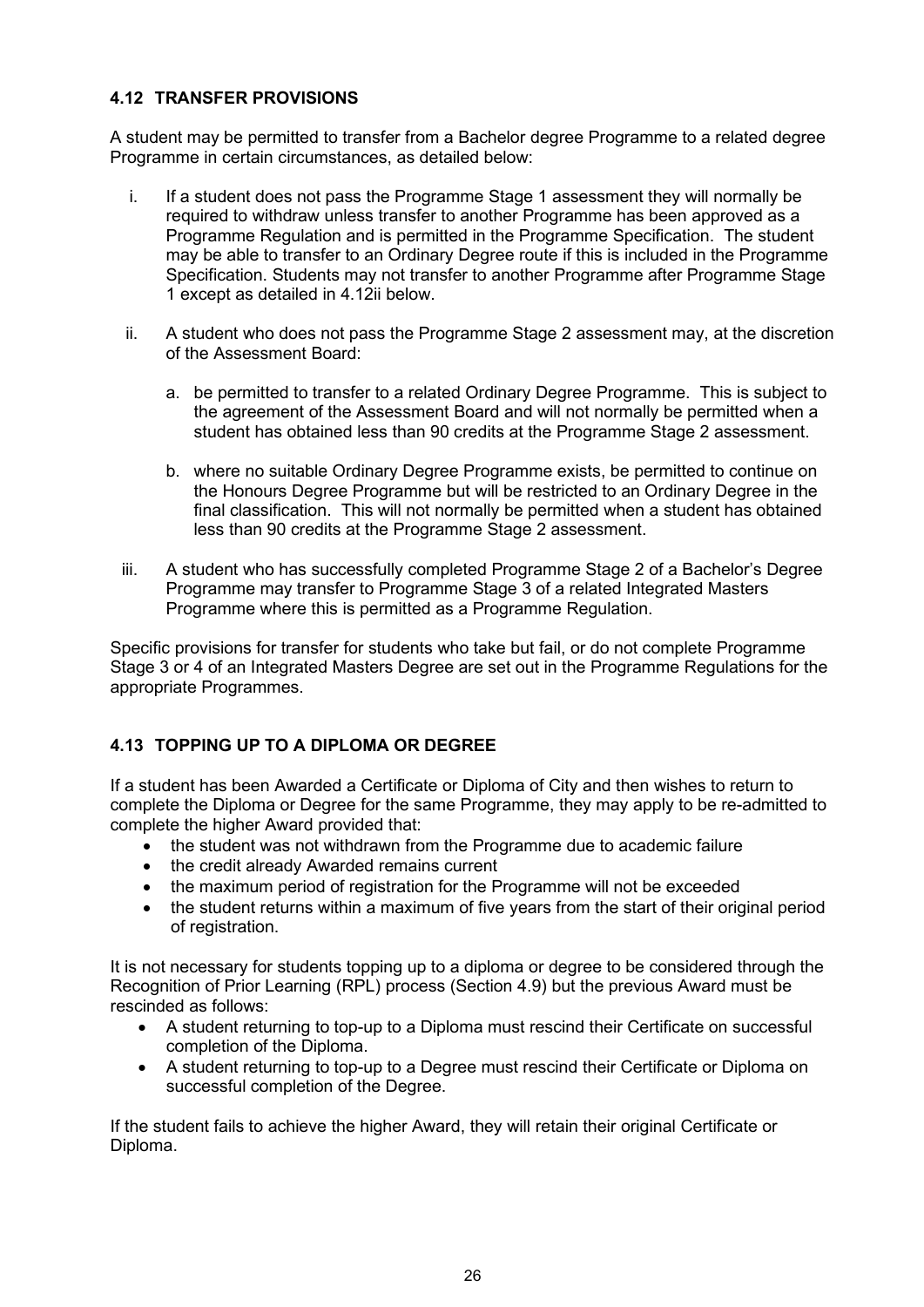### 4.12 TRANSFER PROVISIONS

A student may be permitted to transfer from a Bachelor degree Programme to a related degree Programme in certain circumstances, as detailed below:

i. If a student does not pass the Programme Stage 1 assessment they will normally be required to withdraw unless transfer to another Programme has been approved as a Programme Regulation and is permitted in the Programme Specification. The student may be able to transfer to an Ordinary Degree route if this is included in the Programme Specification. Students may not transfer to another Programme after Programme Stage 1 except as detailed in 4.12ii below.

ii. A student who does not pass the Programme Stage 2 assessment may, at the discretion of the Assessment Board:

   a. be permitted to transfer to a related Ordinary Degree Programme. This is subject to the agreement of the Assessment Board and will not normally be permitted when a student has obtained less than 90 credits at the Programme Stage 2 assessment.

   b. where no suitable Ordinary Degree Programme exists, be permitted to continue on the Honours Degree Programme but will be restricted to an Ordinary Degree in the final classification. This will not normally be permitted when a student has obtained less than 90 credits at the Programme Stage 2 assessment.

iii. A student who has successfully completed Programme Stage 2 of a Bachelor's Degree Programme may transfer to Programme Stage 3 of a related Integrated Masters Programme where this is permitted as a Programme Regulation.

Specific provisions for transfer for students who take but fail, or do not complete Programme Stage 3 or 4 of an Integrated Masters Degree are set out in the Programme Regulations for the appropriate Programmes.

### 4.13 TOPPING UP TO A DIPLOMA OR DEGREE

If a student has been Awarded a Certificate or Diploma of City and then wishes to return to complete the Diploma or Degree for the same Programme, they may apply to be re-admitted to complete the higher Award provided that:

- the student was not withdrawn from the Programme due to academic failure
- the credit already Awarded remains current
- the maximum period of registration for the Programme will not be exceeded
- the student returns within a maximum of five years from the start of their original period of registration.

It is not necessary for students topping up to a diploma or degree to be considered through the Recognition of Prior Learning (RPL) process (Section 4.9) but the previous Award must be rescinded as follows:

- A student returning to top-up to a Diploma must rescind their Certificate on successful completion of the Diploma.
- A student returning to top-up to a Degree must rescind their Certificate or Diploma on successful completion of the Degree.

If the student fails to achieve the higher Award, they will retain their original Certificate or Diploma.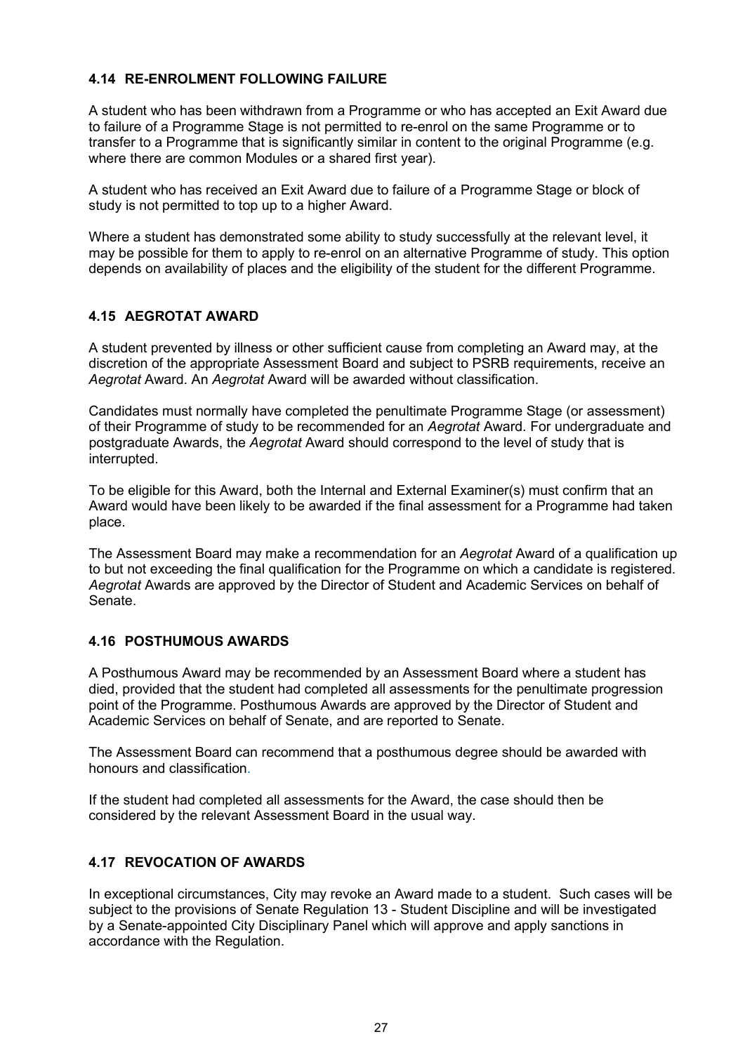### 4.14 RE-ENROLMENT FOLLOWING FAILURE

A student who has been withdrawn from a Programme or who has accepted an Exit Award due to failure of a Programme Stage is not permitted to re-enrol on the same Programme or to transfer to a Programme that is significantly similar in content to the original Programme (e.g. where there are common Modules or a shared first year).

A student who has received an Exit Award due to failure of a Programme Stage or block of study is not permitted to top up to a higher Award.

Where a student has demonstrated some ability to study successfully at the relevant level, it may be possible for them to apply to re-enrol on an alternative Programme of study. This option depends on availability of places and the eligibility of the student for the different Programme.

### 4.15 AEGROTAT AWARD

A student prevented by illness or other sufficient cause from completing an Award may, at the discretion of the appropriate Assessment Board and subject to PSRB requirements, receive an *Aegrotat* Award. An *Aegrotat* Award will be awarded without classification.

Candidates must normally have completed the penultimate Programme Stage (or assessment) of their Programme of study to be recommended for an *Aegrotat* Award. For undergraduate and postgraduate Awards, the *Aegrotat* Award should correspond to the level of study that is interrupted.

To be eligible for this Award, both the Internal and External Examiner(s) must confirm that an Award would have been likely to be awarded if the final assessment for a Programme had taken place.

The Assessment Board may make a recommendation for an *Aegrotat* Award of a qualification up to but not exceeding the final qualification for the Programme on which a candidate is registered. *Aegrotat* Awards are approved by the Director of Student and Academic Services on behalf of Senate.

### 4.16 POSTHUMOUS AWARDS

A Posthumous Award may be recommended by an Assessment Board where a student has died, provided that the student had completed all assessments for the penultimate progression point of the Programme. Posthumous Awards are approved by the Director of Student and Academic Services on behalf of Senate, and are reported to Senate.

The Assessment Board can recommend that a posthumous degree should be awarded with honours and classification.

If the student had completed all assessments for the Award, the case should then be considered by the relevant Assessment Board in the usual way.

### 4.17 REVOCATION OF AWARDS

In exceptional circumstances, City may revoke an Award made to a student. Such cases will be subject to the provisions of Senate Regulation 13 - Student Discipline and will be investigated by a Senate-appointed City Disciplinary Panel which will approve and apply sanctions in accordance with the Regulation.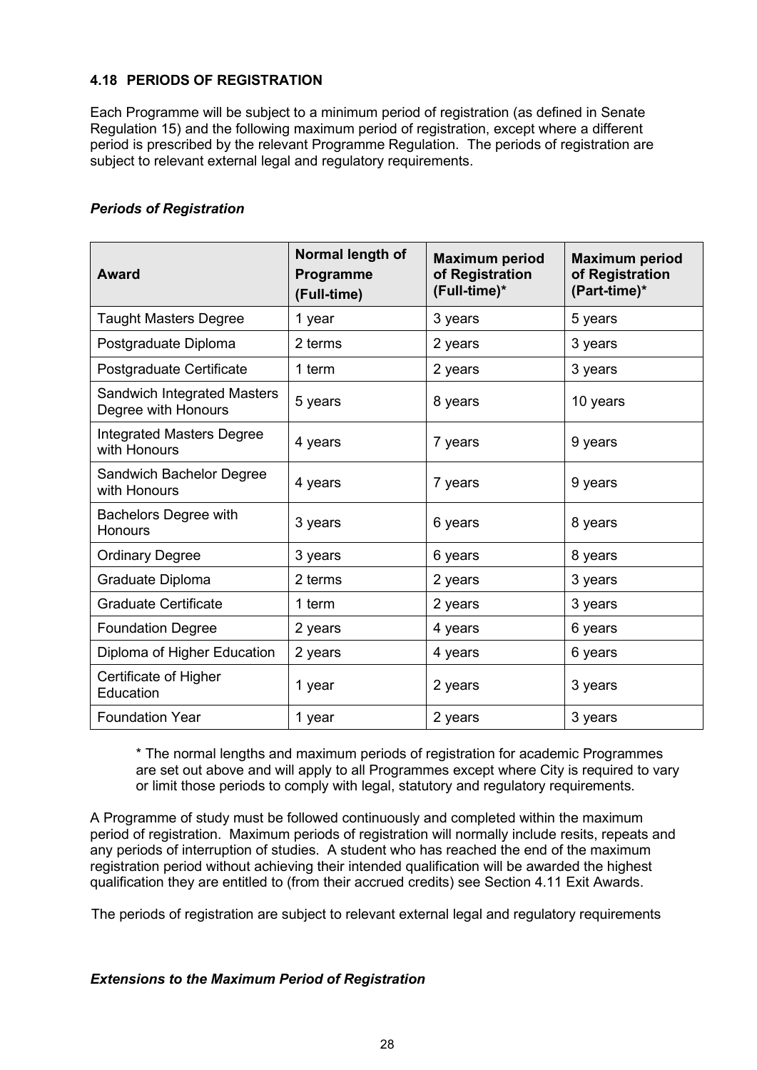### 4.18 PERIODS OF REGISTRATION

Each Programme will be subject to a minimum period of registration (as defined in Senate Regulation 15) and the following maximum period of registration, except where a different period is prescribed by the relevant Programme Regulation. The periods of registration are subject to relevant external legal and regulatory requirements.

#### *Periods of Registration*

| Award | Normal length of Programme (Full-time) | Maximum period of Registration (Full-time)* | Maximum period of Registration (Part-time)* |
|---|---|---|---|
| Taught Masters Degree | 1 year | 3 years | 5 years |
| Postgraduate Diploma | 2 terms | 2 years | 3 years |
| Postgraduate Certificate | 1 term | 2 years | 3 years |
| Sandwich Integrated Masters Degree with Honours | 5 years | 8 years | 10 years |
| Integrated Masters Degree with Honours | 4 years | 7 years | 9 years |
| Sandwich Bachelor Degree with Honours | 4 years | 7 years | 9 years |
| Bachelors Degree with Honours | 3 years | 6 years | 8 years |
| Ordinary Degree | 3 years | 6 years | 8 years |
| Graduate Diploma | 2 terms | 2 years | 3 years |
| Graduate Certificate | 1 term | 2 years | 3 years |
| Foundation Degree | 2 years | 4 years | 6 years |
| Diploma of Higher Education | 2 years | 4 years | 6 years |
| Certificate of Higher Education | 1 year | 2 years | 3 years |
| Foundation Year | 1 year | 2 years | 3 years |

\* The normal lengths and maximum periods of registration for academic Programmes are set out above and will apply to all Programmes except where City is required to vary or limit those periods to comply with legal, statutory and regulatory requirements.

A Programme of study must be followed continuously and completed within the maximum period of registration. Maximum periods of registration will normally include resits, repeats and any periods of interruption of studies. A student who has reached the end of the maximum registration period without achieving their intended qualification will be awarded the highest qualification they are entitled to (from their accrued credits) see Section 4.11 Exit Awards.

The periods of registration are subject to relevant external legal and regulatory requirements

#### *Extensions to the Maximum Period of Registration*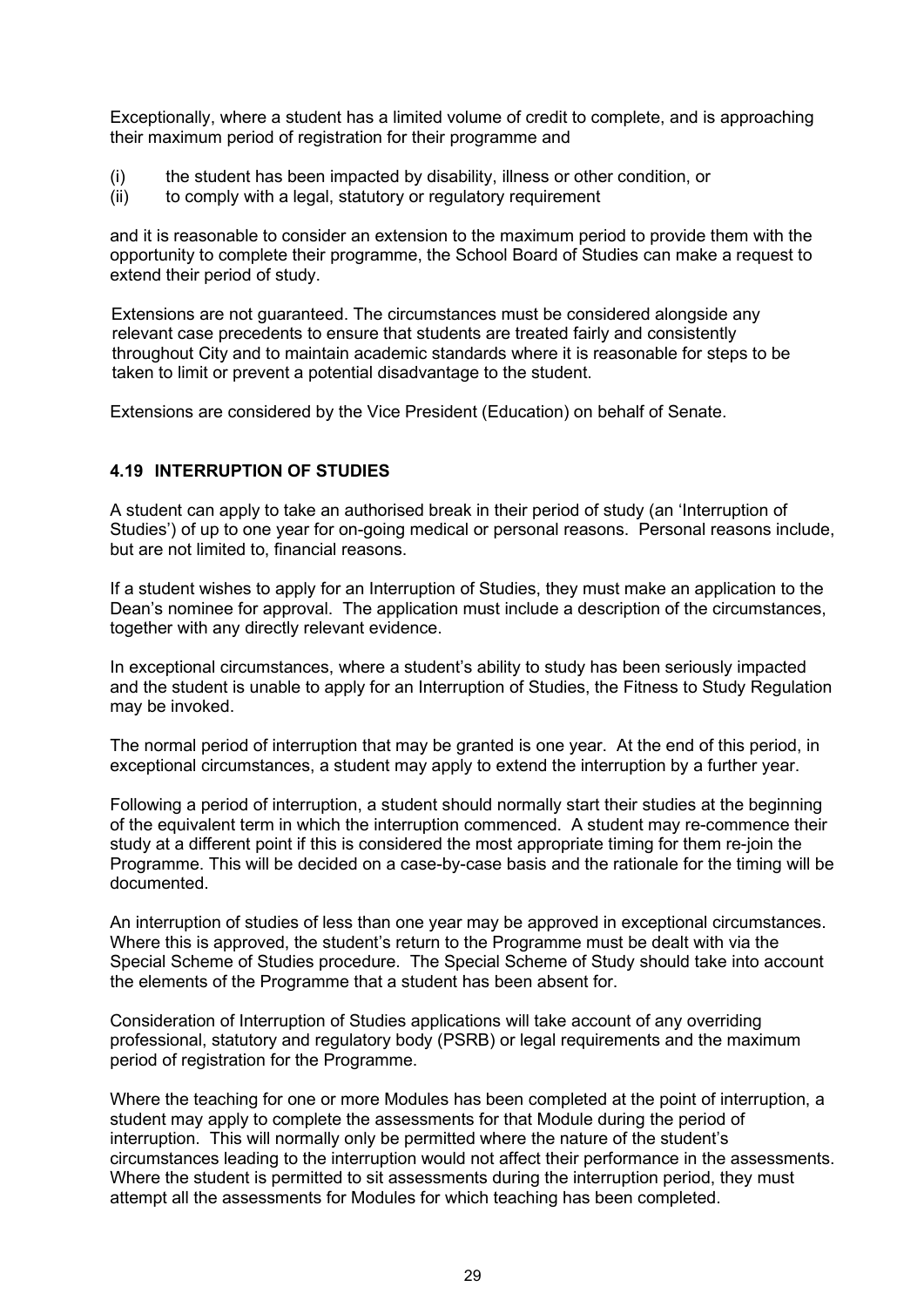Exceptionally, where a student has a limited volume of credit to complete, and is approaching their maximum period of registration for their programme and

(i) the student has been impacted by disability, illness or other condition, or
(ii) to comply with a legal, statutory or regulatory requirement

and it is reasonable to consider an extension to the maximum period to provide them with the opportunity to complete their programme, the School Board of Studies can make a request to extend their period of study.

Extensions are not guaranteed. The circumstances must be considered alongside any relevant case precedents to ensure that students are treated fairly and consistently throughout City and to maintain academic standards where it is reasonable for steps to be taken to limit or prevent a potential disadvantage to the student.

Extensions are considered by the Vice President (Education) on behalf of Senate.

### 4.19 INTERRUPTION OF STUDIES

A student can apply to take an authorised break in their period of study (an 'Interruption of Studies') of up to one year for on-going medical or personal reasons. Personal reasons include, but are not limited to, financial reasons.

If a student wishes to apply for an Interruption of Studies, they must make an application to the Dean's nominee for approval. The application must include a description of the circumstances, together with any directly relevant evidence.

In exceptional circumstances, where a student's ability to study has been seriously impacted and the student is unable to apply for an Interruption of Studies, the Fitness to Study Regulation may be invoked.

The normal period of interruption that may be granted is one year. At the end of this period, in exceptional circumstances, a student may apply to extend the interruption by a further year.

Following a period of interruption, a student should normally start their studies at the beginning of the equivalent term in which the interruption commenced. A student may re-commence their study at a different point if this is considered the most appropriate timing for them re-join the Programme. This will be decided on a case-by-case basis and the rationale for the timing will be documented.

An interruption of studies of less than one year may be approved in exceptional circumstances. Where this is approved, the student's return to the Programme must be dealt with via the Special Scheme of Studies procedure. The Special Scheme of Study should take into account the elements of the Programme that a student has been absent for.

Consideration of Interruption of Studies applications will take account of any overriding professional, statutory and regulatory body (PSRB) or legal requirements and the maximum period of registration for the Programme.

Where the teaching for one or more Modules has been completed at the point of interruption, a student may apply to complete the assessments for that Module during the period of interruption. This will normally only be permitted where the nature of the student's circumstances leading to the interruption would not affect their performance in the assessments. Where the student is permitted to sit assessments during the interruption period, they must attempt all the assessments for Modules for which teaching has been completed.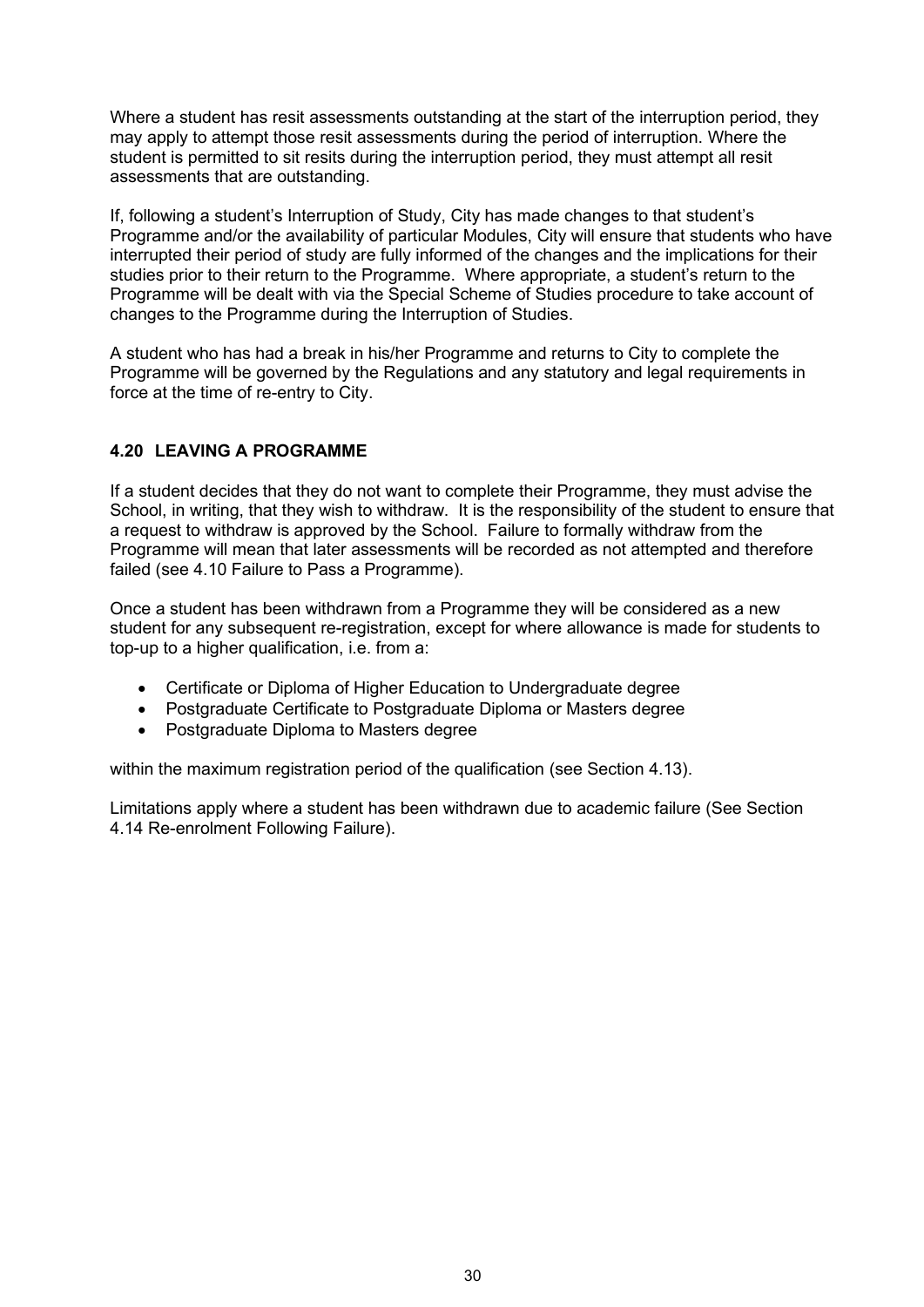Where a student has resit assessments outstanding at the start of the interruption period, they may apply to attempt those resit assessments during the period of interruption. Where the student is permitted to sit resits during the interruption period, they must attempt all resit assessments that are outstanding.

If, following a student's Interruption of Study, City has made changes to that student's Programme and/or the availability of particular Modules, City will ensure that students who have interrupted their period of study are fully informed of the changes and the implications for their studies prior to their return to the Programme. Where appropriate, a student's return to the Programme will be dealt with via the Special Scheme of Studies procedure to take account of changes to the Programme during the Interruption of Studies.

A student who has had a break in his/her Programme and returns to City to complete the Programme will be governed by the Regulations and any statutory and legal requirements in force at the time of re-entry to City.

### 4.20 LEAVING A PROGRAMME

If a student decides that they do not want to complete their Programme, they must advise the School, in writing, that they wish to withdraw. It is the responsibility of the student to ensure that a request to withdraw is approved by the School. Failure to formally withdraw from the Programme will mean that later assessments will be recorded as not attempted and therefore failed (see 4.10 Failure to Pass a Programme).

Once a student has been withdrawn from a Programme they will be considered as a new student for any subsequent re-registration, except for where allowance is made for students to top-up to a higher qualification, i.e. from a:

- Certificate or Diploma of Higher Education to Undergraduate degree
- Postgraduate Certificate to Postgraduate Diploma or Masters degree
- Postgraduate Diploma to Masters degree

within the maximum registration period of the qualification (see Section 4.13).

Limitations apply where a student has been withdrawn due to academic failure (See Section 4.14 Re-enrolment Following Failure).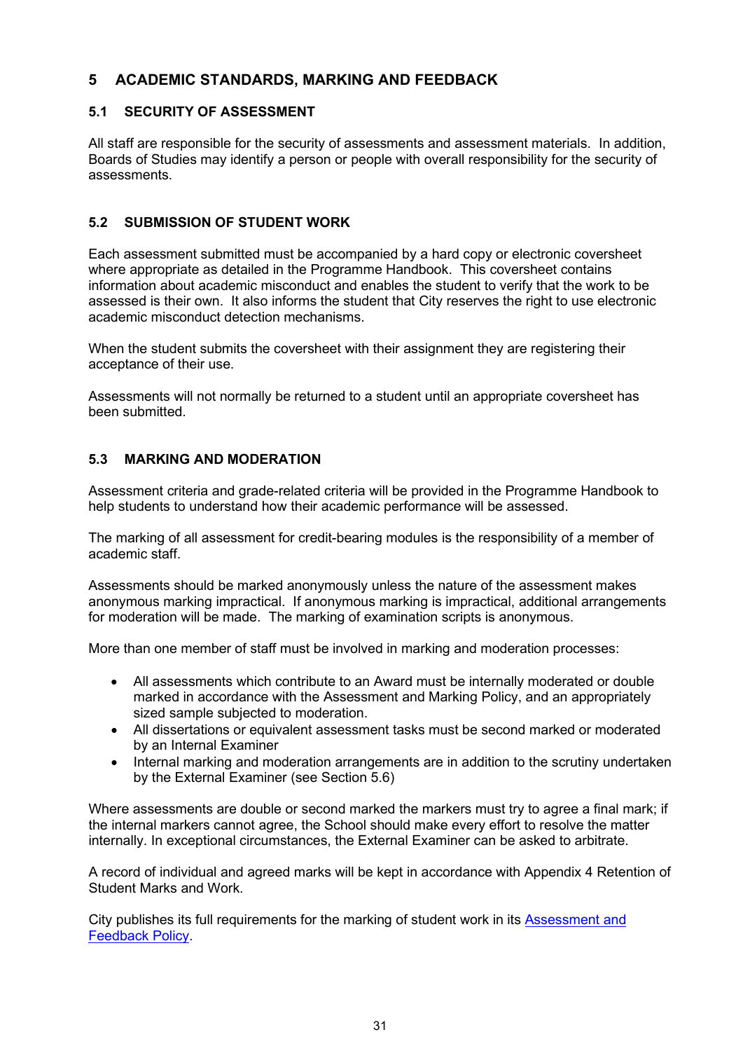# 5 ACADEMIC STANDARDS, MARKING AND FEEDBACK

## 5.1 SECURITY OF ASSESSMENT

All staff are responsible for the security of assessments and assessment materials. In addition, Boards of Studies may identify a person or people with overall responsibility for the security of assessments.

## 5.2 SUBMISSION OF STUDENT WORK

Each assessment submitted must be accompanied by a hard copy or electronic coversheet where appropriate as detailed in the Programme Handbook. This coversheet contains information about academic misconduct and enables the student to verify that the work to be assessed is their own. It also informs the student that City reserves the right to use electronic academic misconduct detection mechanisms.

When the student submits the coversheet with their assignment they are registering their acceptance of their use.

Assessments will not normally be returned to a student until an appropriate coversheet has been submitted.

## 5.3 MARKING AND MODERATION

Assessment criteria and grade-related criteria will be provided in the Programme Handbook to help students to understand how their academic performance will be assessed.

The marking of all assessment for credit-bearing modules is the responsibility of a member of academic staff.

Assessments should be marked anonymously unless the nature of the assessment makes anonymous marking impractical. If anonymous marking is impractical, additional arrangements for moderation will be made. The marking of examination scripts is anonymous.

More than one member of staff must be involved in marking and moderation processes:

- All assessments which contribute to an Award must be internally moderated or double marked in accordance with the Assessment and Marking Policy, and an appropriately sized sample subjected to moderation.
- All dissertations or equivalent assessment tasks must be second marked or moderated by an Internal Examiner
- Internal marking and moderation arrangements are in addition to the scrutiny undertaken by the External Examiner (see Section 5.6)

Where assessments are double or second marked the markers must try to agree a final mark; if the internal markers cannot agree, the School should make every effort to resolve the matter internally. In exceptional circumstances, the External Examiner can be asked to arbitrate.

A record of individual and agreed marks will be kept in accordance with Appendix 4 Retention of Student Marks and Work.

City publishes its full requirements for the marking of student work in its [Assessment and Feedback Policy](#).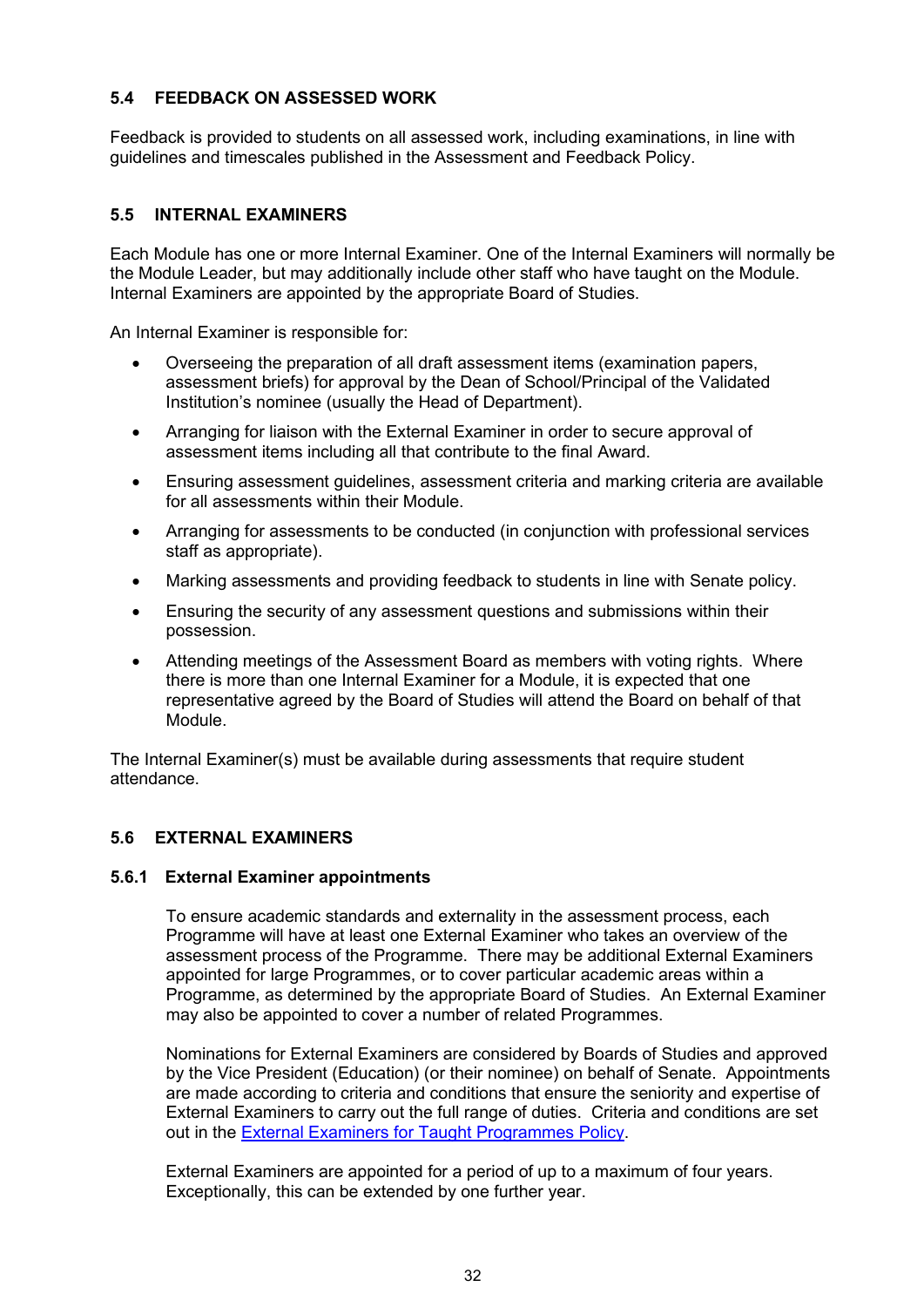## 5.4 FEEDBACK ON ASSESSED WORK

Feedback is provided to students on all assessed work, including examinations, in line with guidelines and timescales published in the Assessment and Feedback Policy.

## 5.5 INTERNAL EXAMINERS

Each Module has one or more Internal Examiner. One of the Internal Examiners will normally be the Module Leader, but may additionally include other staff who have taught on the Module. Internal Examiners are appointed by the appropriate Board of Studies.

An Internal Examiner is responsible for:

- Overseeing the preparation of all draft assessment items (examination papers, assessment briefs) for approval by the Dean of School/Principal of the Validated Institution's nominee (usually the Head of Department).
- Arranging for liaison with the External Examiner in order to secure approval of assessment items including all that contribute to the final Award.
- Ensuring assessment guidelines, assessment criteria and marking criteria are available for all assessments within their Module.
- Arranging for assessments to be conducted (in conjunction with professional services staff as appropriate).
- Marking assessments and providing feedback to students in line with Senate policy.
- Ensuring the security of any assessment questions and submissions within their possession.
- Attending meetings of the Assessment Board as members with voting rights. Where there is more than one Internal Examiner for a Module, it is expected that one representative agreed by the Board of Studies will attend the Board on behalf of that Module.

The Internal Examiner(s) must be available during assessments that require student attendance.

## 5.6 EXTERNAL EXAMINERS

### 5.6.1 External Examiner appointments

To ensure academic standards and externality in the assessment process, each Programme will have at least one External Examiner who takes an overview of the assessment process of the Programme. There may be additional External Examiners appointed for large Programmes, or to cover particular academic areas within a Programme, as determined by the appropriate Board of Studies. An External Examiner may also be appointed to cover a number of related Programmes.

Nominations for External Examiners are considered by Boards of Studies and approved by the Vice President (Education) (or their nominee) on behalf of Senate. Appointments are made according to criteria and conditions that ensure the seniority and expertise of External Examiners to carry out the full range of duties. Criteria and conditions are set out in the External Examiners for Taught Programmes Policy.

External Examiners are appointed for a period of up to a maximum of four years. Exceptionally, this can be extended by one further year.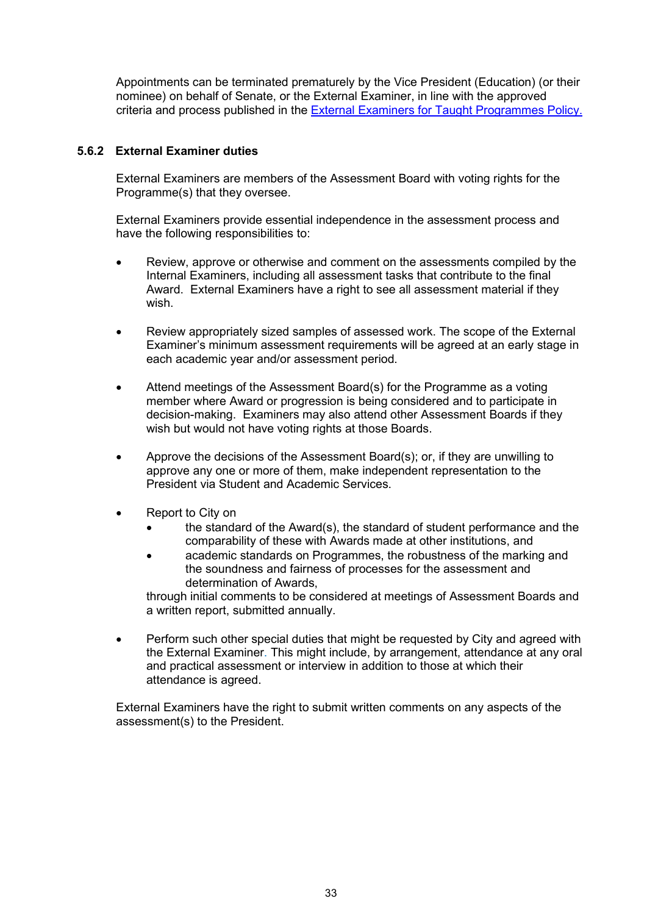Appointments can be terminated prematurely by the Vice President (Education) (or their nominee) on behalf of Senate, or the External Examiner, in line with the approved criteria and process published in the [External Examiners for Taught Programmes Policy.]()

### 5.6.2 External Examiner duties

External Examiners are members of the Assessment Board with voting rights for the Programme(s) that they oversee.

External Examiners provide essential independence in the assessment process and have the following responsibilities to:

- Review, approve or otherwise and comment on the assessments compiled by the Internal Examiners, including all assessment tasks that contribute to the final Award. External Examiners have a right to see all assessment material if they wish.

- Review appropriately sized samples of assessed work. The scope of the External Examiner's minimum assessment requirements will be agreed at an early stage in each academic year and/or assessment period.

- Attend meetings of the Assessment Board(s) for the Programme as a voting member where Award or progression is being considered and to participate in decision-making. Examiners may also attend other Assessment Boards if they wish but would not have voting rights at those Boards.

- Approve the decisions of the Assessment Board(s); or, if they are unwilling to approve any one or more of them, make independent representation to the President via Student and Academic Services.

- Report to City on
    - the standard of the Award(s), the standard of student performance and the comparability of these with Awards made at other institutions, and
    - academic standards on Programmes, the robustness of the marking and the soundness and fairness of processes for the assessment and determination of Awards,

  through initial comments to be considered at meetings of Assessment Boards and a written report, submitted annually.

- Perform such other special duties that might be requested by City and agreed with the External Examiner. This might include, by arrangement, attendance at any oral and practical assessment or interview in addition to those at which their attendance is agreed.

External Examiners have the right to submit written comments on any aspects of the assessment(s) to the President.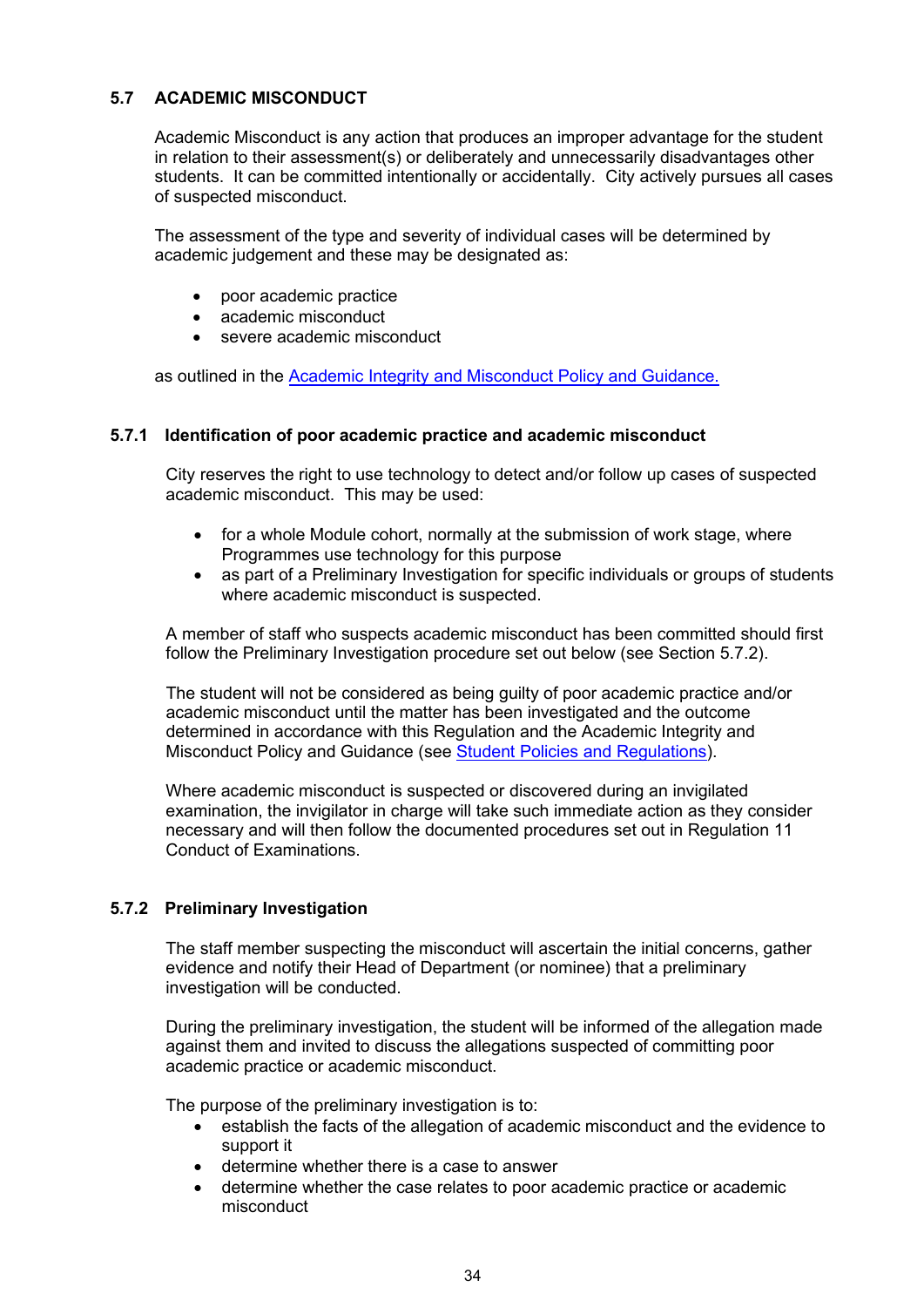## 5.7 ACADEMIC MISCONDUCT

Academic Misconduct is any action that produces an improper advantage for the student in relation to their assessment(s) or deliberately and unnecessarily disadvantages other students. It can be committed intentionally or accidentally. City actively pursues all cases of suspected misconduct.

The assessment of the type and severity of individual cases will be determined by academic judgement and these may be designated as:

- poor academic practice
- academic misconduct
- severe academic misconduct

as outlined in the Academic Integrity and Misconduct Policy and Guidance.

### 5.7.1 Identification of poor academic practice and academic misconduct

City reserves the right to use technology to detect and/or follow up cases of suspected academic misconduct. This may be used:

- for a whole Module cohort, normally at the submission of work stage, where Programmes use technology for this purpose
- as part of a Preliminary Investigation for specific individuals or groups of students where academic misconduct is suspected.

A member of staff who suspects academic misconduct has been committed should first follow the Preliminary Investigation procedure set out below (see Section 5.7.2).

The student will not be considered as being guilty of poor academic practice and/or academic misconduct until the matter has been investigated and the outcome determined in accordance with this Regulation and the Academic Integrity and Misconduct Policy and Guidance (see Student Policies and Regulations).

Where academic misconduct is suspected or discovered during an invigilated examination, the invigilator in charge will take such immediate action as they consider necessary and will then follow the documented procedures set out in Regulation 11 Conduct of Examinations.

### 5.7.2 Preliminary Investigation

The staff member suspecting the misconduct will ascertain the initial concerns, gather evidence and notify their Head of Department (or nominee) that a preliminary investigation will be conducted.

During the preliminary investigation, the student will be informed of the allegation made against them and invited to discuss the allegations suspected of committing poor academic practice or academic misconduct.

The purpose of the preliminary investigation is to:

- establish the facts of the allegation of academic misconduct and the evidence to support it
- determine whether there is a case to answer
- determine whether the case relates to poor academic practice or academic misconduct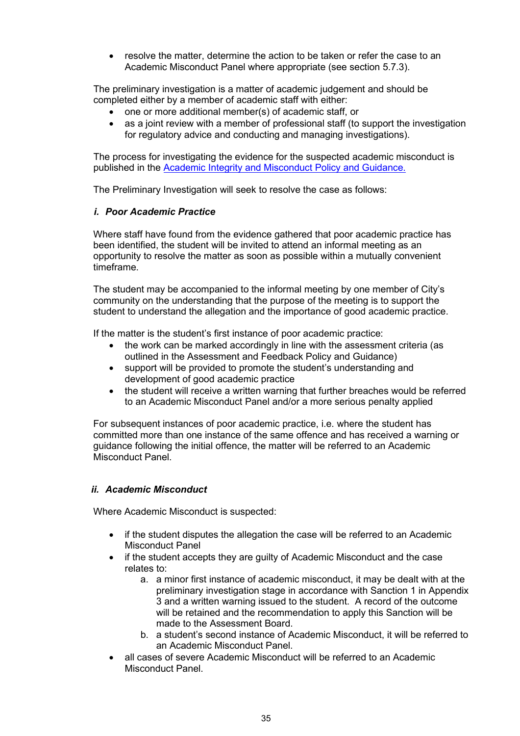- resolve the matter, determine the action to be taken or refer the case to an Academic Misconduct Panel where appropriate (see section 5.7.3).

The preliminary investigation is a matter of academic judgement and should be completed either by a member of academic staff with either:

- one or more additional member(s) of academic staff, or
- as a joint review with a member of professional staff (to support the investigation for regulatory advice and conducting and managing investigations).

The process for investigating the evidence for the suspected academic misconduct is published in the [Academic Integrity and Misconduct Policy and Guidance.]()

The Preliminary Investigation will seek to resolve the case as follows:

***i. Poor Academic Practice***

Where staff have found from the evidence gathered that poor academic practice has been identified, the student will be invited to attend an informal meeting as an opportunity to resolve the matter as soon as possible within a mutually convenient timeframe.

The student may be accompanied to the informal meeting by one member of City's community on the understanding that the purpose of the meeting is to support the student to understand the allegation and the importance of good academic practice.

If the matter is the student's first instance of poor academic practice:

- the work can be marked accordingly in line with the assessment criteria (as outlined in the Assessment and Feedback Policy and Guidance)
- support will be provided to promote the student's understanding and development of good academic practice
- the student will receive a written warning that further breaches would be referred to an Academic Misconduct Panel and/or a more serious penalty applied

For subsequent instances of poor academic practice, i.e. where the student has committed more than one instance of the same offence and has received a warning or guidance following the initial offence, the matter will be referred to an Academic Misconduct Panel.

***ii. Academic Misconduct***

Where Academic Misconduct is suspected:

- if the student disputes the allegation the case will be referred to an Academic Misconduct Panel
- if the student accepts they are guilty of Academic Misconduct and the case relates to:
    a. a minor first instance of academic misconduct, it may be dealt with at the preliminary investigation stage in accordance with Sanction 1 in Appendix 3 and a written warning issued to the student. A record of the outcome will be retained and the recommendation to apply this Sanction will be made to the Assessment Board.
    b. a student's second instance of Academic Misconduct, it will be referred to an Academic Misconduct Panel.
- all cases of severe Academic Misconduct will be referred to an Academic Misconduct Panel.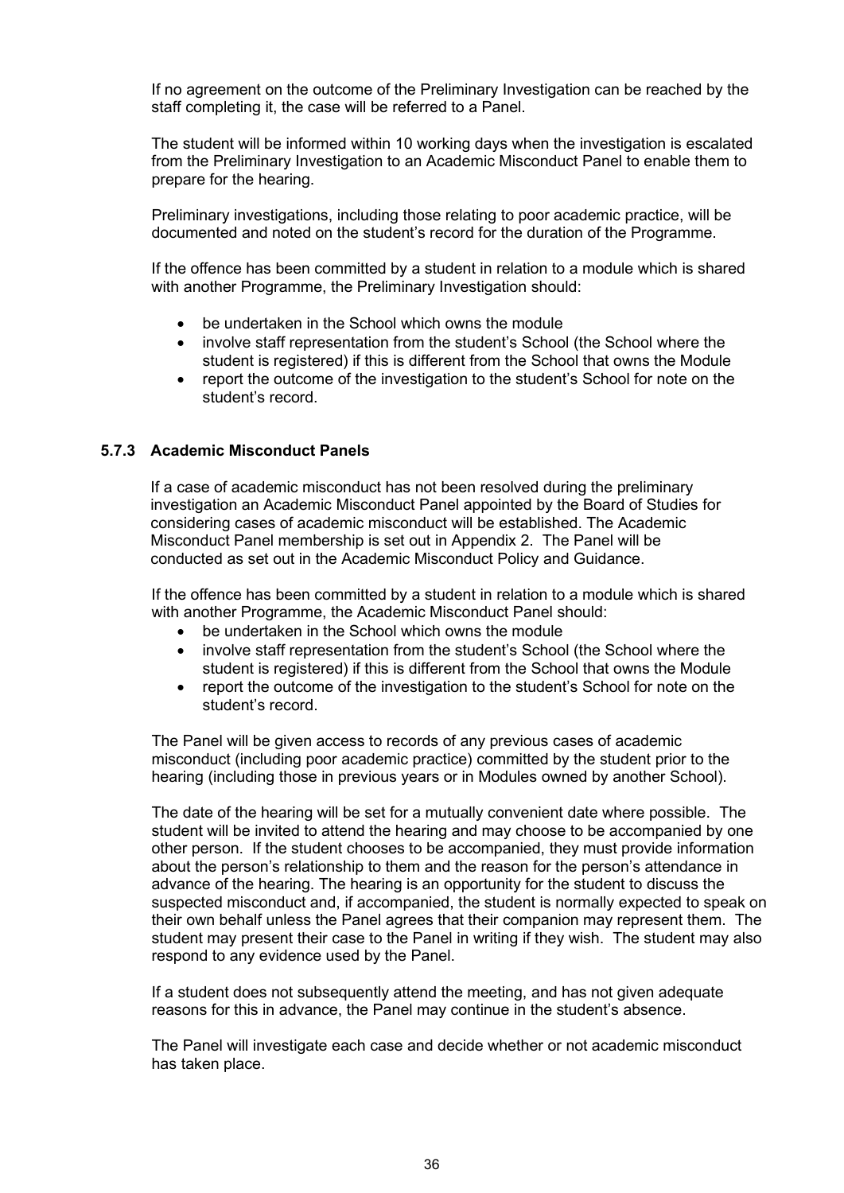If no agreement on the outcome of the Preliminary Investigation can be reached by the staff completing it, the case will be referred to a Panel.

The student will be informed within 10 working days when the investigation is escalated from the Preliminary Investigation to an Academic Misconduct Panel to enable them to prepare for the hearing.

Preliminary investigations, including those relating to poor academic practice, will be documented and noted on the student's record for the duration of the Programme.

If the offence has been committed by a student in relation to a module which is shared with another Programme, the Preliminary Investigation should:

- be undertaken in the School which owns the module
- involve staff representation from the student's School (the School where the student is registered) if this is different from the School that owns the Module
- report the outcome of the investigation to the student's School for note on the student's record.

### 5.7.3 Academic Misconduct Panels

If a case of academic misconduct has not been resolved during the preliminary investigation an Academic Misconduct Panel appointed by the Board of Studies for considering cases of academic misconduct will be established. The Academic Misconduct Panel membership is set out in Appendix 2. The Panel will be conducted as set out in the Academic Misconduct Policy and Guidance.

If the offence has been committed by a student in relation to a module which is shared with another Programme, the Academic Misconduct Panel should:

- be undertaken in the School which owns the module
- involve staff representation from the student's School (the School where the student is registered) if this is different from the School that owns the Module
- report the outcome of the investigation to the student's School for note on the student's record.

The Panel will be given access to records of any previous cases of academic misconduct (including poor academic practice) committed by the student prior to the hearing (including those in previous years or in Modules owned by another School).

The date of the hearing will be set for a mutually convenient date where possible. The student will be invited to attend the hearing and may choose to be accompanied by one other person. If the student chooses to be accompanied, they must provide information about the person's relationship to them and the reason for the person's attendance in advance of the hearing. The hearing is an opportunity for the student to discuss the suspected misconduct and, if accompanied, the student is normally expected to speak on their own behalf unless the Panel agrees that their companion may represent them. The student may present their case to the Panel in writing if they wish. The student may also respond to any evidence used by the Panel.

If a student does not subsequently attend the meeting, and has not given adequate reasons for this in advance, the Panel may continue in the student's absence.

The Panel will investigate each case and decide whether or not academic misconduct has taken place.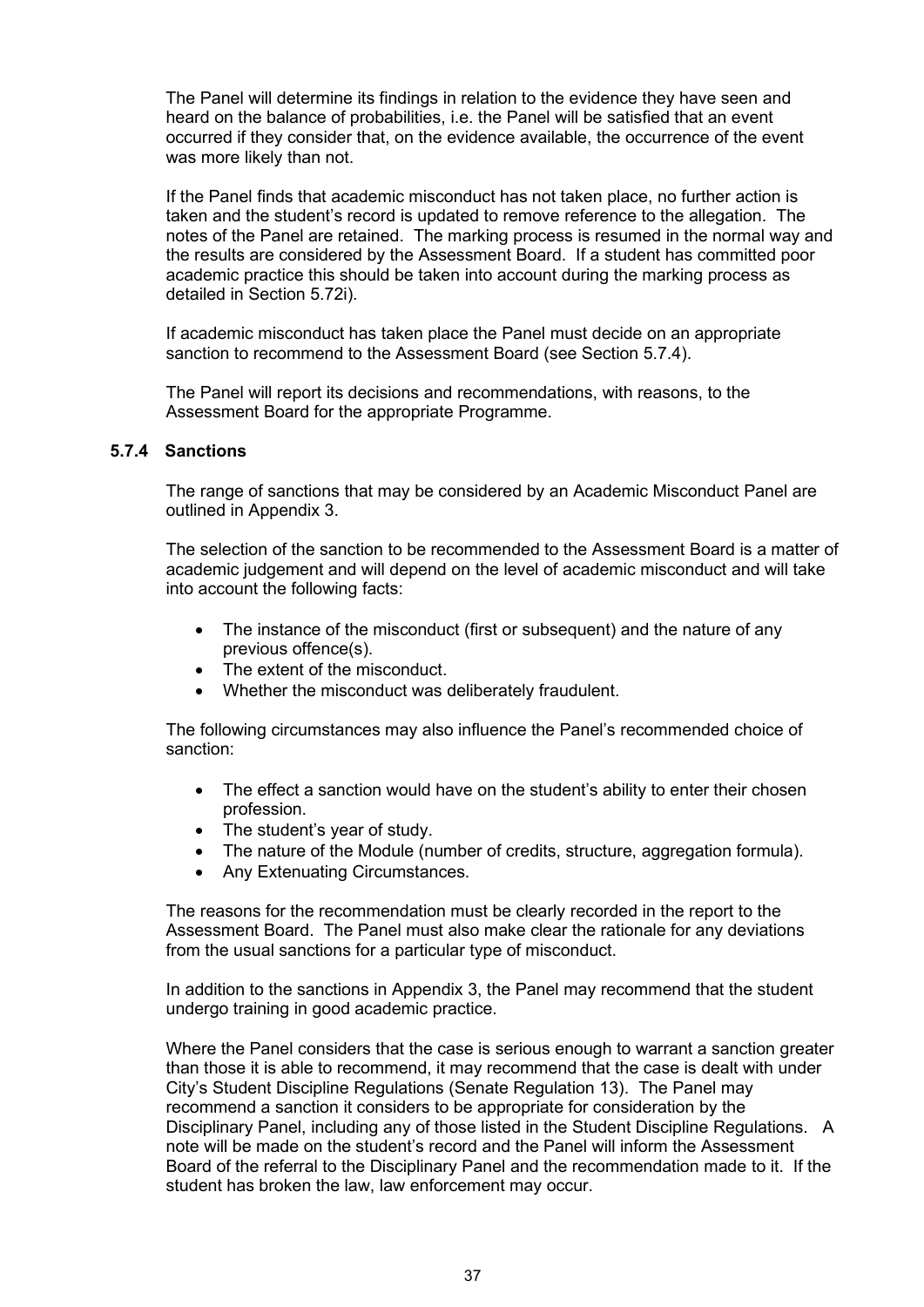The Panel will determine its findings in relation to the evidence they have seen and heard on the balance of probabilities, i.e. the Panel will be satisfied that an event occurred if they consider that, on the evidence available, the occurrence of the event was more likely than not.

If the Panel finds that academic misconduct has not taken place, no further action is taken and the student's record is updated to remove reference to the allegation. The notes of the Panel are retained. The marking process is resumed in the normal way and the results are considered by the Assessment Board. If a student has committed poor academic practice this should be taken into account during the marking process as detailed in Section 5.72i).

If academic misconduct has taken place the Panel must decide on an appropriate sanction to recommend to the Assessment Board (see Section 5.7.4).

The Panel will report its decisions and recommendations, with reasons, to the Assessment Board for the appropriate Programme.

### 5.7.4 Sanctions

The range of sanctions that may be considered by an Academic Misconduct Panel are outlined in Appendix 3.

The selection of the sanction to be recommended to the Assessment Board is a matter of academic judgement and will depend on the level of academic misconduct and will take into account the following facts:

- The instance of the misconduct (first or subsequent) and the nature of any previous offence(s).
- The extent of the misconduct.
- Whether the misconduct was deliberately fraudulent.

The following circumstances may also influence the Panel's recommended choice of sanction:

- The effect a sanction would have on the student's ability to enter their chosen profession.
- The student's year of study.
- The nature of the Module (number of credits, structure, aggregation formula).
- Any Extenuating Circumstances.

The reasons for the recommendation must be clearly recorded in the report to the Assessment Board. The Panel must also make clear the rationale for any deviations from the usual sanctions for a particular type of misconduct.

In addition to the sanctions in Appendix 3, the Panel may recommend that the student undergo training in good academic practice.

Where the Panel considers that the case is serious enough to warrant a sanction greater than those it is able to recommend, it may recommend that the case is dealt with under City's Student Discipline Regulations (Senate Regulation 13). The Panel may recommend a sanction it considers to be appropriate for consideration by the Disciplinary Panel, including any of those listed in the Student Discipline Regulations. A note will be made on the student's record and the Panel will inform the Assessment Board of the referral to the Disciplinary Panel and the recommendation made to it. If the student has broken the law, law enforcement may occur.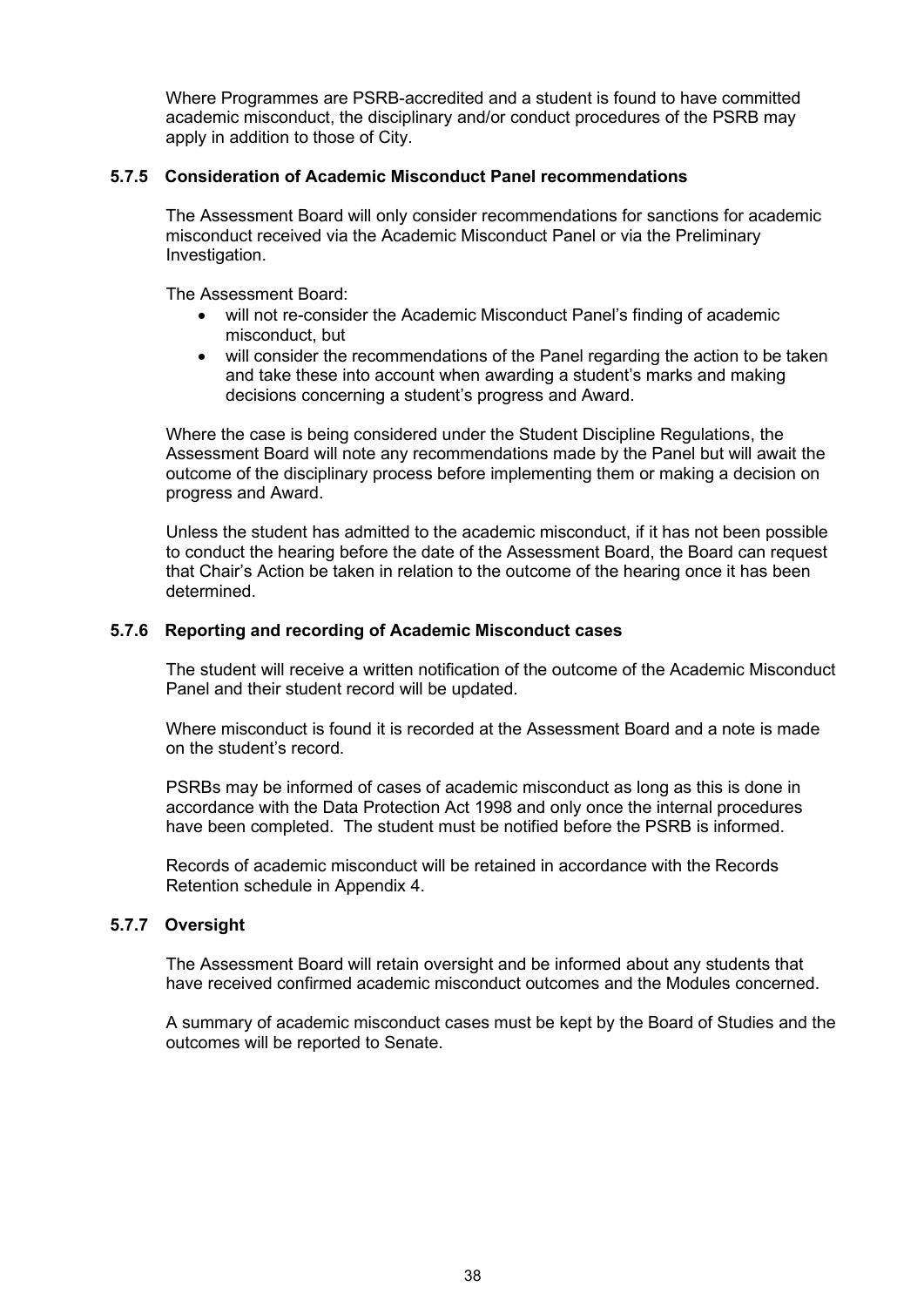Where Programmes are PSRB-accredited and a student is found to have committed academic misconduct, the disciplinary and/or conduct procedures of the PSRB may apply in addition to those of City.

### 5.7.5 Consideration of Academic Misconduct Panel recommendations

The Assessment Board will only consider recommendations for sanctions for academic misconduct received via the Academic Misconduct Panel or via the Preliminary Investigation.

The Assessment Board:

- will not re-consider the Academic Misconduct Panel's finding of academic misconduct, but
- will consider the recommendations of the Panel regarding the action to be taken and take these into account when awarding a student's marks and making decisions concerning a student's progress and Award.

Where the case is being considered under the Student Discipline Regulations, the Assessment Board will note any recommendations made by the Panel but will await the outcome of the disciplinary process before implementing them or making a decision on progress and Award.

Unless the student has admitted to the academic misconduct, if it has not been possible to conduct the hearing before the date of the Assessment Board, the Board can request that Chair's Action be taken in relation to the outcome of the hearing once it has been determined.

### 5.7.6 Reporting and recording of Academic Misconduct cases

The student will receive a written notification of the outcome of the Academic Misconduct Panel and their student record will be updated.

Where misconduct is found it is recorded at the Assessment Board and a note is made on the student's record.

PSRBs may be informed of cases of academic misconduct as long as this is done in accordance with the Data Protection Act 1998 and only once the internal procedures have been completed. The student must be notified before the PSRB is informed.

Records of academic misconduct will be retained in accordance with the Records Retention schedule in Appendix 4.

### 5.7.7 Oversight

The Assessment Board will retain oversight and be informed about any students that have received confirmed academic misconduct outcomes and the Modules concerned.

A summary of academic misconduct cases must be kept by the Board of Studies and the outcomes will be reported to Senate.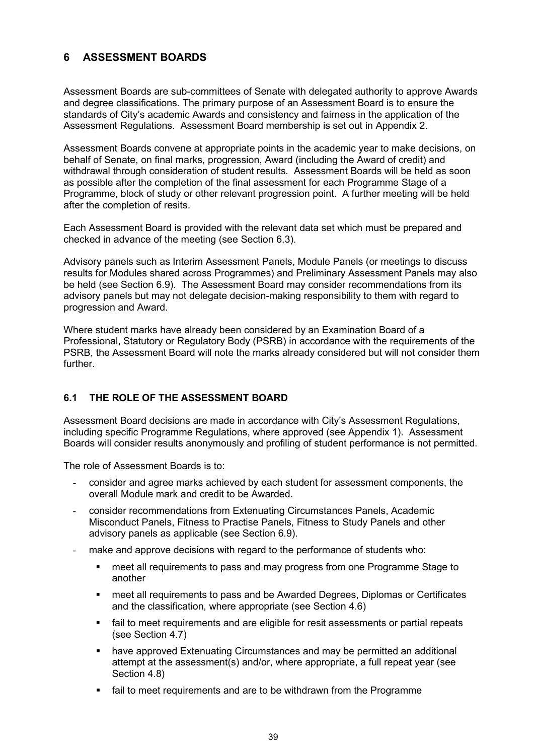## 6 ASSESSMENT BOARDS

Assessment Boards are sub-committees of Senate with delegated authority to approve Awards and degree classifications. The primary purpose of an Assessment Board is to ensure the standards of City's academic Awards and consistency and fairness in the application of the Assessment Regulations. Assessment Board membership is set out in Appendix 2.

Assessment Boards convene at appropriate points in the academic year to make decisions, on behalf of Senate, on final marks, progression, Award (including the Award of credit) and withdrawal through consideration of student results. Assessment Boards will be held as soon as possible after the completion of the final assessment for each Programme Stage of a Programme, block of study or other relevant progression point. A further meeting will be held after the completion of resits.

Each Assessment Board is provided with the relevant data set which must be prepared and checked in advance of the meeting (see Section 6.3).

Advisory panels such as Interim Assessment Panels, Module Panels (or meetings to discuss results for Modules shared across Programmes) and Preliminary Assessment Panels may also be held (see Section 6.9). The Assessment Board may consider recommendations from its advisory panels but may not delegate decision-making responsibility to them with regard to progression and Award.

Where student marks have already been considered by an Examination Board of a Professional, Statutory or Regulatory Body (PSRB) in accordance with the requirements of the PSRB, the Assessment Board will note the marks already considered but will not consider them further.

### 6.1 THE ROLE OF THE ASSESSMENT BOARD

Assessment Board decisions are made in accordance with City's Assessment Regulations, including specific Programme Regulations, where approved (see Appendix 1). Assessment Boards will consider results anonymously and profiling of student performance is not permitted.

The role of Assessment Boards is to:

- consider and agree marks achieved by each student for assessment components, the overall Module mark and credit to be Awarded.
- consider recommendations from Extenuating Circumstances Panels, Academic Misconduct Panels, Fitness to Practise Panels, Fitness to Study Panels and other advisory panels as applicable (see Section 6.9).
- make and approve decisions with regard to the performance of students who:
  - meet all requirements to pass and may progress from one Programme Stage to another
  - meet all requirements to pass and be Awarded Degrees, Diplomas or Certificates and the classification, where appropriate (see Section 4.6)
  - fail to meet requirements and are eligible for resit assessments or partial repeats (see Section 4.7)
  - have approved Extenuating Circumstances and may be permitted an additional attempt at the assessment(s) and/or, where appropriate, a full repeat year (see Section 4.8)
  - fail to meet requirements and are to be withdrawn from the Programme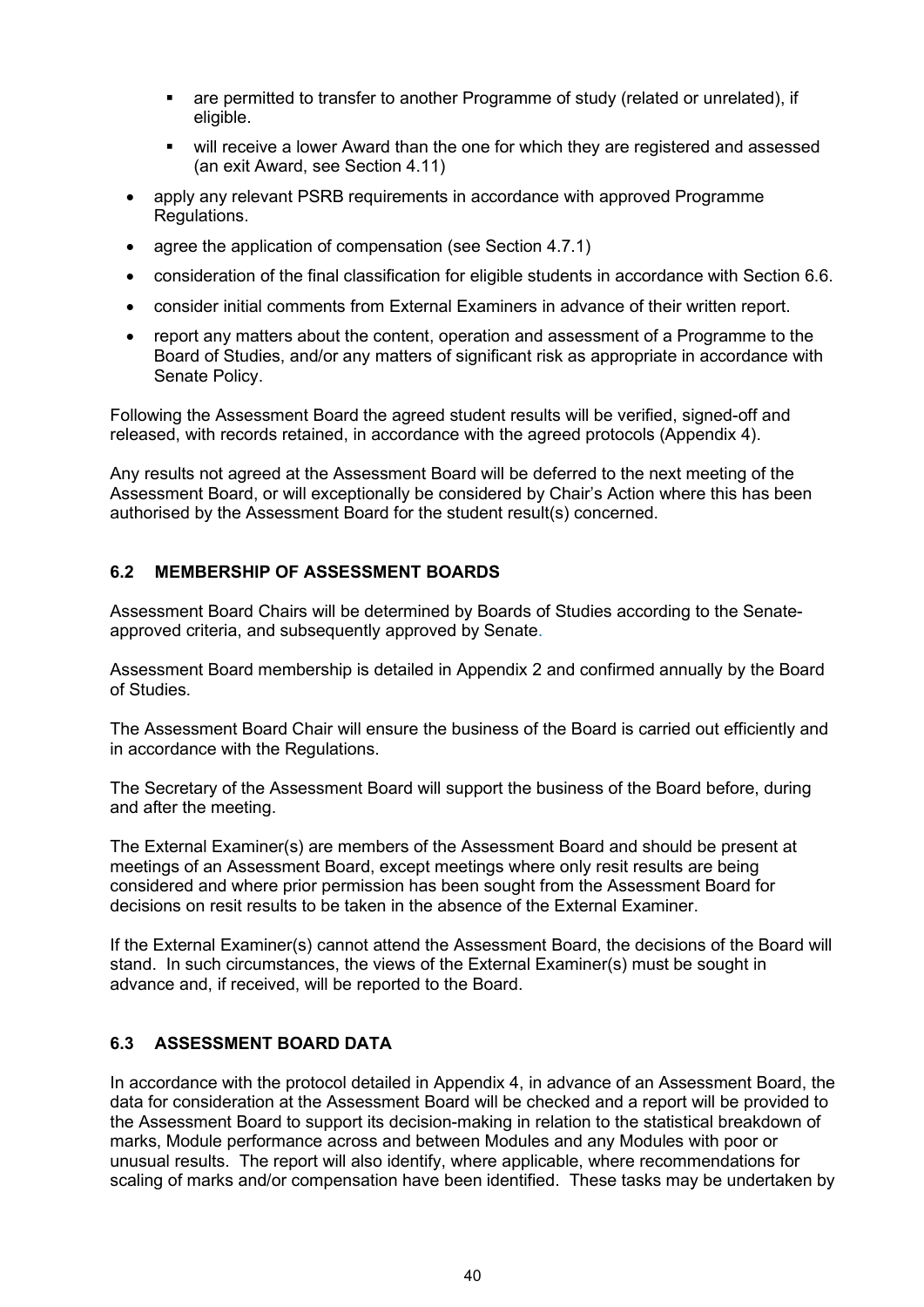- are permitted to transfer to another Programme of study (related or unrelated), if eligible.
  - will receive a lower Award than the one for which they are registered and assessed (an exit Award, see Section 4.11)
- apply any relevant PSRB requirements in accordance with approved Programme Regulations.
- agree the application of compensation (see Section 4.7.1)
- consideration of the final classification for eligible students in accordance with Section 6.6.
- consider initial comments from External Examiners in advance of their written report.
- report any matters about the content, operation and assessment of a Programme to the Board of Studies, and/or any matters of significant risk as appropriate in accordance with Senate Policy.

Following the Assessment Board the agreed student results will be verified, signed-off and released, with records retained, in accordance with the agreed protocols (Appendix 4).

Any results not agreed at the Assessment Board will be deferred to the next meeting of the Assessment Board, or will exceptionally be considered by Chair's Action where this has been authorised by the Assessment Board for the student result(s) concerned.

## 6.2 MEMBERSHIP OF ASSESSMENT BOARDS

Assessment Board Chairs will be determined by Boards of Studies according to the Senate-approved criteria, and subsequently approved by Senate.

Assessment Board membership is detailed in Appendix 2 and confirmed annually by the Board of Studies.

The Assessment Board Chair will ensure the business of the Board is carried out efficiently and in accordance with the Regulations.

The Secretary of the Assessment Board will support the business of the Board before, during and after the meeting.

The External Examiner(s) are members of the Assessment Board and should be present at meetings of an Assessment Board, except meetings where only resit results are being considered and where prior permission has been sought from the Assessment Board for decisions on resit results to be taken in the absence of the External Examiner.

If the External Examiner(s) cannot attend the Assessment Board, the decisions of the Board will stand. In such circumstances, the views of the External Examiner(s) must be sought in advance and, if received, will be reported to the Board.

## 6.3 ASSESSMENT BOARD DATA

In accordance with the protocol detailed in Appendix 4, in advance of an Assessment Board, the data for consideration at the Assessment Board will be checked and a report will be provided to the Assessment Board to support its decision-making in relation to the statistical breakdown of marks, Module performance across and between Modules and any Modules with poor or unusual results. The report will also identify, where applicable, where recommendations for scaling of marks and/or compensation have been identified. These tasks may be undertaken by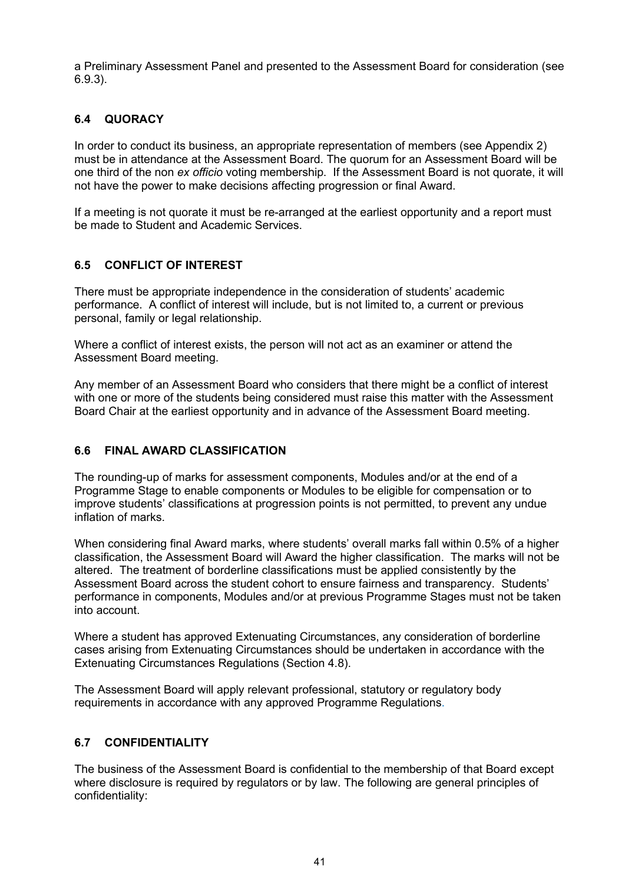a Preliminary Assessment Panel and presented to the Assessment Board for consideration (see 6.9.3).

### 6.4 QUORACY

In order to conduct its business, an appropriate representation of members (see Appendix 2) must be in attendance at the Assessment Board. The quorum for an Assessment Board will be one third of the non *ex officio* voting membership. If the Assessment Board is not quorate, it will not have the power to make decisions affecting progression or final Award.

If a meeting is not quorate it must be re-arranged at the earliest opportunity and a report must be made to Student and Academic Services.

### 6.5 CONFLICT OF INTEREST

There must be appropriate independence in the consideration of students' academic performance. A conflict of interest will include, but is not limited to, a current or previous personal, family or legal relationship.

Where a conflict of interest exists, the person will not act as an examiner or attend the Assessment Board meeting.

Any member of an Assessment Board who considers that there might be a conflict of interest with one or more of the students being considered must raise this matter with the Assessment Board Chair at the earliest opportunity and in advance of the Assessment Board meeting.

### 6.6 FINAL AWARD CLASSIFICATION

The rounding-up of marks for assessment components, Modules and/or at the end of a Programme Stage to enable components or Modules to be eligible for compensation or to improve students' classifications at progression points is not permitted, to prevent any undue inflation of marks.

When considering final Award marks, where students' overall marks fall within 0.5% of a higher classification, the Assessment Board will Award the higher classification. The marks will not be altered. The treatment of borderline classifications must be applied consistently by the Assessment Board across the student cohort to ensure fairness and transparency. Students' performance in components, Modules and/or at previous Programme Stages must not be taken into account.

Where a student has approved Extenuating Circumstances, any consideration of borderline cases arising from Extenuating Circumstances should be undertaken in accordance with the Extenuating Circumstances Regulations (Section 4.8).

The Assessment Board will apply relevant professional, statutory or regulatory body requirements in accordance with any approved Programme Regulations.

### 6.7 CONFIDENTIALITY

The business of the Assessment Board is confidential to the membership of that Board except where disclosure is required by regulators or by law. The following are general principles of confidentiality: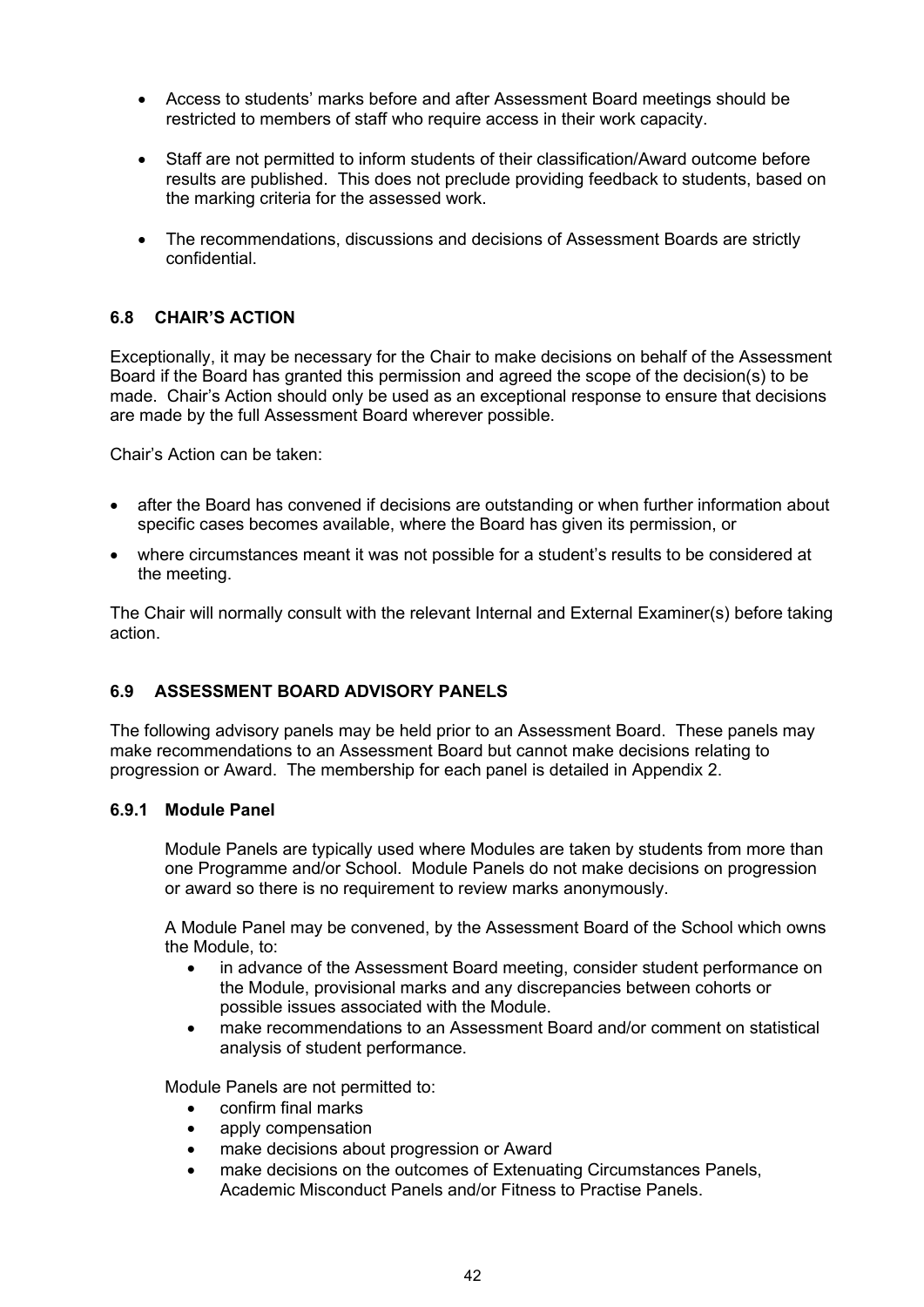- Access to students' marks before and after Assessment Board meetings should be restricted to members of staff who require access in their work capacity.

- Staff are not permitted to inform students of their classification/Award outcome before results are published. This does not preclude providing feedback to students, based on the marking criteria for the assessed work.

- The recommendations, discussions and decisions of Assessment Boards are strictly confidential.

## 6.8 CHAIR'S ACTION

Exceptionally, it may be necessary for the Chair to make decisions on behalf of the Assessment Board if the Board has granted this permission and agreed the scope of the decision(s) to be made. Chair's Action should only be used as an exceptional response to ensure that decisions are made by the full Assessment Board wherever possible.

Chair's Action can be taken:

- after the Board has convened if decisions are outstanding or when further information about specific cases becomes available, where the Board has given its permission, or
- where circumstances meant it was not possible for a student's results to be considered at the meeting.

The Chair will normally consult with the relevant Internal and External Examiner(s) before taking action.

## 6.9 ASSESSMENT BOARD ADVISORY PANELS

The following advisory panels may be held prior to an Assessment Board. These panels may make recommendations to an Assessment Board but cannot make decisions relating to progression or Award. The membership for each panel is detailed in Appendix 2.

### 6.9.1 Module Panel

Module Panels are typically used where Modules are taken by students from more than one Programme and/or School. Module Panels do not make decisions on progression or award so there is no requirement to review marks anonymously.

A Module Panel may be convened, by the Assessment Board of the School which owns the Module, to:

- in advance of the Assessment Board meeting, consider student performance on the Module, provisional marks and any discrepancies between cohorts or possible issues associated with the Module.
- make recommendations to an Assessment Board and/or comment on statistical analysis of student performance.

Module Panels are not permitted to:

- confirm final marks
- apply compensation
- make decisions about progression or Award
- make decisions on the outcomes of Extenuating Circumstances Panels, Academic Misconduct Panels and/or Fitness to Practise Panels.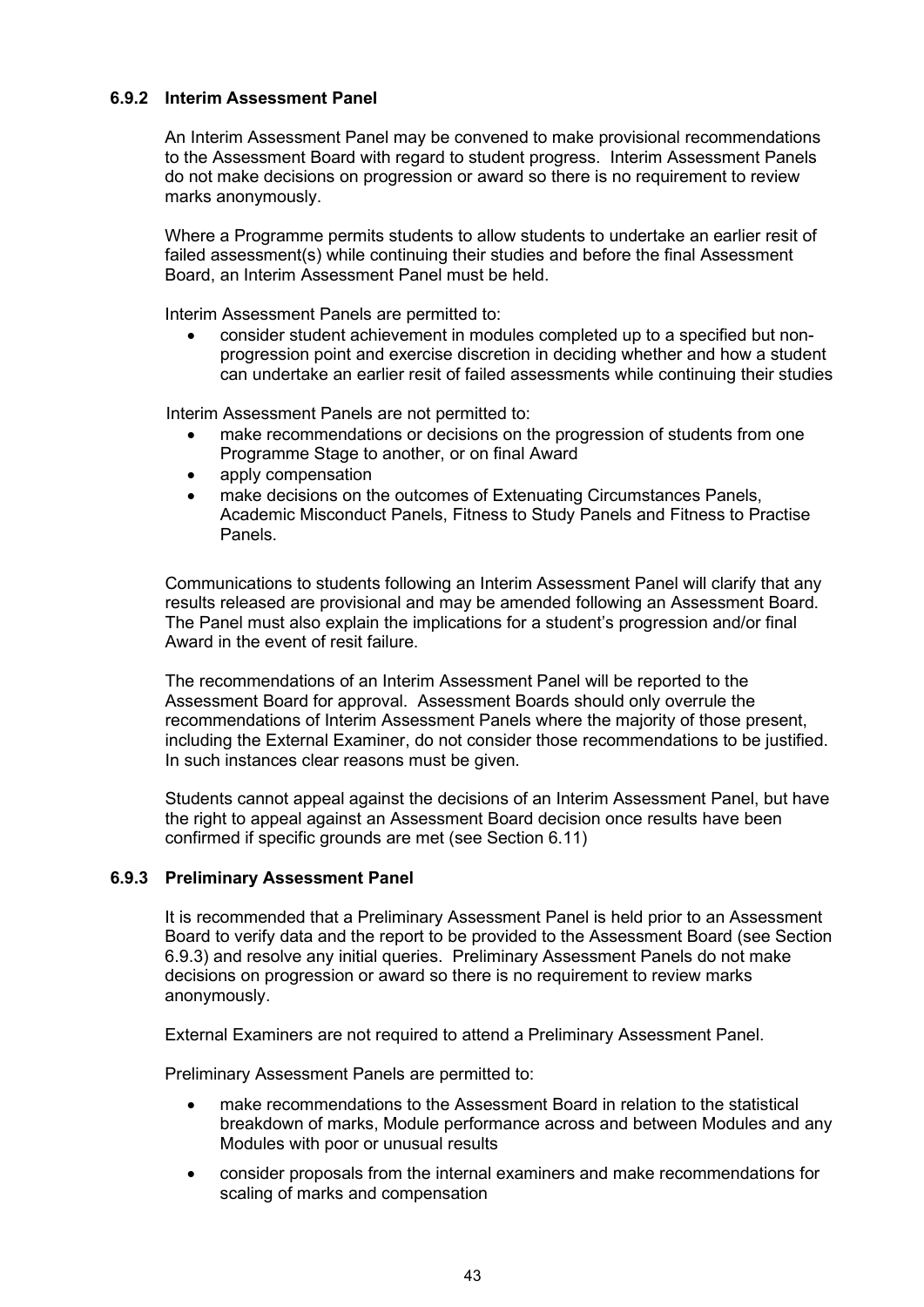#### 6.9.2 Interim Assessment Panel

An Interim Assessment Panel may be convened to make provisional recommendations to the Assessment Board with regard to student progress. Interim Assessment Panels do not make decisions on progression or award so there is no requirement to review marks anonymously.

Where a Programme permits students to allow students to undertake an earlier resit of failed assessment(s) while continuing their studies and before the final Assessment Board, an Interim Assessment Panel must be held.

Interim Assessment Panels are permitted to:

- consider student achievement in modules completed up to a specified but non-progression point and exercise discretion in deciding whether and how a student can undertake an earlier resit of failed assessments while continuing their studies

Interim Assessment Panels are not permitted to:

- make recommendations or decisions on the progression of students from one Programme Stage to another, or on final Award
- apply compensation
- make decisions on the outcomes of Extenuating Circumstances Panels, Academic Misconduct Panels, Fitness to Study Panels and Fitness to Practise Panels.

Communications to students following an Interim Assessment Panel will clarify that any results released are provisional and may be amended following an Assessment Board. The Panel must also explain the implications for a student's progression and/or final Award in the event of resit failure.

The recommendations of an Interim Assessment Panel will be reported to the Assessment Board for approval. Assessment Boards should only overrule the recommendations of Interim Assessment Panels where the majority of those present, including the External Examiner, do not consider those recommendations to be justified. In such instances clear reasons must be given.

Students cannot appeal against the decisions of an Interim Assessment Panel, but have the right to appeal against an Assessment Board decision once results have been confirmed if specific grounds are met (see Section 6.11)

#### 6.9.3 Preliminary Assessment Panel

It is recommended that a Preliminary Assessment Panel is held prior to an Assessment Board to verify data and the report to be provided to the Assessment Board (see Section 6.9.3) and resolve any initial queries. Preliminary Assessment Panels do not make decisions on progression or award so there is no requirement to review marks anonymously.

External Examiners are not required to attend a Preliminary Assessment Panel.

Preliminary Assessment Panels are permitted to:

- make recommendations to the Assessment Board in relation to the statistical breakdown of marks, Module performance across and between Modules and any Modules with poor or unusual results
- consider proposals from the internal examiners and make recommendations for scaling of marks and compensation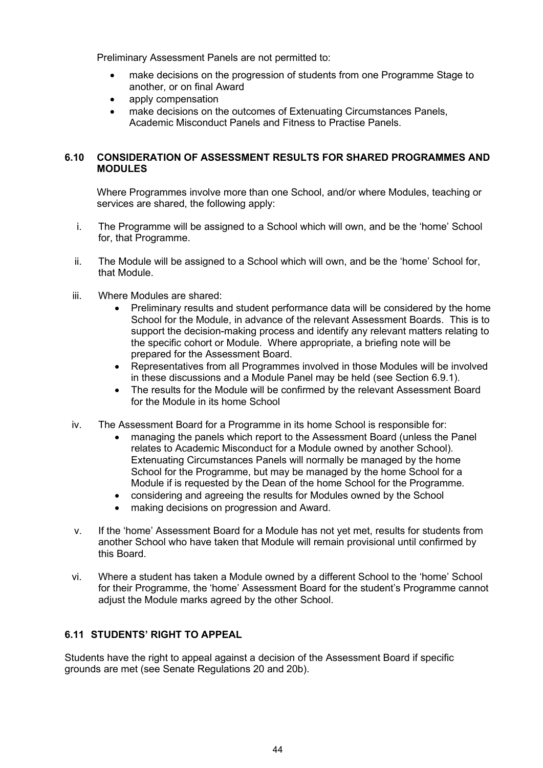Preliminary Assessment Panels are not permitted to:

- make decisions on the progression of students from one Programme Stage to another, or on final Award
- apply compensation
- make decisions on the outcomes of Extenuating Circumstances Panels, Academic Misconduct Panels and Fitness to Practise Panels.

### 6.10 CONSIDERATION OF ASSESSMENT RESULTS FOR SHARED PROGRAMMES AND MODULES

Where Programmes involve more than one School, and/or where Modules, teaching or services are shared, the following apply:

i. The Programme will be assigned to a School which will own, and be the 'home' School for, that Programme.

ii. The Module will be assigned to a School which will own, and be the 'home' School for, that Module.

iii. Where Modules are shared:
   - Preliminary results and student performance data will be considered by the home School for the Module, in advance of the relevant Assessment Boards. This is to support the decision-making process and identify any relevant matters relating to the specific cohort or Module. Where appropriate, a briefing note will be prepared for the Assessment Board.
   - Representatives from all Programmes involved in those Modules will be involved in these discussions and a Module Panel may be held (see Section 6.9.1).
   - The results for the Module will be confirmed by the relevant Assessment Board for the Module in its home School

iv. The Assessment Board for a Programme in its home School is responsible for:
   - managing the panels which report to the Assessment Board (unless the Panel relates to Academic Misconduct for a Module owned by another School). Extenuating Circumstances Panels will normally be managed by the home School for the Programme, but may be managed by the home School for a Module if is requested by the Dean of the home School for the Programme.
   - considering and agreeing the results for Modules owned by the School
   - making decisions on progression and Award.

v. If the 'home' Assessment Board for a Module has not yet met, results for students from another School who have taken that Module will remain provisional until confirmed by this Board.

vi. Where a student has taken a Module owned by a different School to the 'home' School for their Programme, the 'home' Assessment Board for the student's Programme cannot adjust the Module marks agreed by the other School.

### 6.11 STUDENTS' RIGHT TO APPEAL

Students have the right to appeal against a decision of the Assessment Board if specific grounds are met (see Senate Regulations 20 and 20b).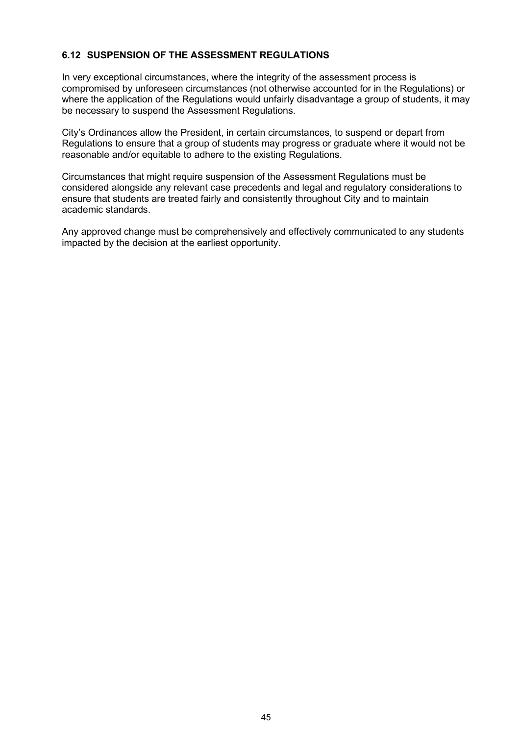### 6.12 SUSPENSION OF THE ASSESSMENT REGULATIONS

In very exceptional circumstances, where the integrity of the assessment process is compromised by unforeseen circumstances (not otherwise accounted for in the Regulations) or where the application of the Regulations would unfairly disadvantage a group of students, it may be necessary to suspend the Assessment Regulations.

City's Ordinances allow the President, in certain circumstances, to suspend or depart from Regulations to ensure that a group of students may progress or graduate where it would not be reasonable and/or equitable to adhere to the existing Regulations.

Circumstances that might require suspension of the Assessment Regulations must be considered alongside any relevant case precedents and legal and regulatory considerations to ensure that students are treated fairly and consistently throughout City and to maintain academic standards.

Any approved change must be comprehensively and effectively communicated to any students impacted by the decision at the earliest opportunity.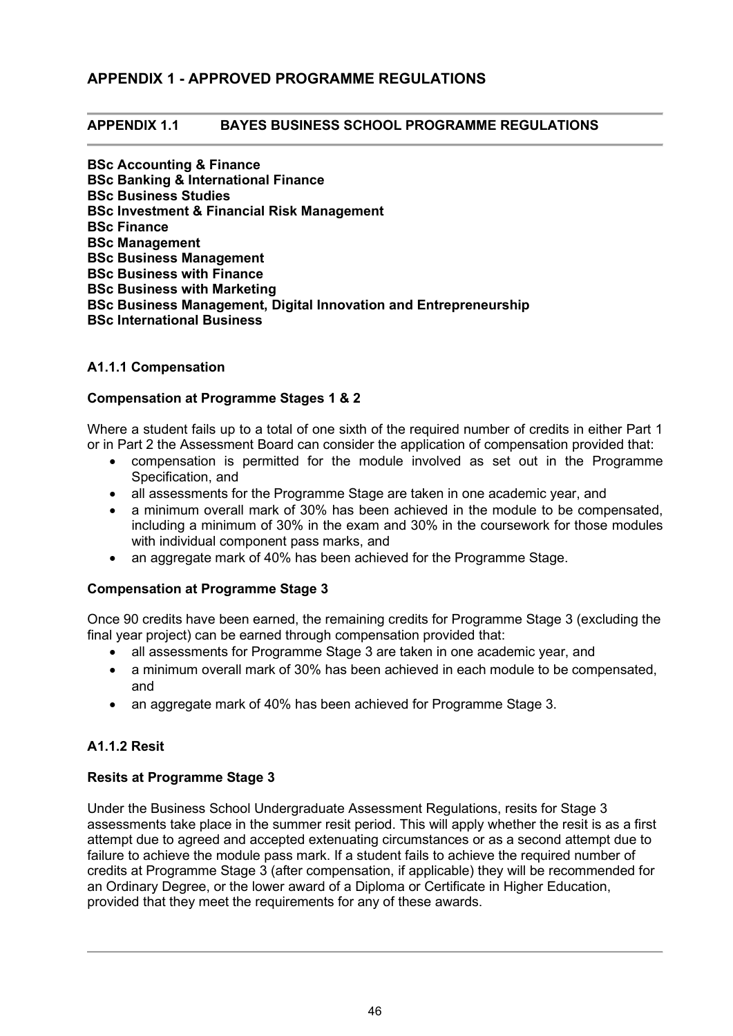# APPENDIX 1 - APPROVED PROGRAMME REGULATIONS

## APPENDIX 1.1 BAYES BUSINESS SCHOOL PROGRAMME REGULATIONS

**BSc Accounting & Finance**
**BSc Banking & International Finance**
**BSc Business Studies**
**BSc Investment & Financial Risk Management**
**BSc Finance**
**BSc Management**
**BSc Business Management**
**BSc Business with Finance**
**BSc Business with Marketing**
**BSc Business Management, Digital Innovation and Entrepreneurship**
**BSc International Business**

### A1.1.1 Compensation

#### Compensation at Programme Stages 1 & 2

Where a student fails up to a total of one sixth of the required number of credits in either Part 1 or in Part 2 the Assessment Board can consider the application of compensation provided that:

- compensation is permitted for the module involved as set out in the Programme Specification, and
- all assessments for the Programme Stage are taken in one academic year, and
- a minimum overall mark of 30% has been achieved in the module to be compensated, including a minimum of 30% in the exam and 30% in the coursework for those modules with individual component pass marks, and
- an aggregate mark of 40% has been achieved for the Programme Stage.

#### Compensation at Programme Stage 3

Once 90 credits have been earned, the remaining credits for Programme Stage 3 (excluding the final year project) can be earned through compensation provided that:

- all assessments for Programme Stage 3 are taken in one academic year, and
- a minimum overall mark of 30% has been achieved in each module to be compensated, and
- an aggregate mark of 40% has been achieved for Programme Stage 3.

### A1.1.2 Resit

#### Resits at Programme Stage 3

Under the Business School Undergraduate Assessment Regulations, resits for Stage 3 assessments take place in the summer resit period. This will apply whether the resit is as a first attempt due to agreed and accepted extenuating circumstances or as a second attempt due to failure to achieve the module pass mark. If a student fails to achieve the required number of credits at Programme Stage 3 (after compensation, if applicable) they will be recommended for an Ordinary Degree, or the lower award of a Diploma or Certificate in Higher Education, provided that they meet the requirements for any of these awards.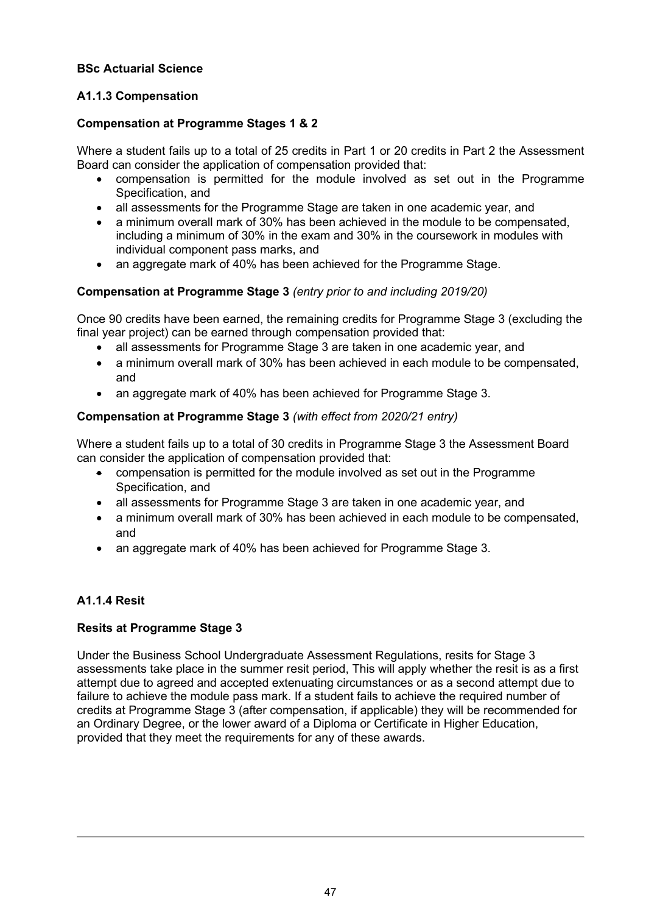**BSc Actuarial Science**

### A1.1.3 Compensation

**Compensation at Programme Stages 1 & 2**

Where a student fails up to a total of 25 credits in Part 1 or 20 credits in Part 2 the Assessment Board can consider the application of compensation provided that:

- compensation is permitted for the module involved as set out in the Programme Specification, and
- all assessments for the Programme Stage are taken in one academic year, and
- a minimum overall mark of 30% has been achieved in the module to be compensated, including a minimum of 30% in the exam and 30% in the coursework in modules with individual component pass marks, and
- an aggregate mark of 40% has been achieved for the Programme Stage.

**Compensation at Programme Stage 3** *(entry prior to and including 2019/20)*

Once 90 credits have been earned, the remaining credits for Programme Stage 3 (excluding the final year project) can be earned through compensation provided that:

- all assessments for Programme Stage 3 are taken in one academic year, and
- a minimum overall mark of 30% has been achieved in each module to be compensated, and
- an aggregate mark of 40% has been achieved for Programme Stage 3.

**Compensation at Programme Stage 3** *(with effect from 2020/21 entry)*

Where a student fails up to a total of 30 credits in Programme Stage 3 the Assessment Board can consider the application of compensation provided that:

- compensation is permitted for the module involved as set out in the Programme Specification, and
- all assessments for Programme Stage 3 are taken in one academic year, and
- a minimum overall mark of 30% has been achieved in each module to be compensated, and
- an aggregate mark of 40% has been achieved for Programme Stage 3.

### A1.1.4 Resit

**Resits at Programme Stage 3**

Under the Business School Undergraduate Assessment Regulations, resits for Stage 3 assessments take place in the summer resit period, This will apply whether the resit is as a first attempt due to agreed and accepted extenuating circumstances or as a second attempt due to failure to achieve the module pass mark. If a student fails to achieve the required number of credits at Programme Stage 3 (after compensation, if applicable) they will be recommended for an Ordinary Degree, or the lower award of a Diploma or Certificate in Higher Education, provided that they meet the requirements for any of these awards.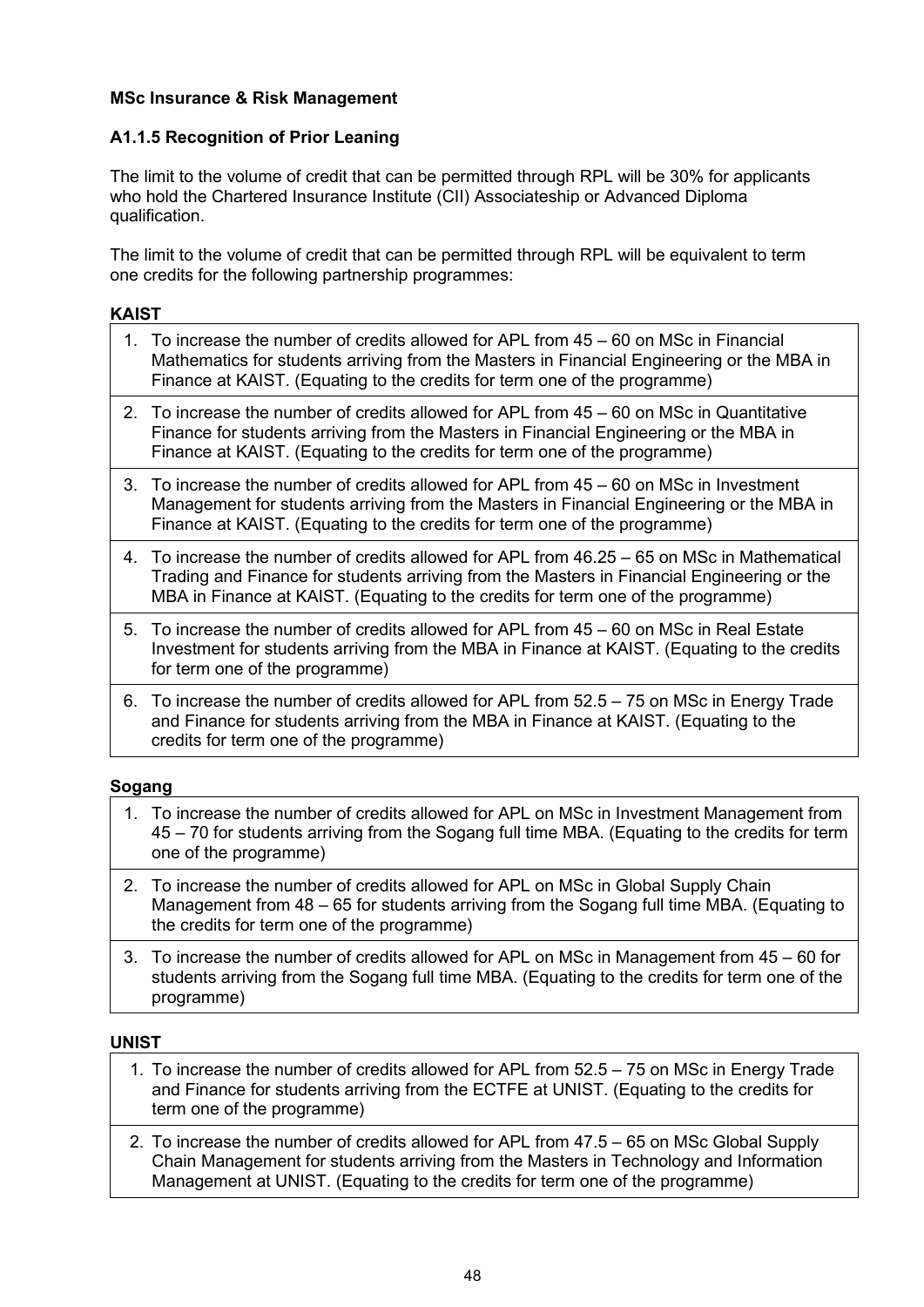**MSc Insurance & Risk Management**

**A1.1.5 Recognition of Prior Leaning**

The limit to the volume of credit that can be permitted through RPL will be 30% for applicants who hold the Chartered Insurance Institute (CII) Associateship or Advanced Diploma qualification.

The limit to the volume of credit that can be permitted through RPL will be equivalent to term one credits for the following partnership programmes:

**KAIST**

| |
|---|
| 1. To increase the number of credits allowed for APL from 45 – 60 on MSc in Financial Mathematics for students arriving from the Masters in Financial Engineering or the MBA in Finance at KAIST. (Equating to the credits for term one of the programme) |
| 2. To increase the number of credits allowed for APL from 45 – 60 on MSc in Quantitative Finance for students arriving from the Masters in Financial Engineering or the MBA in Finance at KAIST. (Equating to the credits for term one of the programme) |
| 3. To increase the number of credits allowed for APL from 45 – 60 on MSc in Investment Management for students arriving from the Masters in Financial Engineering or the MBA in Finance at KAIST. (Equating to the credits for term one of the programme) |
| 4. To increase the number of credits allowed for APL from 46.25 – 65 on MSc in Mathematical Trading and Finance for students arriving from the Masters in Financial Engineering or the MBA in Finance at KAIST. (Equating to the credits for term one of the programme) |
| 5. To increase the number of credits allowed for APL from 45 – 60 on MSc in Real Estate Investment for students arriving from the MBA in Finance at KAIST. (Equating to the credits for term one of the programme) |
| 6. To increase the number of credits allowed for APL from 52.5 – 75 on MSc in Energy Trade and Finance for students arriving from the MBA in Finance at KAIST. (Equating to the credits for term one of the programme) |

**Sogang**

| |
|---|
| 1. To increase the number of credits allowed for APL on MSc in Investment Management from 45 – 70 for students arriving from the Sogang full time MBA. (Equating to the credits for term one of the programme) |
| 2. To increase the number of credits allowed for APL on MSc in Global Supply Chain Management from 48 – 65 for students arriving from the Sogang full time MBA. (Equating to the credits for term one of the programme) |
| 3. To increase the number of credits allowed for APL on MSc in Management from 45 – 60 for students arriving from the Sogang full time MBA. (Equating to the credits for term one of the programme) |

**UNIST**

| |
|---|
| 1. To increase the number of credits allowed for APL from 52.5 – 75 on MSc in Energy Trade and Finance for students arriving from the ECTFE at UNIST. (Equating to the credits for term one of the programme) |
| 2. To increase the number of credits allowed for APL from 47.5 – 65 on MSc Global Supply Chain Management for students arriving from the Masters in Technology and Information Management at UNIST. (Equating to the credits for term one of the programme) |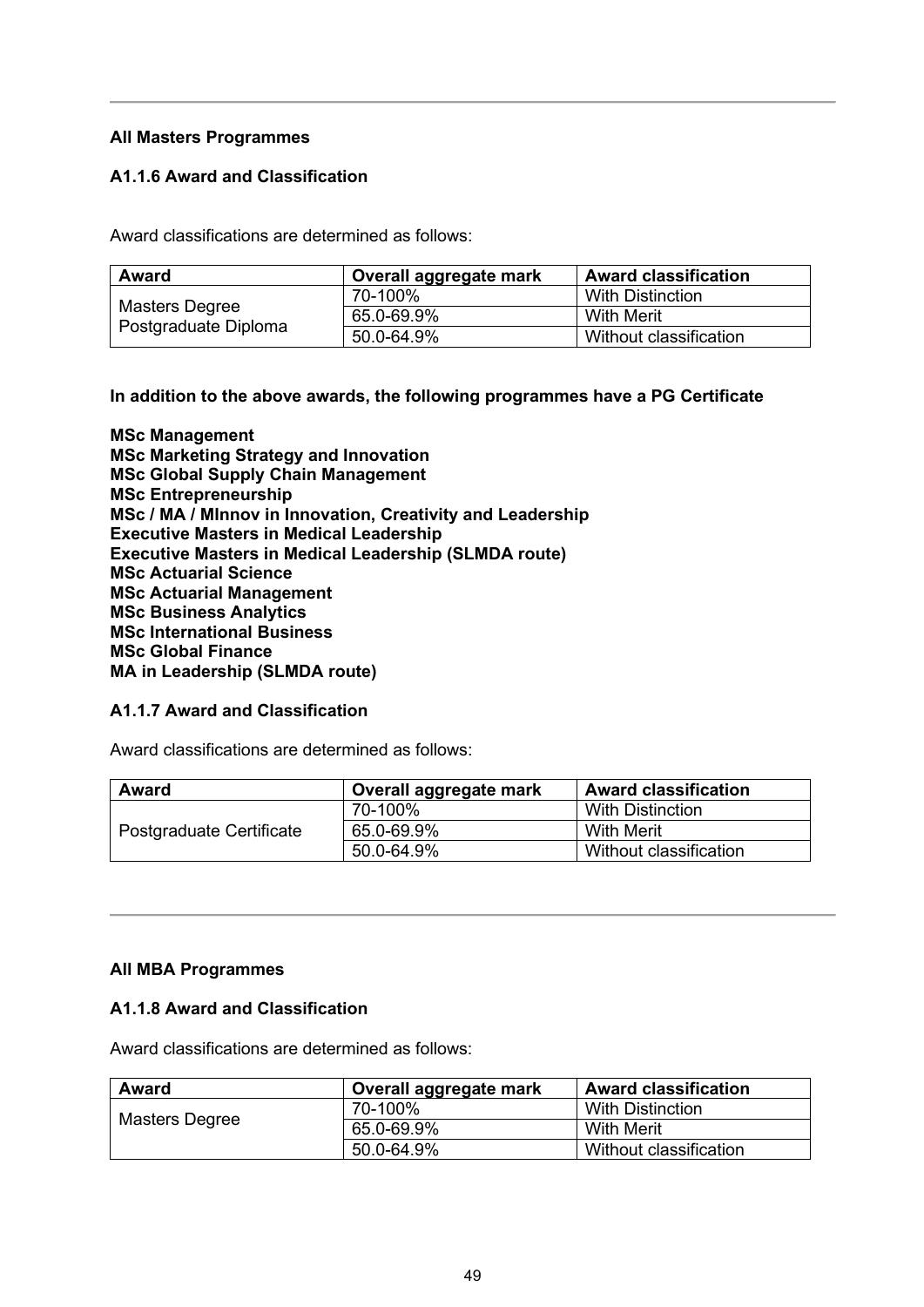---

**All Masters Programmes**

**A1.1.6 Award and Classification**

Award classifications are determined as follows:

| Award | Overall aggregate mark | Award classification |
|---|---|---|
| Masters Degree<br>Postgraduate Diploma | 70-100% | With Distinction |
| | 65.0-69.9% | With Merit |
| | 50.0-64.9% | Without classification |

**In addition to the above awards, the following programmes have a PG Certificate**

**MSc Management**
**MSc Marketing Strategy and Innovation**
**MSc Global Supply Chain Management**
**MSc Entrepreneurship**
**MSc / MA / MInnov in Innovation, Creativity and Leadership**
**Executive Masters in Medical Leadership**
**Executive Masters in Medical Leadership (SLMDA route)**
**MSc Actuarial Science**
**MSc Actuarial Management**
**MSc Business Analytics**
**MSc International Business**
**MSc Global Finance**
**MA in Leadership (SLMDA route)**

**A1.1.7 Award and Classification**

Award classifications are determined as follows:

| Award | Overall aggregate mark | Award classification |
|---|---|---|
| Postgraduate Certificate | 70-100% | With Distinction |
| | 65.0-69.9% | With Merit |
| | 50.0-64.9% | Without classification |

---

**All MBA Programmes**

**A1.1.8 Award and Classification**

Award classifications are determined as follows:

| Award | Overall aggregate mark | Award classification |
|---|---|---|
| Masters Degree | 70-100% | With Distinction |
| | 65.0-69.9% | With Merit |
| | 50.0-64.9% | Without classification |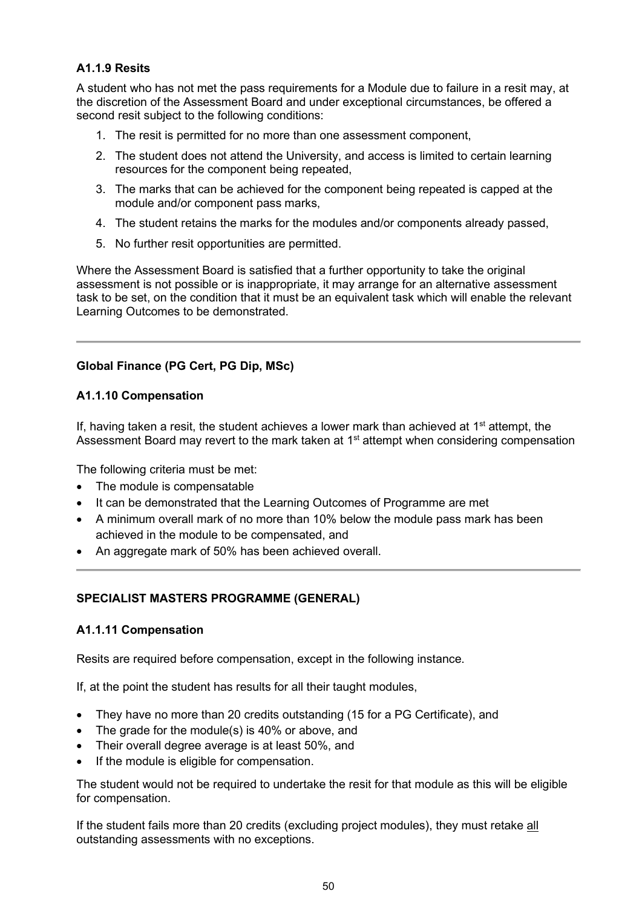### A1.1.9 Resits

A student who has not met the pass requirements for a Module due to failure in a resit may, at the discretion of the Assessment Board and under exceptional circumstances, be offered a second resit subject to the following conditions:

1. The resit is permitted for no more than one assessment component,
2. The student does not attend the University, and access is limited to certain learning resources for the component being repeated,
3. The marks that can be achieved for the component being repeated is capped at the module and/or component pass marks,
4. The student retains the marks for the modules and/or components already passed,
5. No further resit opportunities are permitted.

Where the Assessment Board is satisfied that a further opportunity to take the original assessment is not possible or is inappropriate, it may arrange for an alternative assessment task to be set, on the condition that it must be an equivalent task which will enable the relevant Learning Outcomes to be demonstrated.

---

### Global Finance (PG Cert, PG Dip, MSc)

### A1.1.10 Compensation

If, having taken a resit, the student achieves a lower mark than achieved at 1st attempt, the Assessment Board may revert to the mark taken at 1st attempt when considering compensation

The following criteria must be met:

- The module is compensatable
- It can be demonstrated that the Learning Outcomes of Programme are met
- A minimum overall mark of no more than 10% below the module pass mark has been achieved in the module to be compensated, and
- An aggregate mark of 50% has been achieved overall.

---

### SPECIALIST MASTERS PROGRAMME (GENERAL)

### A1.1.11 Compensation

Resits are required before compensation, except in the following instance.

If, at the point the student has results for all their taught modules,

- They have no more than 20 credits outstanding (15 for a PG Certificate), and
- The grade for the module(s) is 40% or above, and
- Their overall degree average is at least 50%, and
- If the module is eligible for compensation.

The student would not be required to undertake the resit for that module as this will be eligible for compensation.

If the student fails more than 20 credits (excluding project modules), they must retake all outstanding assessments with no exceptions.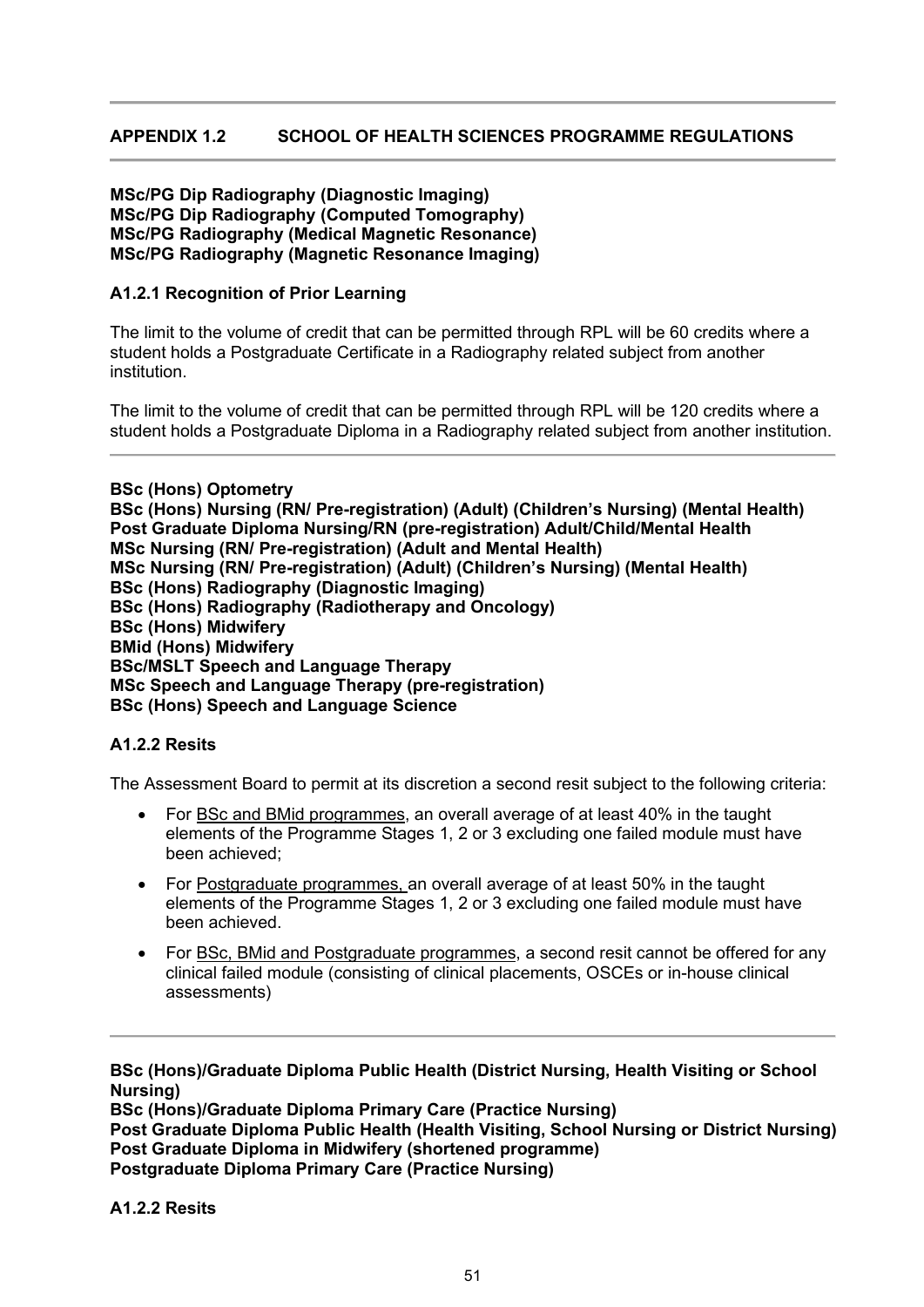## APPENDIX 1.2 SCHOOL OF HEALTH SCIENCES PROGRAMME REGULATIONS

---

**MSc/PG Dip Radiography (Diagnostic Imaging)**
**MSc/PG Dip Radiography (Computed Tomography)**
**MSc/PG Radiography (Medical Magnetic Resonance)**
**MSc/PG Radiography (Magnetic Resonance Imaging)**

### A1.2.1 Recognition of Prior Learning

The limit to the volume of credit that can be permitted through RPL will be 60 credits where a student holds a Postgraduate Certificate in a Radiography related subject from another institution.

The limit to the volume of credit that can be permitted through RPL will be 120 credits where a student holds a Postgraduate Diploma in a Radiography related subject from another institution.

---

**BSc (Hons) Optometry**
**BSc (Hons) Nursing (RN/ Pre-registration) (Adult) (Children's Nursing) (Mental Health)**
**Post Graduate Diploma Nursing/RN (pre-registration) Adult/Child/Mental Health**
**MSc Nursing (RN/ Pre-registration) (Adult and Mental Health)**
**MSc Nursing (RN/ Pre-registration) (Adult) (Children's Nursing) (Mental Health)**
**BSc (Hons) Radiography (Diagnostic Imaging)**
**BSc (Hons) Radiography (Radiotherapy and Oncology)**
**BSc (Hons) Midwifery**
**BMid (Hons) Midwifery**
**BSc/MSLT Speech and Language Therapy**
**MSc Speech and Language Therapy (pre-registration)**
**BSc (Hons) Speech and Language Science**

### A1.2.2 Resits

The Assessment Board to permit at its discretion a second resit subject to the following criteria:

- For BSc and BMid programmes, an overall average of at least 40% in the taught elements of the Programme Stages 1, 2 or 3 excluding one failed module must have been achieved;
- For Postgraduate programmes, an overall average of at least 50% in the taught elements of the Programme Stages 1, 2 or 3 excluding one failed module must have been achieved.
- For BSc, BMid and Postgraduate programmes, a second resit cannot be offered for any clinical failed module (consisting of clinical placements, OSCEs or in-house clinical assessments)

---

**BSc (Hons)/Graduate Diploma Public Health (District Nursing, Health Visiting or School Nursing)**
**BSc (Hons)/Graduate Diploma Primary Care (Practice Nursing)**
**Post Graduate Diploma Public Health (Health Visiting, School Nursing or District Nursing)**
**Post Graduate Diploma in Midwifery (shortened programme)**
**Postgraduate Diploma Primary Care (Practice Nursing)**

### A1.2.2 Resits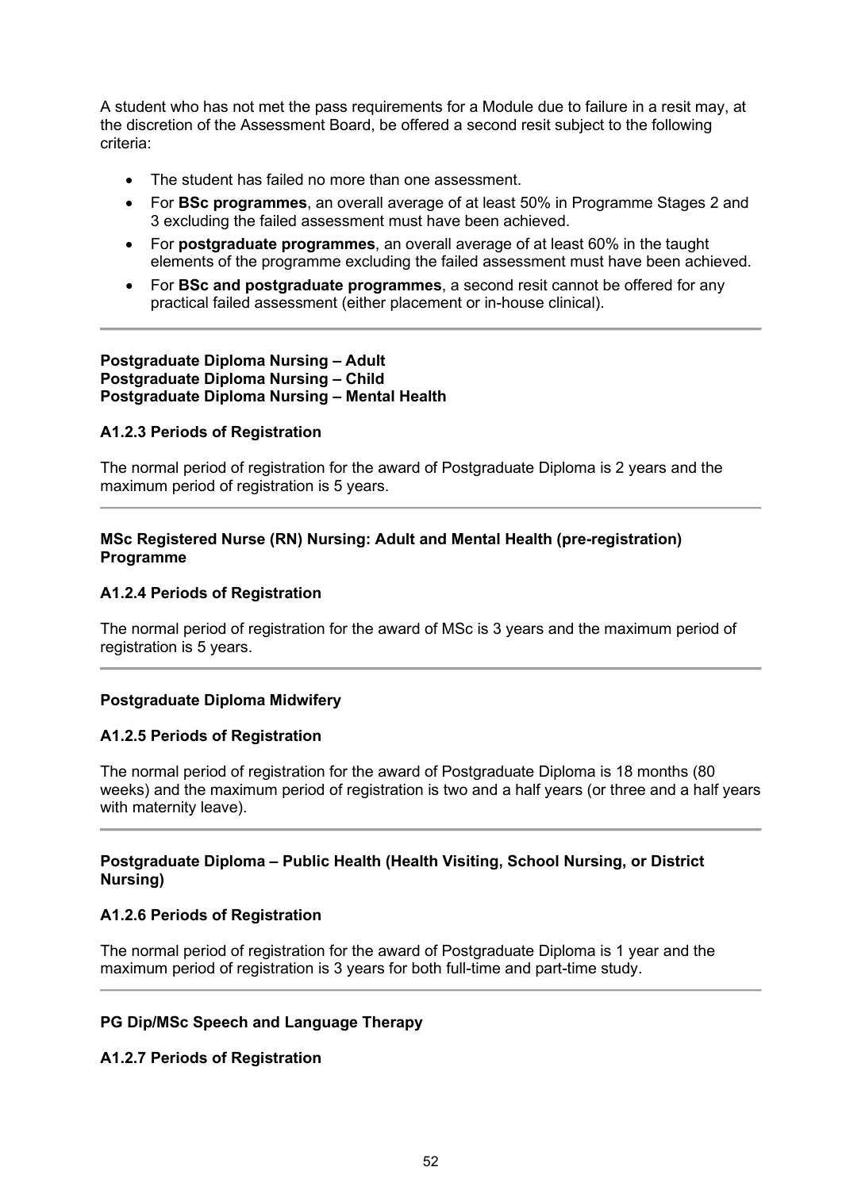A student who has not met the pass requirements for a Module due to failure in a resit may, at the discretion of the Assessment Board, be offered a second resit subject to the following criteria:

- The student has failed no more than one assessment.
- For **BSc programmes**, an overall average of at least 50% in Programme Stages 2 and 3 excluding the failed assessment must have been achieved.
- For **postgraduate programmes**, an overall average of at least 60% in the taught elements of the programme excluding the failed assessment must have been achieved.
- For **BSc and postgraduate programmes**, a second resit cannot be offered for any practical failed assessment (either placement or in-house clinical).

---

**Postgraduate Diploma Nursing – Adult**
**Postgraduate Diploma Nursing – Child**
**Postgraduate Diploma Nursing – Mental Health**

### A1.2.3 Periods of Registration

The normal period of registration for the award of Postgraduate Diploma is 2 years and the maximum period of registration is 5 years.

---

**MSc Registered Nurse (RN) Nursing: Adult and Mental Health (pre-registration) Programme**

### A1.2.4 Periods of Registration

The normal period of registration for the award of MSc is 3 years and the maximum period of registration is 5 years.

---

**Postgraduate Diploma Midwifery**

### A1.2.5 Periods of Registration

The normal period of registration for the award of Postgraduate Diploma is 18 months (80 weeks) and the maximum period of registration is two and a half years (or three and a half years with maternity leave).

---

**Postgraduate Diploma – Public Health (Health Visiting, School Nursing, or District Nursing)**

### A1.2.6 Periods of Registration

The normal period of registration for the award of Postgraduate Diploma is 1 year and the maximum period of registration is 3 years for both full-time and part-time study.

---

**PG Dip/MSc Speech and Language Therapy**

### A1.2.7 Periods of Registration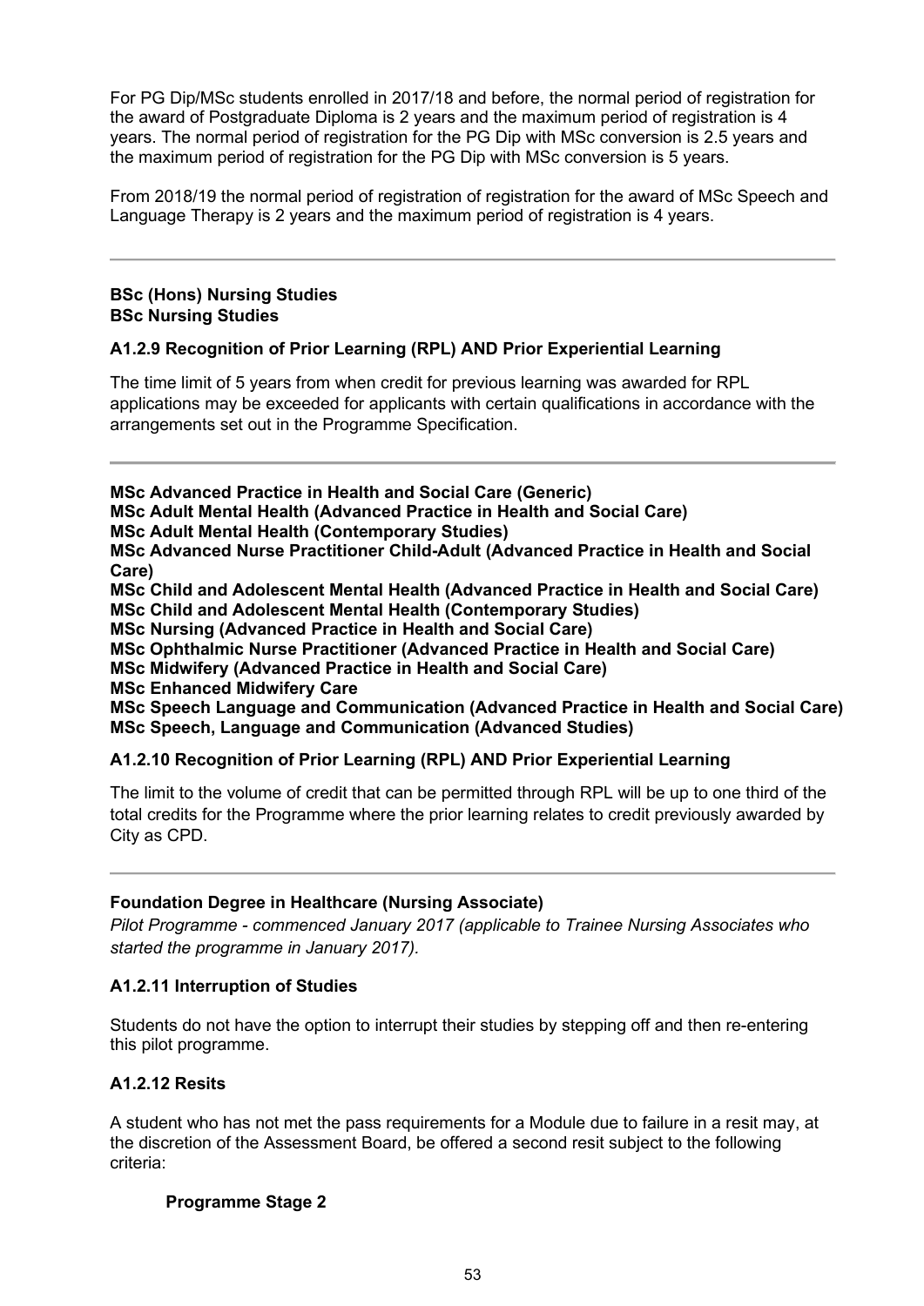For PG Dip/MSc students enrolled in 2017/18 and before, the normal period of registration for the award of Postgraduate Diploma is 2 years and the maximum period of registration is 4 years. The normal period of registration for the PG Dip with MSc conversion is 2.5 years and the maximum period of registration for the PG Dip with MSc conversion is 5 years.

From 2018/19 the normal period of registration of registration for the award of MSc Speech and Language Therapy is 2 years and the maximum period of registration is 4 years.

---

**BSc (Hons) Nursing Studies**
**BSc Nursing Studies**

### A1.2.9 Recognition of Prior Learning (RPL) AND Prior Experiential Learning

The time limit of 5 years from when credit for previous learning was awarded for RPL applications may be exceeded for applicants with certain qualifications in accordance with the arrangements set out in the Programme Specification.

---

**MSc Advanced Practice in Health and Social Care (Generic)**
**MSc Adult Mental Health (Advanced Practice in Health and Social Care)**
**MSc Adult Mental Health (Contemporary Studies)**
**MSc Advanced Nurse Practitioner Child-Adult (Advanced Practice in Health and Social Care)**
**MSc Child and Adolescent Mental Health (Advanced Practice in Health and Social Care)**
**MSc Child and Adolescent Mental Health (Contemporary Studies)**
**MSc Nursing (Advanced Practice in Health and Social Care)**
**MSc Ophthalmic Nurse Practitioner (Advanced Practice in Health and Social Care)**
**MSc Midwifery (Advanced Practice in Health and Social Care)**
**MSc Enhanced Midwifery Care**
**MSc Speech Language and Communication (Advanced Practice in Health and Social Care)**
**MSc Speech, Language and Communication (Advanced Studies)**

### A1.2.10 Recognition of Prior Learning (RPL) AND Prior Experiential Learning

The limit to the volume of credit that can be permitted through RPL will be up to one third of the total credits for the Programme where the prior learning relates to credit previously awarded by City as CPD.

---

**Foundation Degree in Healthcare (Nursing Associate)**
*Pilot Programme - commenced January 2017 (applicable to Trainee Nursing Associates who started the programme in January 2017).*

### A1.2.11 Interruption of Studies

Students do not have the option to interrupt their studies by stepping off and then re-entering this pilot programme.

### A1.2.12 Resits

A student who has not met the pass requirements for a Module due to failure in a resit may, at the discretion of the Assessment Board, be offered a second resit subject to the following criteria:

**Programme Stage 2**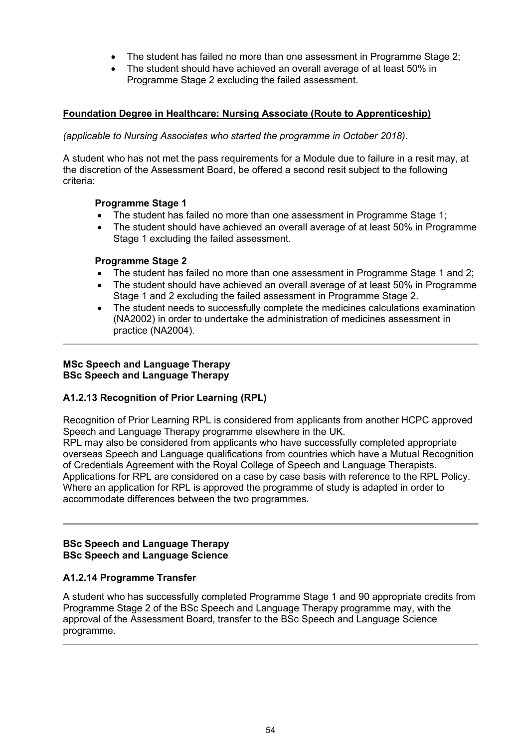- The student has failed no more than one assessment in Programme Stage 2;
- The student should have achieved an overall average of at least 50% in Programme Stage 2 excluding the failed assessment.

**Foundation Degree in Healthcare: Nursing Associate (Route to Apprenticeship)**

*(applicable to Nursing Associates who started the programme in October 2018).*

A student who has not met the pass requirements for a Module due to failure in a resit may, at the discretion of the Assessment Board, be offered a second resit subject to the following criteria:

**Programme Stage 1**

- The student has failed no more than one assessment in Programme Stage 1;
- The student should have achieved an overall average of at least 50% in Programme Stage 1 excluding the failed assessment.

**Programme Stage 2**

- The student has failed no more than one assessment in Programme Stage 1 and 2;
- The student should have achieved an overall average of at least 50% in Programme Stage 1 and 2 excluding the failed assessment in Programme Stage 2.
- The student needs to successfully complete the medicines calculations examination (NA2002) in order to undertake the administration of medicines assessment in practice (NA2004).

---

**MSc Speech and Language Therapy**
**BSc Speech and Language Therapy**

### A1.2.13 Recognition of Prior Learning (RPL)

Recognition of Prior Learning RPL is considered from applicants from another HCPC approved Speech and Language Therapy programme elsewhere in the UK.
RPL may also be considered from applicants who have successfully completed appropriate overseas Speech and Language qualifications from countries which have a Mutual Recognition of Credentials Agreement with the Royal College of Speech and Language Therapists. Applications for RPL are considered on a case by case basis with reference to the RPL Policy. Where an application for RPL is approved the programme of study is adapted in order to accommodate differences between the two programmes.

---

**BSc Speech and Language Therapy**
**BSc Speech and Language Science**

### A1.2.14 Programme Transfer

A student who has successfully completed Programme Stage 1 and 90 appropriate credits from Programme Stage 2 of the BSc Speech and Language Therapy programme may, with the approval of the Assessment Board, transfer to the BSc Speech and Language Science programme.

---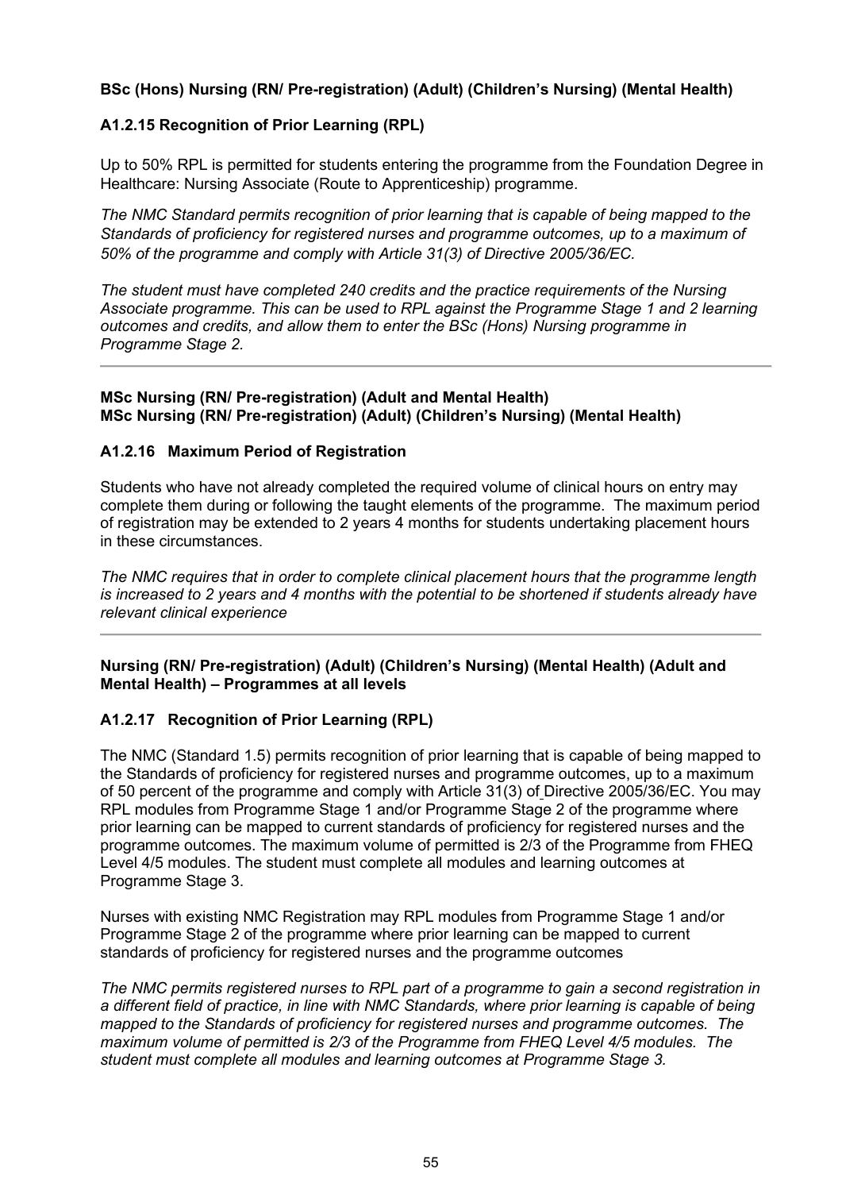**BSc (Hons) Nursing (RN/ Pre-registration) (Adult) (Children's Nursing) (Mental Health)**

### A1.2.15 Recognition of Prior Learning (RPL)

Up to 50% RPL is permitted for students entering the programme from the Foundation Degree in Healthcare: Nursing Associate (Route to Apprenticeship) programme.

*The NMC Standard permits recognition of prior learning that is capable of being mapped to the Standards of proficiency for registered nurses and programme outcomes, up to a maximum of 50% of the programme and comply with Article 31(3) of Directive 2005/36/EC.*

*The student must have completed 240 credits and the practice requirements of the Nursing Associate programme. This can be used to RPL against the Programme Stage 1 and 2 learning outcomes and credits, and allow them to enter the BSc (Hons) Nursing programme in Programme Stage 2.*

---

**MSc Nursing (RN/ Pre-registration) (Adult and Mental Health)**
**MSc Nursing (RN/ Pre-registration) (Adult) (Children's Nursing) (Mental Health)**

### A1.2.16 Maximum Period of Registration

Students who have not already completed the required volume of clinical hours on entry may complete them during or following the taught elements of the programme. The maximum period of registration may be extended to 2 years 4 months for students undertaking placement hours in these circumstances.

*The NMC requires that in order to complete clinical placement hours that the programme length is increased to 2 years and 4 months with the potential to be shortened if students already have relevant clinical experience*

---

**Nursing (RN/ Pre-registration) (Adult) (Children's Nursing) (Mental Health) (Adult and Mental Health) – Programmes at all levels**

### A1.2.17 Recognition of Prior Learning (RPL)

The NMC (Standard 1.5) permits recognition of prior learning that is capable of being mapped to the Standards of proficiency for registered nurses and programme outcomes, up to a maximum of 50 percent of the programme and comply with Article 31(3) of Directive 2005/36/EC. You may RPL modules from Programme Stage 1 and/or Programme Stage 2 of the programme where prior learning can be mapped to current standards of proficiency for registered nurses and the programme outcomes. The maximum volume of permitted is 2/3 of the Programme from FHEQ Level 4/5 modules. The student must complete all modules and learning outcomes at Programme Stage 3.

Nurses with existing NMC Registration may RPL modules from Programme Stage 1 and/or Programme Stage 2 of the programme where prior learning can be mapped to current standards of proficiency for registered nurses and the programme outcomes

*The NMC permits registered nurses to RPL part of a programme to gain a second registration in a different field of practice, in line with NMC Standards, where prior learning is capable of being mapped to the Standards of proficiency for registered nurses and programme outcomes. The maximum volume of permitted is 2/3 of the Programme from FHEQ Level 4/5 modules. The student must complete all modules and learning outcomes at Programme Stage 3.*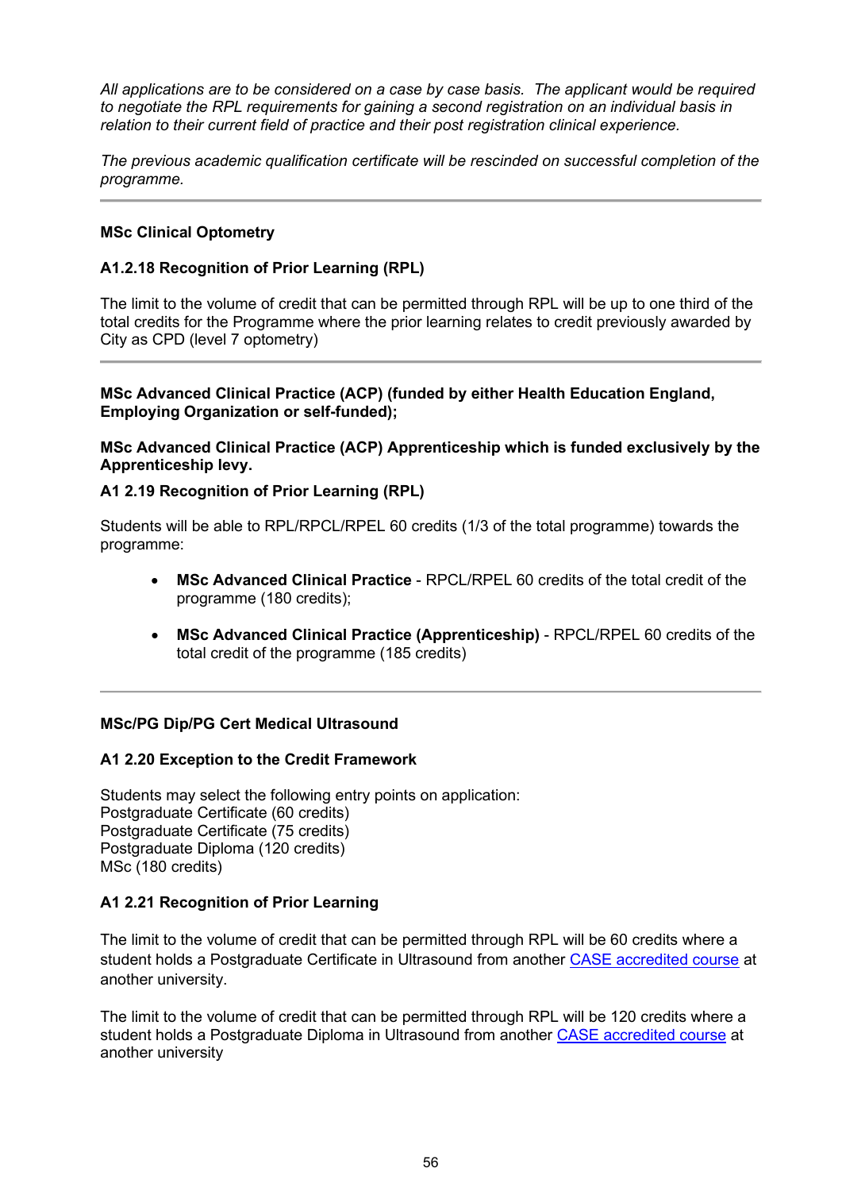*All applications are to be considered on a case by case basis. The applicant would be required to negotiate the RPL requirements for gaining a second registration on an individual basis in relation to their current field of practice and their post registration clinical experience.*

*The previous academic qualification certificate will be rescinded on successful completion of the programme.*

---

**MSc Clinical Optometry**

**A1.2.18 Recognition of Prior Learning (RPL)**

The limit to the volume of credit that can be permitted through RPL will be up to one third of the total credits for the Programme where the prior learning relates to credit previously awarded by City as CPD (level 7 optometry)

---

**MSc Advanced Clinical Practice (ACP) (funded by either Health Education England, Employing Organization or self-funded);**

**MSc Advanced Clinical Practice (ACP) Apprenticeship which is funded exclusively by the Apprenticeship levy.**

**A1 2.19 Recognition of Prior Learning (RPL)**

Students will be able to RPL/RPCL/RPEL 60 credits (1/3 of the total programme) towards the programme:

- **MSc Advanced Clinical Practice** - RPCL/RPEL 60 credits of the total credit of the programme (180 credits);
- **MSc Advanced Clinical Practice (Apprenticeship)** - RPCL/RPEL 60 credits of the total credit of the programme (185 credits)

---

**MSc/PG Dip/PG Cert Medical Ultrasound**

**A1 2.20 Exception to the Credit Framework**

Students may select the following entry points on application:
Postgraduate Certificate (60 credits)
Postgraduate Certificate (75 credits)
Postgraduate Diploma (120 credits)
MSc (180 credits)

**A1 2.21 Recognition of Prior Learning**

The limit to the volume of credit that can be permitted through RPL will be 60 credits where a student holds a Postgraduate Certificate in Ultrasound from another CASE accredited course at another university.

The limit to the volume of credit that can be permitted through RPL will be 120 credits where a student holds a Postgraduate Diploma in Ultrasound from another CASE accredited course at another university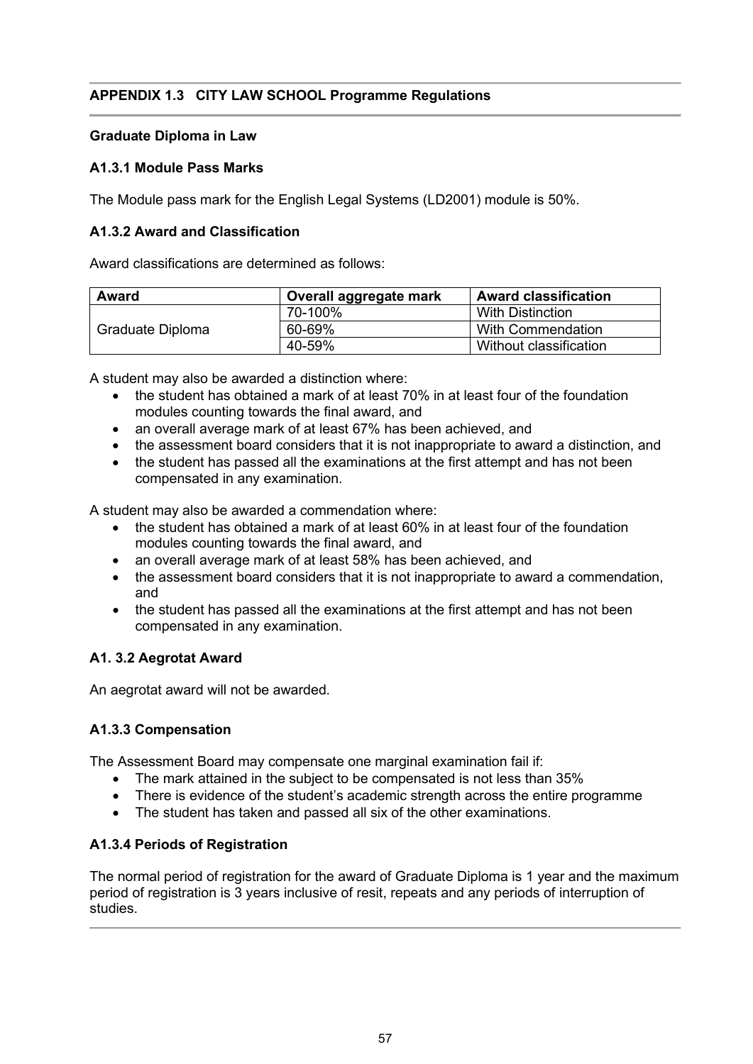## APPENDIX 1.3 CITY LAW SCHOOL Programme Regulations

### Graduate Diploma in Law

#### A1.3.1 Module Pass Marks

The Module pass mark for the English Legal Systems (LD2001) module is 50%.

#### A1.3.2 Award and Classification

Award classifications are determined as follows:

| Award | Overall aggregate mark | Award classification |
|---|---|---|
| Graduate Diploma | 70-100% | With Distinction |
| | 60-69% | With Commendation |
| | 40-59% | Without classification |

A student may also be awarded a distinction where:

- the student has obtained a mark of at least 70% in at least four of the foundation modules counting towards the final award, and
- an overall average mark of at least 67% has been achieved, and
- the assessment board considers that it is not inappropriate to award a distinction, and
- the student has passed all the examinations at the first attempt and has not been compensated in any examination.

A student may also be awarded a commendation where:

- the student has obtained a mark of at least 60% in at least four of the foundation modules counting towards the final award, and
- an overall average mark of at least 58% has been achieved, and
- the assessment board considers that it is not inappropriate to award a commendation, and
- the student has passed all the examinations at the first attempt and has not been compensated in any examination.

#### A1. 3.2 Aegrotat Award

An aegrotat award will not be awarded.

#### A1.3.3 Compensation

The Assessment Board may compensate one marginal examination fail if:

- The mark attained in the subject to be compensated is not less than 35%
- There is evidence of the student's academic strength across the entire programme
- The student has taken and passed all six of the other examinations.

#### A1.3.4 Periods of Registration

The normal period of registration for the award of Graduate Diploma is 1 year and the maximum period of registration is 3 years inclusive of resit, repeats and any periods of interruption of studies.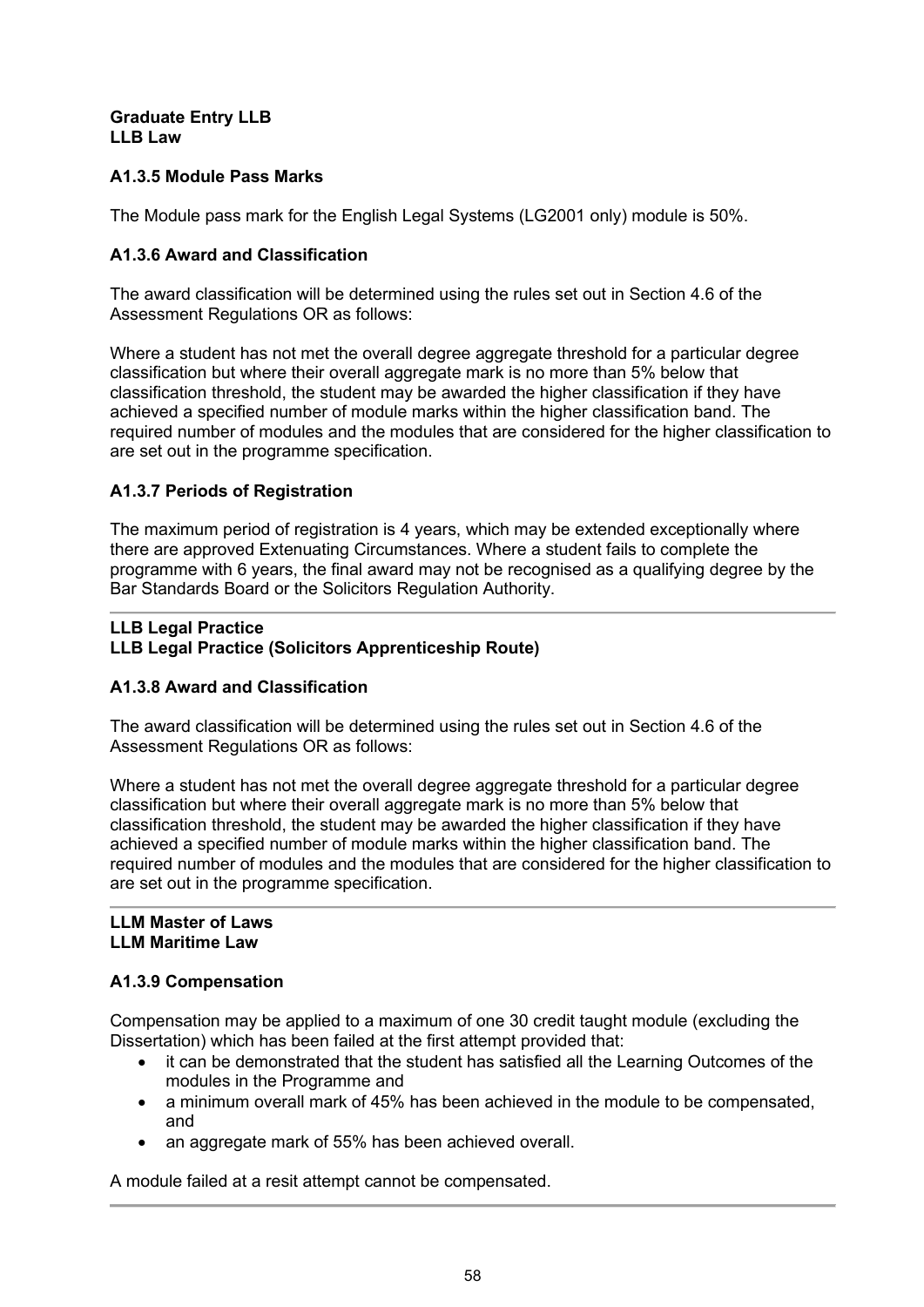**Graduate Entry LLB**
**LLB Law**

### A1.3.5 Module Pass Marks

The Module pass mark for the English Legal Systems (LG2001 only) module is 50%.

### A1.3.6 Award and Classification

The award classification will be determined using the rules set out in Section 4.6 of the Assessment Regulations OR as follows:

Where a student has not met the overall degree aggregate threshold for a particular degree classification but where their overall aggregate mark is no more than 5% below that classification threshold, the student may be awarded the higher classification if they have achieved a specified number of module marks within the higher classification band. The required number of modules and the modules that are considered for the higher classification to are set out in the programme specification.

### A1.3.7 Periods of Registration

The maximum period of registration is 4 years, which may be extended exceptionally where there are approved Extenuating Circumstances. Where a student fails to complete the programme with 6 years, the final award may not be recognised as a qualifying degree by the Bar Standards Board or the Solicitors Regulation Authority.

---

**LLB Legal Practice**
**LLB Legal Practice (Solicitors Apprenticeship Route)**

### A1.3.8 Award and Classification

The award classification will be determined using the rules set out in Section 4.6 of the Assessment Regulations OR as follows:

Where a student has not met the overall degree aggregate threshold for a particular degree classification but where their overall aggregate mark is no more than 5% below that classification threshold, the student may be awarded the higher classification if they have achieved a specified number of module marks within the higher classification band. The required number of modules and the modules that are considered for the higher classification to are set out in the programme specification.

---

**LLM Master of Laws**
**LLM Maritime Law**

### A1.3.9 Compensation

Compensation may be applied to a maximum of one 30 credit taught module (excluding the Dissertation) which has been failed at the first attempt provided that:

- it can be demonstrated that the student has satisfied all the Learning Outcomes of the modules in the Programme and
- a minimum overall mark of 45% has been achieved in the module to be compensated, and
- an aggregate mark of 55% has been achieved overall.

A module failed at a resit attempt cannot be compensated.

---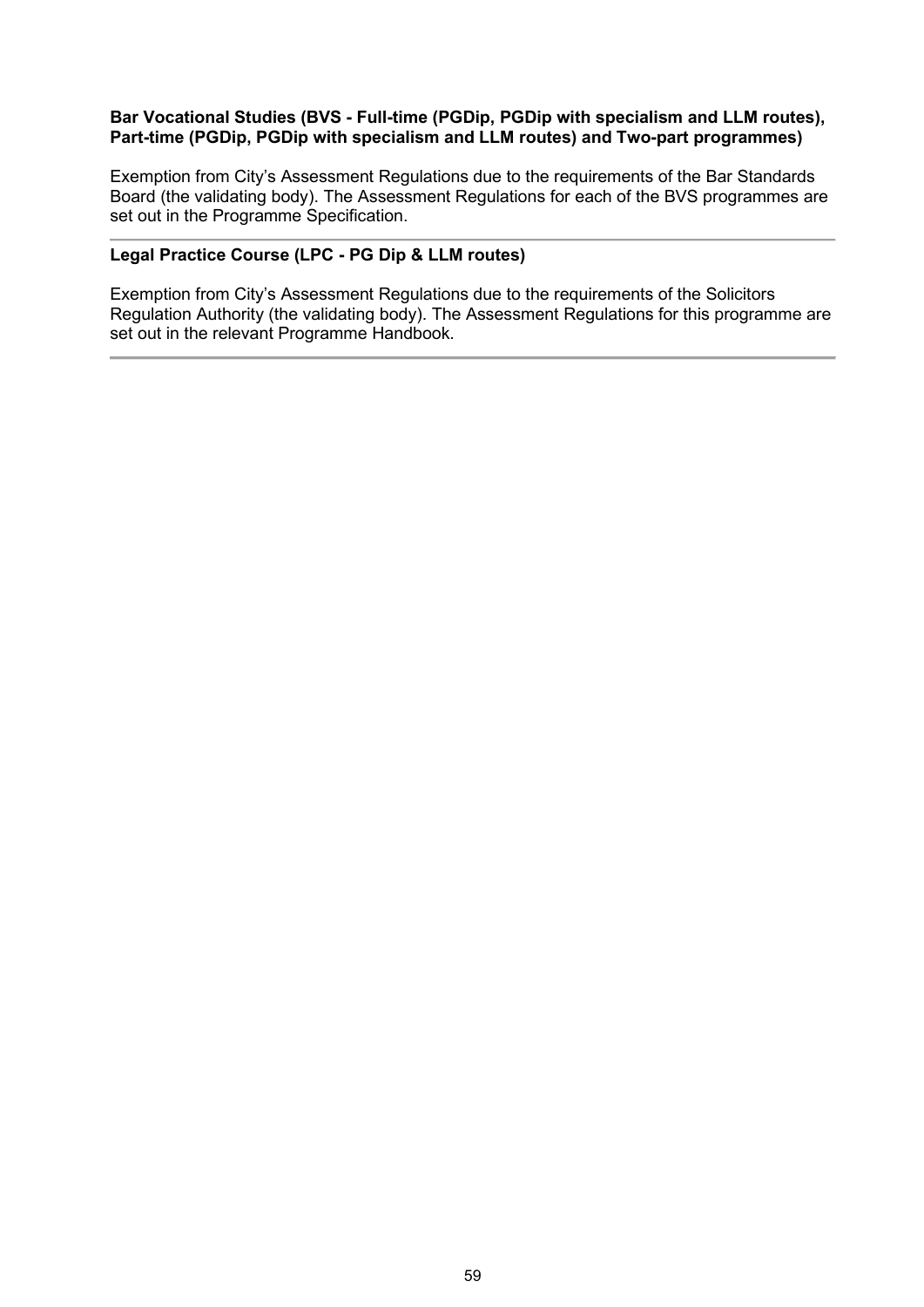**Bar Vocational Studies (BVS - Full-time (PGDip, PGDip with specialism and LLM routes), Part-time (PGDip, PGDip with specialism and LLM routes) and Two-part programmes)**

Exemption from City's Assessment Regulations due to the requirements of the Bar Standards Board (the validating body). The Assessment Regulations for each of the BVS programmes are set out in the Programme Specification.

---

**Legal Practice Course (LPC - PG Dip & LLM routes)**

Exemption from City's Assessment Regulations due to the requirements of the Solicitors Regulation Authority (the validating body). The Assessment Regulations for this programme are set out in the relevant Programme Handbook.

---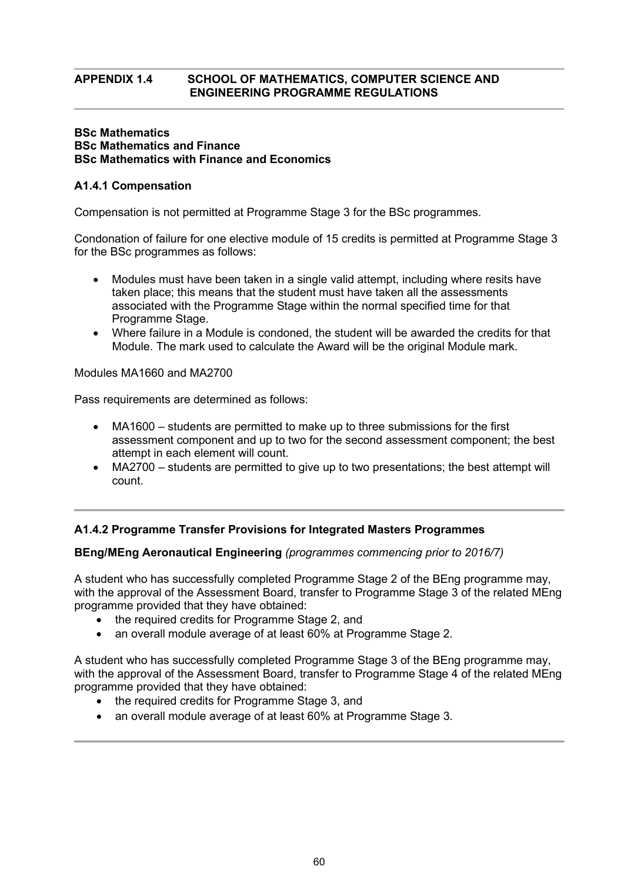## APPENDIX 1.4 SCHOOL OF MATHEMATICS, COMPUTER SCIENCE AND ENGINEERING PROGRAMME REGULATIONS

**BSc Mathematics**
**BSc Mathematics and Finance**
**BSc Mathematics with Finance and Economics**

### A1.4.1 Compensation

Compensation is not permitted at Programme Stage 3 for the BSc programmes.

Condonation of failure for one elective module of 15 credits is permitted at Programme Stage 3 for the BSc programmes as follows:

- Modules must have been taken in a single valid attempt, including where resits have taken place; this means that the student must have taken all the assessments associated with the Programme Stage within the normal specified time for that Programme Stage.
- Where failure in a Module is condoned, the student will be awarded the credits for that Module. The mark used to calculate the Award will be the original Module mark.

Modules MA1660 and MA2700

Pass requirements are determined as follows:

- MA1600 – students are permitted to make up to three submissions for the first assessment component and up to two for the second assessment component; the best attempt in each element will count.
- MA2700 – students are permitted to give up to two presentations; the best attempt will count.

---

### A1.4.2 Programme Transfer Provisions for Integrated Masters Programmes

**BEng/MEng Aeronautical Engineering** *(programmes commencing prior to 2016/7)*

A student who has successfully completed Programme Stage 2 of the BEng programme may, with the approval of the Assessment Board, transfer to Programme Stage 3 of the related MEng programme provided that they have obtained:

- the required credits for Programme Stage 2, and
- an overall module average of at least 60% at Programme Stage 2.

A student who has successfully completed Programme Stage 3 of the BEng programme may, with the approval of the Assessment Board, transfer to Programme Stage 4 of the related MEng programme provided that they have obtained:

- the required credits for Programme Stage 3, and
- an overall module average of at least 60% at Programme Stage 3.

---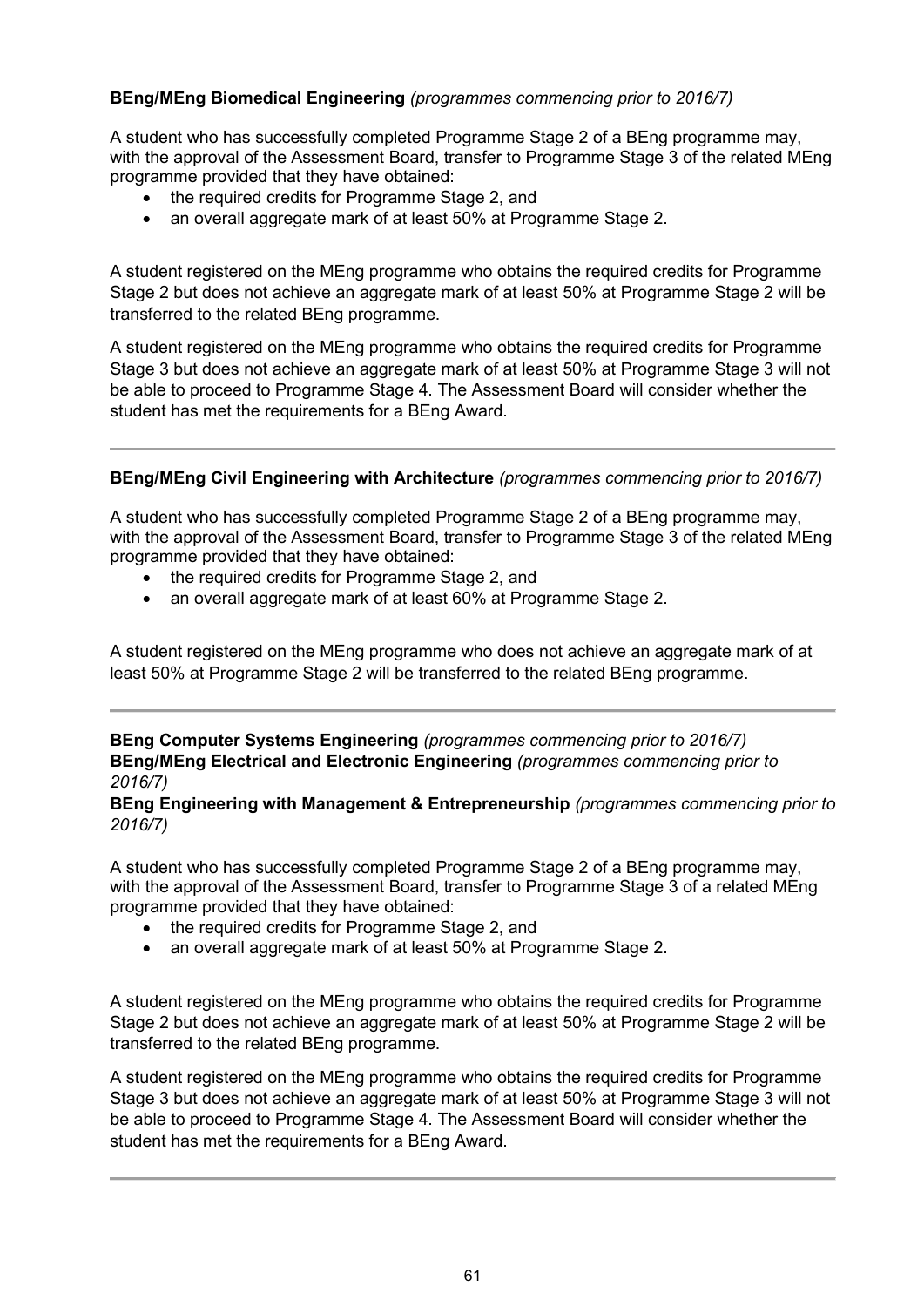**BEng/MEng Biomedical Engineering** *(programmes commencing prior to 2016/7)*

A student who has successfully completed Programme Stage 2 of a BEng programme may, with the approval of the Assessment Board, transfer to Programme Stage 3 of the related MEng programme provided that they have obtained:

- the required credits for Programme Stage 2, and
- an overall aggregate mark of at least 50% at Programme Stage 2.

A student registered on the MEng programme who obtains the required credits for Programme Stage 2 but does not achieve an aggregate mark of at least 50% at Programme Stage 2 will be transferred to the related BEng programme.

A student registered on the MEng programme who obtains the required credits for Programme Stage 3 but does not achieve an aggregate mark of at least 50% at Programme Stage 3 will not be able to proceed to Programme Stage 4. The Assessment Board will consider whether the student has met the requirements for a BEng Award.

---

**BEng/MEng Civil Engineering with Architecture** *(programmes commencing prior to 2016/7)*

A student who has successfully completed Programme Stage 2 of a BEng programme may, with the approval of the Assessment Board, transfer to Programme Stage 3 of the related MEng programme provided that they have obtained:

- the required credits for Programme Stage 2, and
- an overall aggregate mark of at least 60% at Programme Stage 2.

A student registered on the MEng programme who does not achieve an aggregate mark of at least 50% at Programme Stage 2 will be transferred to the related BEng programme.

---

**BEng Computer Systems Engineering** *(programmes commencing prior to 2016/7)*
**BEng/MEng Electrical and Electronic Engineering** *(programmes commencing prior to 2016/7)*
**BEng Engineering with Management & Entrepreneurship** *(programmes commencing prior to 2016/7)*

A student who has successfully completed Programme Stage 2 of a BEng programme may, with the approval of the Assessment Board, transfer to Programme Stage 3 of a related MEng programme provided that they have obtained:

- the required credits for Programme Stage 2, and
- an overall aggregate mark of at least 50% at Programme Stage 2.

A student registered on the MEng programme who obtains the required credits for Programme Stage 2 but does not achieve an aggregate mark of at least 50% at Programme Stage 2 will be transferred to the related BEng programme.

A student registered on the MEng programme who obtains the required credits for Programme Stage 3 but does not achieve an aggregate mark of at least 50% at Programme Stage 3 will not be able to proceed to Programme Stage 4. The Assessment Board will consider whether the student has met the requirements for a BEng Award.

---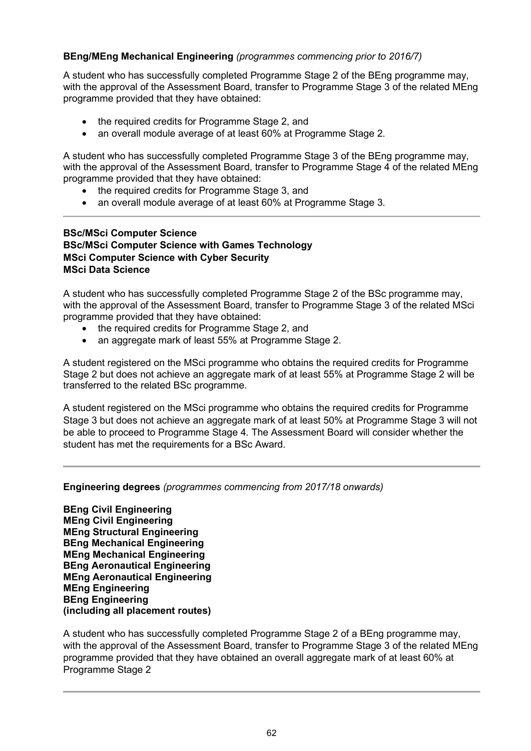**BEng/MEng Mechanical Engineering** *(programmes commencing prior to 2016/7)*

A student who has successfully completed Programme Stage 2 of the BEng programme may, with the approval of the Assessment Board, transfer to Programme Stage 3 of the related MEng programme provided that they have obtained:

- the required credits for Programme Stage 2, and
- an overall module average of at least 60% at Programme Stage 2.

A student who has successfully completed Programme Stage 3 of the BEng programme may, with the approval of the Assessment Board, transfer to Programme Stage 4 of the related MEng programme provided that they have obtained:

- the required credits for Programme Stage 3, and
- an overall module average of at least 60% at Programme Stage 3.

---

**BSc/MSci Computer Science**
**BSc/MSci Computer Science with Games Technology**
**MSci Computer Science with Cyber Security**
**MSci Data Science**

A student who has successfully completed Programme Stage 2 of the BSc programme may, with the approval of the Assessment Board, transfer to Programme Stage 3 of the related MSci programme provided that they have obtained:

- the required credits for Programme Stage 2, and
- an aggregate mark of least 55% at Programme Stage 2.

A student registered on the MSci programme who obtains the required credits for Programme Stage 2 but does not achieve an aggregate mark of at least 55% at Programme Stage 2 will be transferred to the related BSc programme.

A student registered on the MSci programme who obtains the required credits for Programme Stage 3 but does not achieve an aggregate mark of at least 50% at Programme Stage 3 will not be able to proceed to Programme Stage 4. The Assessment Board will consider whether the student has met the requirements for a BSc Award.

---

**Engineering degrees** *(programmes commencing from 2017/18 onwards)*

**BEng Civil Engineering**
**MEng Civil Engineering**
**MEng Structural Engineering**
**BEng Mechanical Engineering**
**MEng Mechanical Engineering**
**BEng Aeronautical Engineering**
**MEng Aeronautical Engineering**
**MEng Engineering**
**BEng Engineering**
**(including all placement routes)**

A student who has successfully completed Programme Stage 2 of a BEng programme may, with the approval of the Assessment Board, transfer to Programme Stage 3 of the related MEng programme provided that they have obtained an overall aggregate mark of at least 60% at Programme Stage 2

---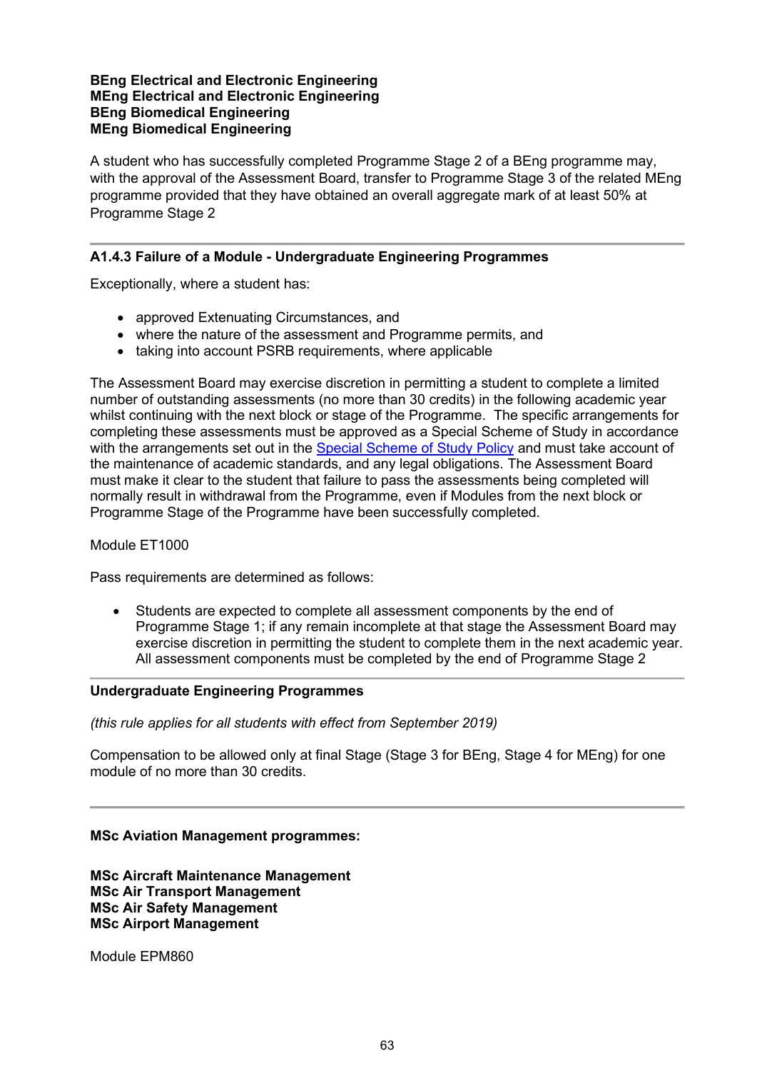**BEng Electrical and Electronic Engineering**
**MEng Electrical and Electronic Engineering**
**BEng Biomedical Engineering**
**MEng Biomedical Engineering**

A student who has successfully completed Programme Stage 2 of a BEng programme may, with the approval of the Assessment Board, transfer to Programme Stage 3 of the related MEng programme provided that they have obtained an overall aggregate mark of at least 50% at Programme Stage 2

---

### A1.4.3 Failure of a Module - Undergraduate Engineering Programmes

Exceptionally, where a student has:

- approved Extenuating Circumstances, and
- where the nature of the assessment and Programme permits, and
- taking into account PSRB requirements, where applicable

The Assessment Board may exercise discretion in permitting a student to complete a limited number of outstanding assessments (no more than 30 credits) in the following academic year whilst continuing with the next block or stage of the Programme. The specific arrangements for completing these assessments must be approved as a Special Scheme of Study in accordance with the arrangements set out in the Special Scheme of Study Policy and must take account of the maintenance of academic standards, and any legal obligations. The Assessment Board must make it clear to the student that failure to pass the assessments being completed will normally result in withdrawal from the Programme, even if Modules from the next block or Programme Stage of the Programme have been successfully completed.

Module ET1000

Pass requirements are determined as follows:

- Students are expected to complete all assessment components by the end of Programme Stage 1; if any remain incomplete at that stage the Assessment Board may exercise discretion in permitting the student to complete them in the next academic year. All assessment components must be completed by the end of Programme Stage 2

---

**Undergraduate Engineering Programmes**

*(this rule applies for all students with effect from September 2019)*

Compensation to be allowed only at final Stage (Stage 3 for BEng, Stage 4 for MEng) for one module of no more than 30 credits.

---

**MSc Aviation Management programmes:**

**MSc Aircraft Maintenance Management**
**MSc Air Transport Management**
**MSc Air Safety Management**
**MSc Airport Management**

Module EPM860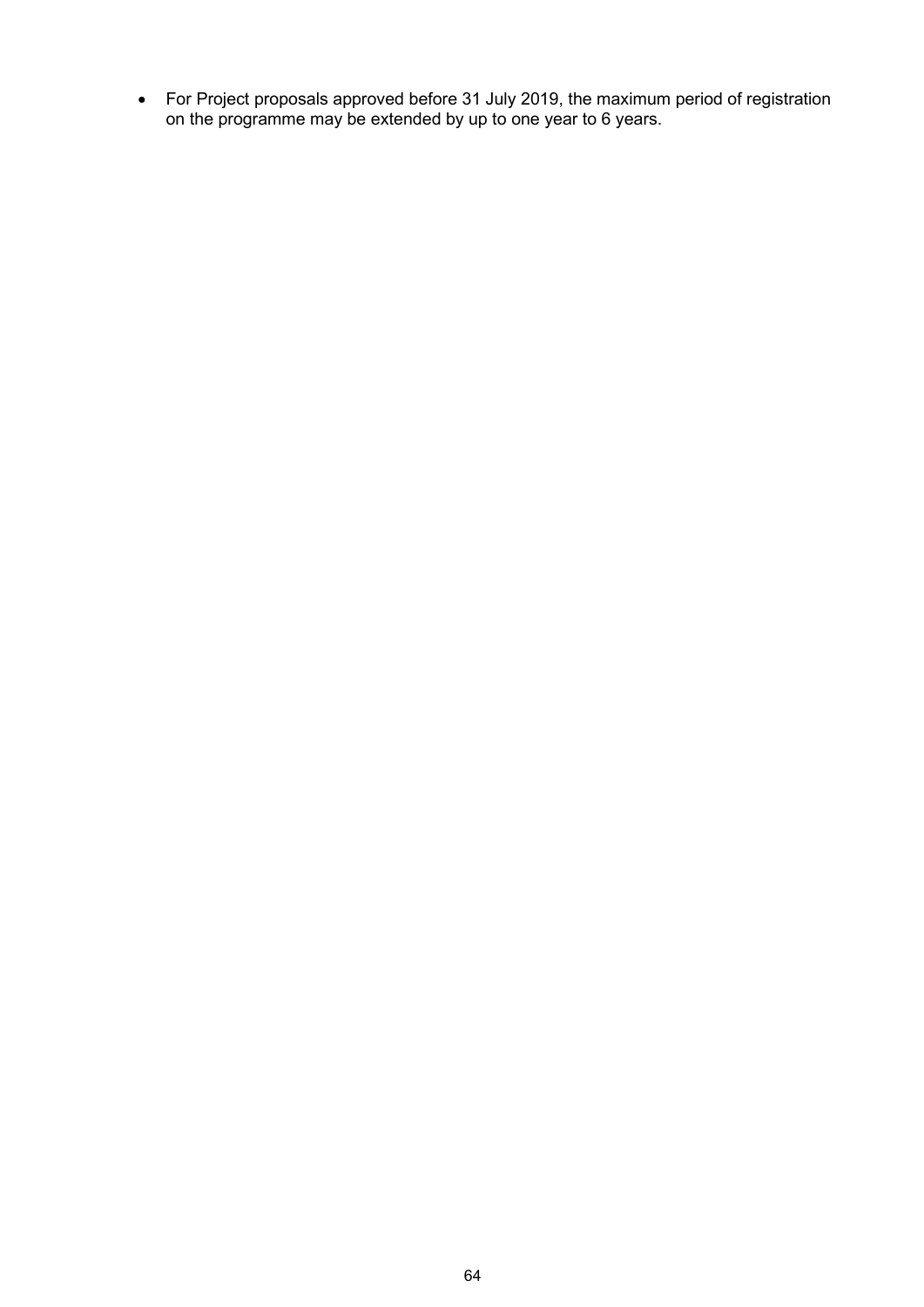- For Project proposals approved before 31 July 2019, the maximum period of registration on the programme may be extended by up to one year to 6 years.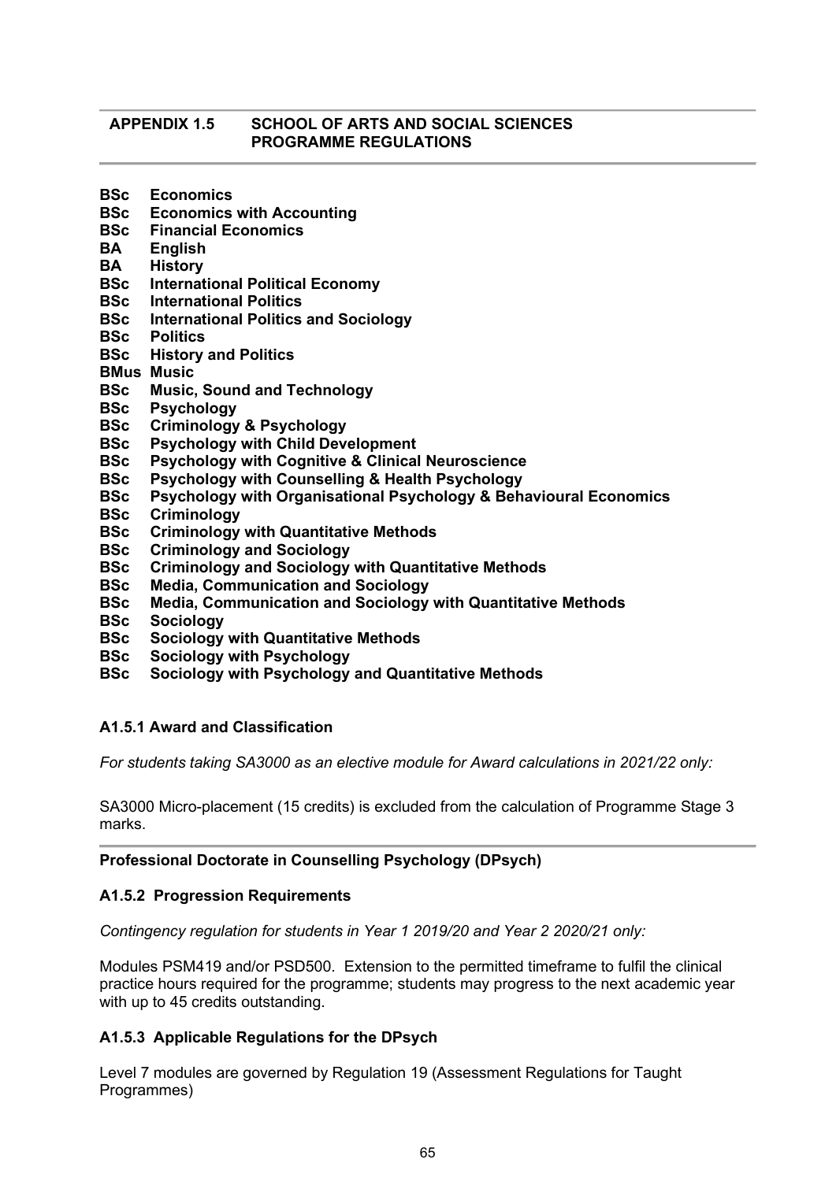## APPENDIX 1.5 SCHOOL OF ARTS AND SOCIAL SCIENCES PROGRAMME REGULATIONS

**BSc Economics**
**BSc Economics with Accounting**
**BSc Financial Economics**
**BA English**
**BA History**
**BSc International Political Economy**
**BSc International Politics**
**BSc International Politics and Sociology**
**BSc Politics**
**BSc History and Politics**
**BMus Music**
**BSc Music, Sound and Technology**
**BSc Psychology**
**BSc Criminology & Psychology**
**BSc Psychology with Child Development**
**BSc Psychology with Cognitive & Clinical Neuroscience**
**BSc Psychology with Counselling & Health Psychology**
**BSc Psychology with Organisational Psychology & Behavioural Economics**
**BSc Criminology**
**BSc Criminology with Quantitative Methods**
**BSc Criminology and Sociology**
**BSc Criminology and Sociology with Quantitative Methods**
**BSc Media, Communication and Sociology**
**BSc Media, Communication and Sociology with Quantitative Methods**
**BSc Sociology**
**BSc Sociology with Quantitative Methods**
**BSc Sociology with Psychology**
**BSc Sociology with Psychology and Quantitative Methods**

### A1.5.1 Award and Classification

*For students taking SA3000 as an elective module for Award calculations in 2021/22 only:*

SA3000 Micro-placement (15 credits) is excluded from the calculation of Programme Stage 3 marks.

---

**Professional Doctorate in Counselling Psychology (DPsych)**

### A1.5.2 Progression Requirements

*Contingency regulation for students in Year 1 2019/20 and Year 2 2020/21 only:*

Modules PSM419 and/or PSD500. Extension to the permitted timeframe to fulfil the clinical practice hours required for the programme; students may progress to the next academic year with up to 45 credits outstanding.

### A1.5.3 Applicable Regulations for the DPsych

Level 7 modules are governed by Regulation 19 (Assessment Regulations for Taught Programmes)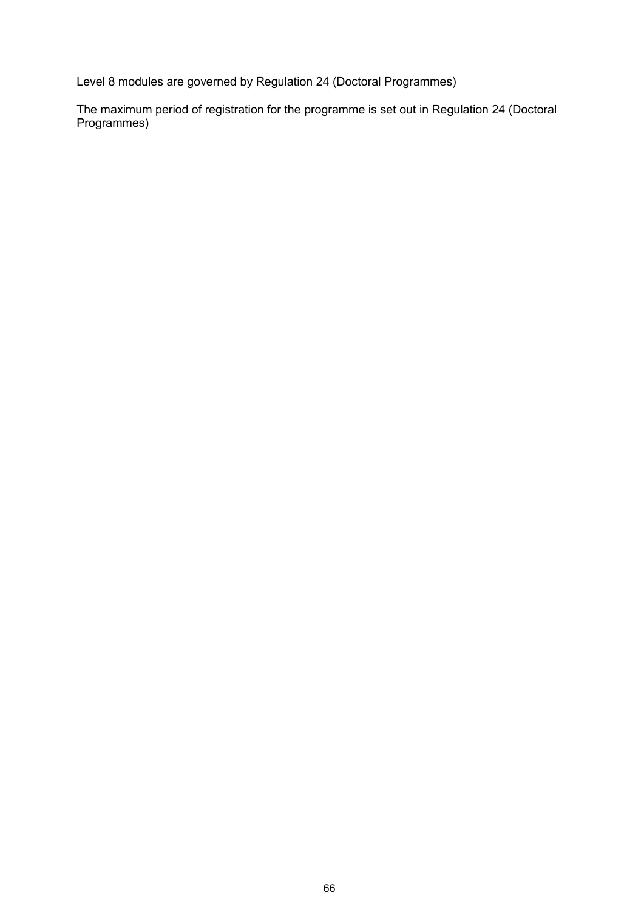Level 8 modules are governed by Regulation 24 (Doctoral Programmes)

The maximum period of registration for the programme is set out in Regulation 24 (Doctoral Programmes)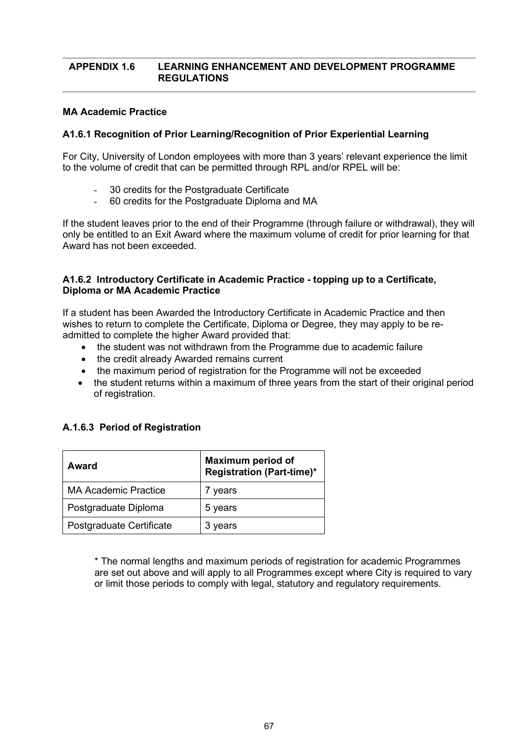## APPENDIX 1.6 LEARNING ENHANCEMENT AND DEVELOPMENT PROGRAMME REGULATIONS

**MA Academic Practice**

**A1.6.1 Recognition of Prior Learning/Recognition of Prior Experiential Learning**

For City, University of London employees with more than 3 years' relevant experience the limit to the volume of credit that can be permitted through RPL and/or RPEL will be:

- 30 credits for the Postgraduate Certificate
- 60 credits for the Postgraduate Diploma and MA

If the student leaves prior to the end of their Programme (through failure or withdrawal), they will only be entitled to an Exit Award where the maximum volume of credit for prior learning for that Award has not been exceeded.

**A1.6.2 Introductory Certificate in Academic Practice - topping up to a Certificate, Diploma or MA Academic Practice**

If a student has been Awarded the Introductory Certificate in Academic Practice and then wishes to return to complete the Certificate, Diploma or Degree, they may apply to be re-admitted to complete the higher Award provided that:

- the student was not withdrawn from the Programme due to academic failure
- the credit already Awarded remains current
- the maximum period of registration for the Programme will not be exceeded
- the student returns within a maximum of three years from the start of their original period of registration.

**A.1.6.3 Period of Registration**

| Award | Maximum period of Registration (Part-time)* |
|---|---|
| MA Academic Practice | 7 years |
| Postgraduate Diploma | 5 years |
| Postgraduate Certificate | 3 years |

\* The normal lengths and maximum periods of registration for academic Programmes are set out above and will apply to all Programmes except where City is required to vary or limit those periods to comply with legal, statutory and regulatory requirements.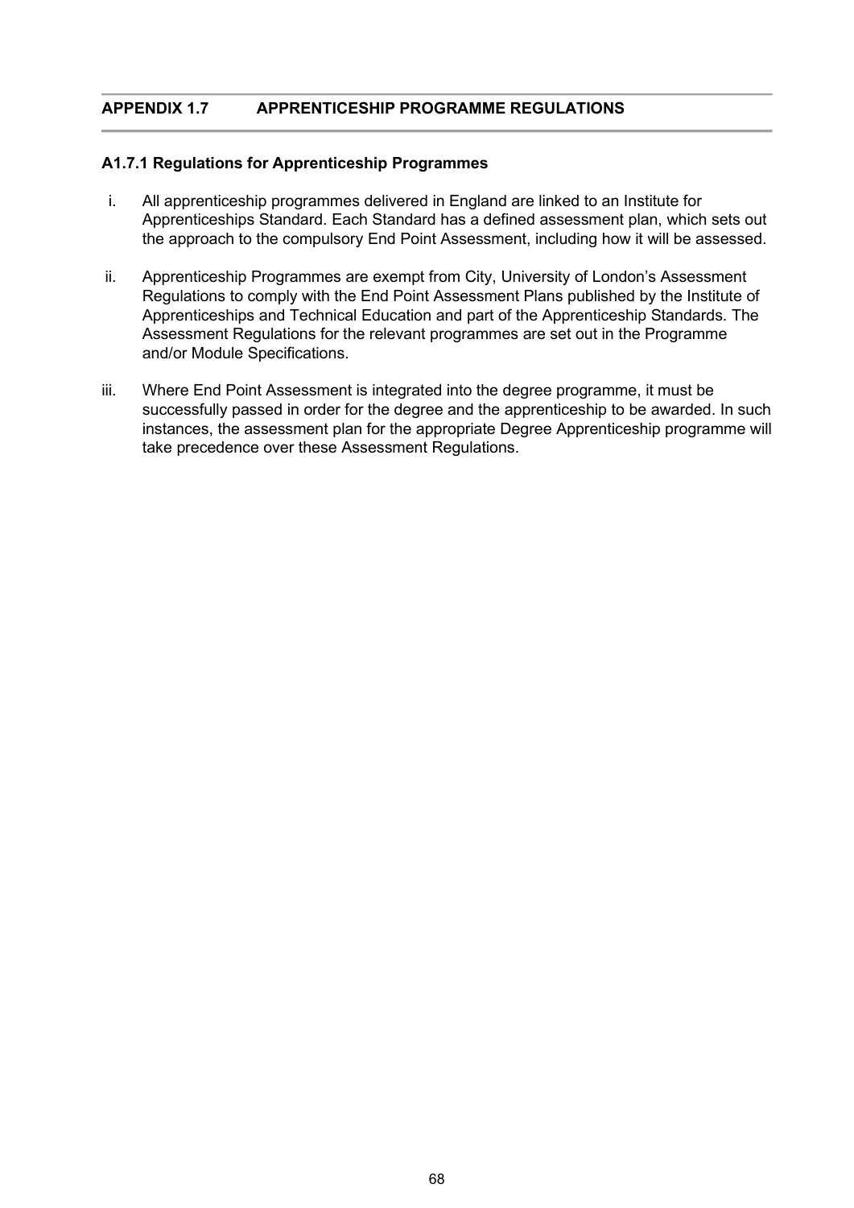## APPENDIX 1.7 APPRENTICESHIP PROGRAMME REGULATIONS

### A1.7.1 Regulations for Apprenticeship Programmes

i. All apprenticeship programmes delivered in England are linked to an Institute for Apprenticeships Standard. Each Standard has a defined assessment plan, which sets out the approach to the compulsory End Point Assessment, including how it will be assessed.

ii. Apprenticeship Programmes are exempt from City, University of London's Assessment Regulations to comply with the End Point Assessment Plans published by the Institute of Apprenticeships and Technical Education and part of the Apprenticeship Standards. The Assessment Regulations for the relevant programmes are set out in the Programme and/or Module Specifications.

iii. Where End Point Assessment is integrated into the degree programme, it must be successfully passed in order for the degree and the apprenticeship to be awarded. In such instances, the assessment plan for the appropriate Degree Apprenticeship programme will take precedence over these Assessment Regulations.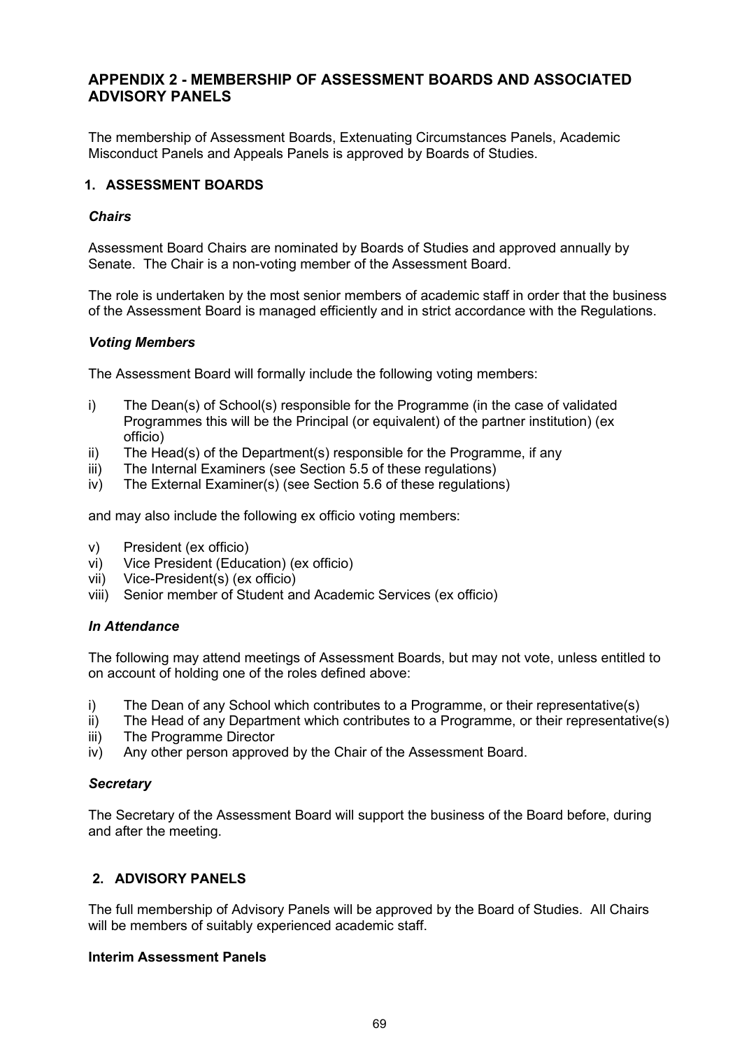## APPENDIX 2 - MEMBERSHIP OF ASSESSMENT BOARDS AND ASSOCIATED ADVISORY PANELS

The membership of Assessment Boards, Extenuating Circumstances Panels, Academic Misconduct Panels and Appeals Panels is approved by Boards of Studies.

### 1. ASSESSMENT BOARDS

***Chairs***

Assessment Board Chairs are nominated by Boards of Studies and approved annually by Senate. The Chair is a non-voting member of the Assessment Board.

The role is undertaken by the most senior members of academic staff in order that the business of the Assessment Board is managed efficiently and in strict accordance with the Regulations.

***Voting Members***

The Assessment Board will formally include the following voting members:

- i) The Dean(s) of School(s) responsible for the Programme (in the case of validated Programmes this will be the Principal (or equivalent) of the partner institution) (ex officio)
- ii) The Head(s) of the Department(s) responsible for the Programme, if any
- iii) The Internal Examiners (see Section 5.5 of these regulations)
- iv) The External Examiner(s) (see Section 5.6 of these regulations)

and may also include the following ex officio voting members:

- v) President (ex officio)
- vi) Vice President (Education) (ex officio)
- vii) Vice-President(s) (ex officio)
- viii) Senior member of Student and Academic Services (ex officio)

***In Attendance***

The following may attend meetings of Assessment Boards, but may not vote, unless entitled to on account of holding one of the roles defined above:

- i) The Dean of any School which contributes to a Programme, or their representative(s)
- ii) The Head of any Department which contributes to a Programme, or their representative(s)
- iii) The Programme Director
- iv) Any other person approved by the Chair of the Assessment Board.

***Secretary***

The Secretary of the Assessment Board will support the business of the Board before, during and after the meeting.

### 2. ADVISORY PANELS

The full membership of Advisory Panels will be approved by the Board of Studies. All Chairs will be members of suitably experienced academic staff.

**Interim Assessment Panels**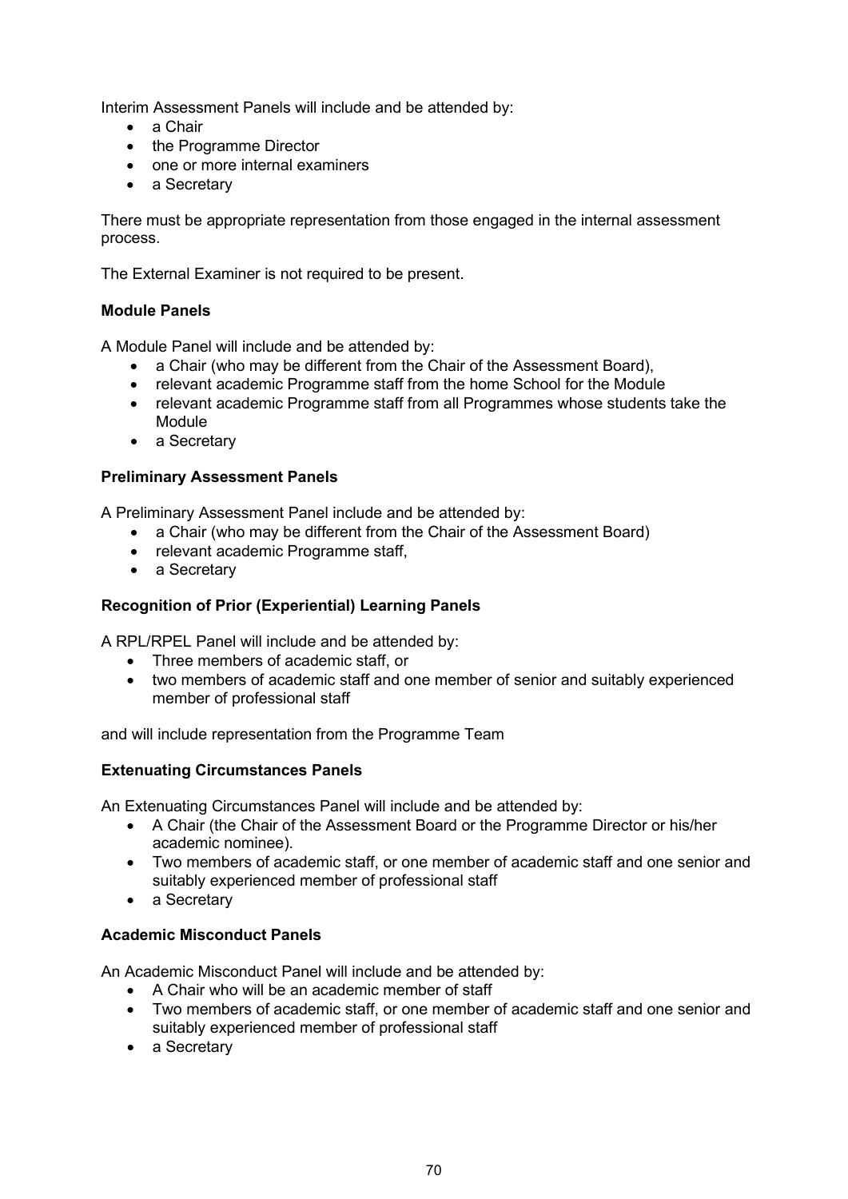Interim Assessment Panels will include and be attended by:

- a Chair
- the Programme Director
- one or more internal examiners
- a Secretary

There must be appropriate representation from those engaged in the internal assessment process.

The External Examiner is not required to be present.

**Module Panels**

A Module Panel will include and be attended by:

- a Chair (who may be different from the Chair of the Assessment Board),
- relevant academic Programme staff from the home School for the Module
- relevant academic Programme staff from all Programmes whose students take the Module
- a Secretary

**Preliminary Assessment Panels**

A Preliminary Assessment Panel include and be attended by:

- a Chair (who may be different from the Chair of the Assessment Board)
- relevant academic Programme staff,
- a Secretary

**Recognition of Prior (Experiential) Learning Panels**

A RPL/RPEL Panel will include and be attended by:

- Three members of academic staff, or
- two members of academic staff and one member of senior and suitably experienced member of professional staff

and will include representation from the Programme Team

**Extenuating Circumstances Panels**

An Extenuating Circumstances Panel will include and be attended by:

- A Chair (the Chair of the Assessment Board or the Programme Director or his/her academic nominee).
- Two members of academic staff, or one member of academic staff and one senior and suitably experienced member of professional staff
- a Secretary

**Academic Misconduct Panels**

An Academic Misconduct Panel will include and be attended by:

- A Chair who will be an academic member of staff
- Two members of academic staff, or one member of academic staff and one senior and suitably experienced member of professional staff
- a Secretary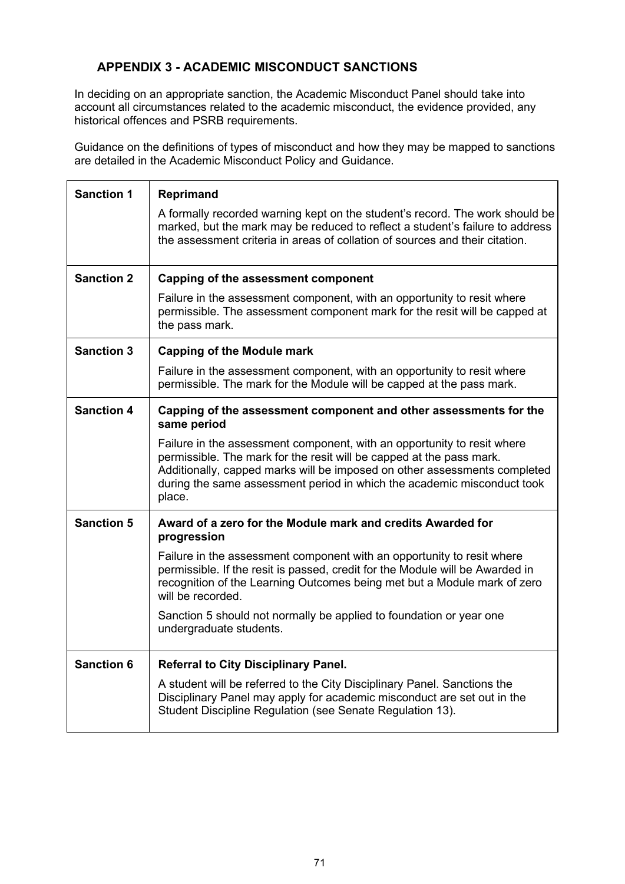## APPENDIX 3 - ACADEMIC MISCONDUCT SANCTIONS

In deciding on an appropriate sanction, the Academic Misconduct Panel should take into account all circumstances related to the academic misconduct, the evidence provided, any historical offences and PSRB requirements.

Guidance on the definitions of types of misconduct and how they may be mapped to sanctions are detailed in the Academic Misconduct Policy and Guidance.

| | |
|---|---|
| **Sanction 1** | **Reprimand**<br><br>A formally recorded warning kept on the student's record. The work should be marked, but the mark may be reduced to reflect a student's failure to address the assessment criteria in areas of collation of sources and their citation. |
| **Sanction 2** | **Capping of the assessment component**<br><br>Failure in the assessment component, with an opportunity to resit where permissible. The assessment component mark for the resit will be capped at the pass mark. |
| **Sanction 3** | **Capping of the Module mark**<br><br>Failure in the assessment component, with an opportunity to resit where permissible. The mark for the Module will be capped at the pass mark. |
| **Sanction 4** | **Capping of the assessment component and other assessments for the same period**<br><br>Failure in the assessment component, with an opportunity to resit where permissible. The mark for the resit will be capped at the pass mark. Additionally, capped marks will be imposed on other assessments completed during the same assessment period in which the academic misconduct took place. |
| **Sanction 5** | **Award of a zero for the Module mark and credits Awarded for progression**<br><br>Failure in the assessment component with an opportunity to resit where permissible. If the resit is passed, credit for the Module will be Awarded in recognition of the Learning Outcomes being met but a Module mark of zero will be recorded.<br><br>Sanction 5 should not normally be applied to foundation or year one undergraduate students. |
| **Sanction 6** | **Referral to City Disciplinary Panel.**<br><br>A student will be referred to the City Disciplinary Panel. Sanctions the Disciplinary Panel may apply for academic misconduct are set out in the Student Discipline Regulation (see Senate Regulation 13). |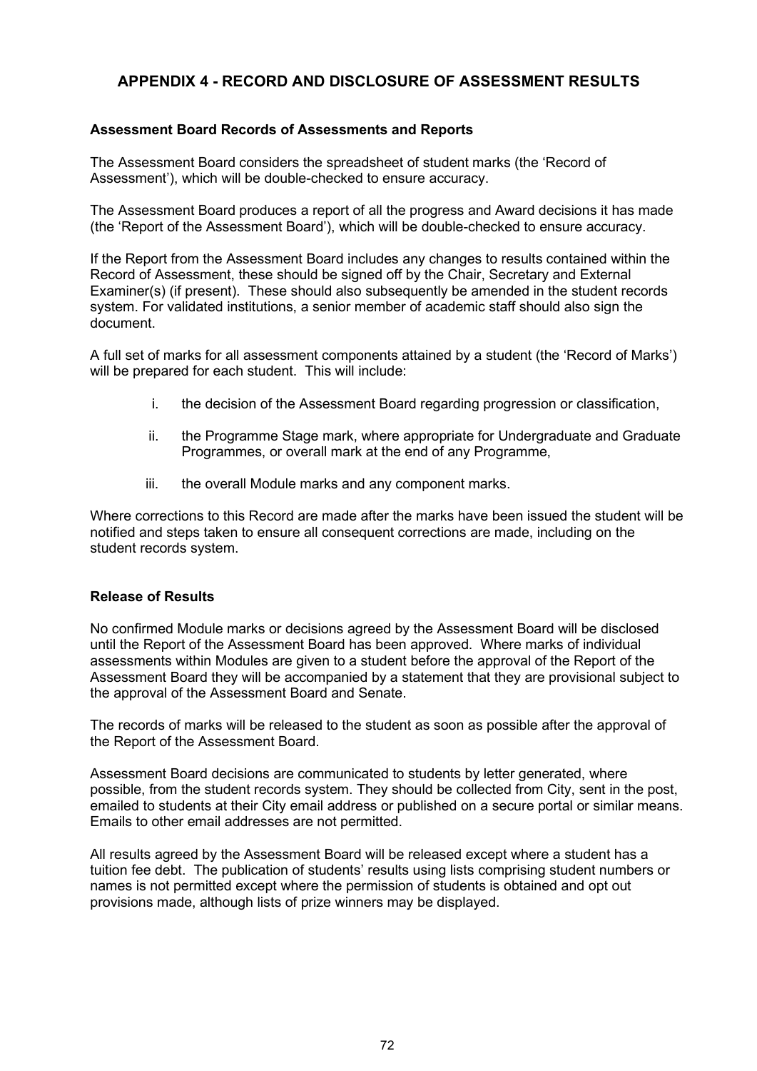# APPENDIX 4 - RECORD AND DISCLOSURE OF ASSESSMENT RESULTS

### Assessment Board Records of Assessments and Reports

The Assessment Board considers the spreadsheet of student marks (the 'Record of Assessment'), which will be double-checked to ensure accuracy.

The Assessment Board produces a report of all the progress and Award decisions it has made (the 'Report of the Assessment Board'), which will be double-checked to ensure accuracy.

If the Report from the Assessment Board includes any changes to results contained within the Record of Assessment, these should be signed off by the Chair, Secretary and External Examiner(s) (if present). These should also subsequently be amended in the student records system. For validated institutions, a senior member of academic staff should also sign the document.

A full set of marks for all assessment components attained by a student (the 'Record of Marks') will be prepared for each student. This will include:

i. the decision of the Assessment Board regarding progression or classification,

ii. the Programme Stage mark, where appropriate for Undergraduate and Graduate Programmes, or overall mark at the end of any Programme,

iii. the overall Module marks and any component marks.

Where corrections to this Record are made after the marks have been issued the student will be notified and steps taken to ensure all consequent corrections are made, including on the student records system.

### Release of Results

No confirmed Module marks or decisions agreed by the Assessment Board will be disclosed until the Report of the Assessment Board has been approved. Where marks of individual assessments within Modules are given to a student before the approval of the Report of the Assessment Board they will be accompanied by a statement that they are provisional subject to the approval of the Assessment Board and Senate.

The records of marks will be released to the student as soon as possible after the approval of the Report of the Assessment Board.

Assessment Board decisions are communicated to students by letter generated, where possible, from the student records system. They should be collected from City, sent in the post, emailed to students at their City email address or published on a secure portal or similar means. Emails to other email addresses are not permitted.

All results agreed by the Assessment Board will be released except where a student has a tuition fee debt. The publication of students' results using lists comprising student numbers or names is not permitted except where the permission of students is obtained and opt out provisions made, although lists of prize winners may be displayed.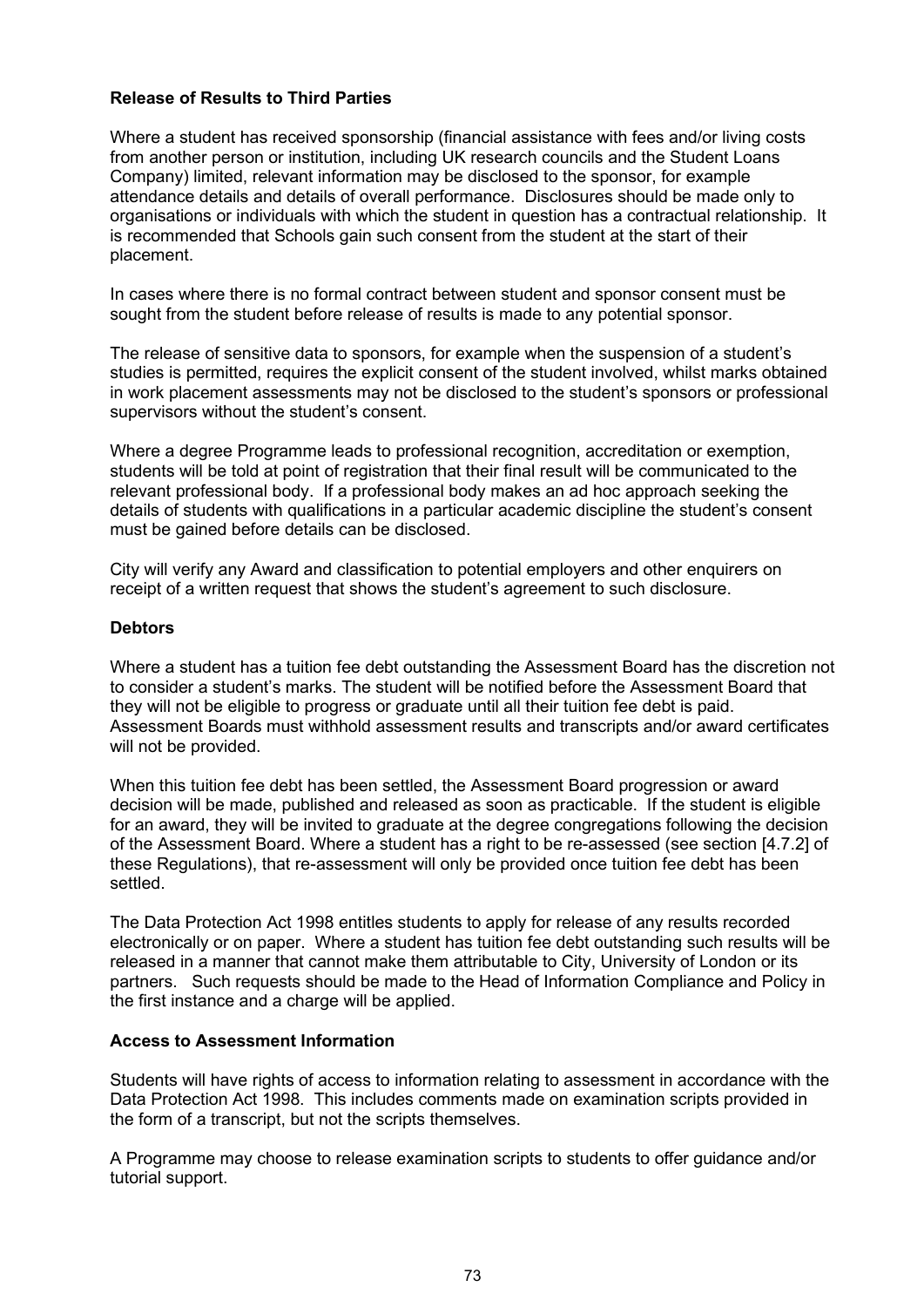**Release of Results to Third Parties**

Where a student has received sponsorship (financial assistance with fees and/or living costs from another person or institution, including UK research councils and the Student Loans Company) limited, relevant information may be disclosed to the sponsor, for example attendance details and details of overall performance. Disclosures should be made only to organisations or individuals with which the student in question has a contractual relationship. It is recommended that Schools gain such consent from the student at the start of their placement.

In cases where there is no formal contract between student and sponsor consent must be sought from the student before release of results is made to any potential sponsor.

The release of sensitive data to sponsors, for example when the suspension of a student's studies is permitted, requires the explicit consent of the student involved, whilst marks obtained in work placement assessments may not be disclosed to the student's sponsors or professional supervisors without the student's consent.

Where a degree Programme leads to professional recognition, accreditation or exemption, students will be told at point of registration that their final result will be communicated to the relevant professional body. If a professional body makes an ad hoc approach seeking the details of students with qualifications in a particular academic discipline the student's consent must be gained before details can be disclosed.

City will verify any Award and classification to potential employers and other enquirers on receipt of a written request that shows the student's agreement to such disclosure.

**Debtors**

Where a student has a tuition fee debt outstanding the Assessment Board has the discretion not to consider a student's marks. The student will be notified before the Assessment Board that they will not be eligible to progress or graduate until all their tuition fee debt is paid. Assessment Boards must withhold assessment results and transcripts and/or award certificates will not be provided.

When this tuition fee debt has been settled, the Assessment Board progression or award decision will be made, published and released as soon as practicable. If the student is eligible for an award, they will be invited to graduate at the degree congregations following the decision of the Assessment Board. Where a student has a right to be re-assessed (see section [4.7.2] of these Regulations), that re-assessment will only be provided once tuition fee debt has been settled.

The Data Protection Act 1998 entitles students to apply for release of any results recorded electronically or on paper. Where a student has tuition fee debt outstanding such results will be released in a manner that cannot make them attributable to City, University of London or its partners. Such requests should be made to the Head of Information Compliance and Policy in the first instance and a charge will be applied.

**Access to Assessment Information**

Students will have rights of access to information relating to assessment in accordance with the Data Protection Act 1998. This includes comments made on examination scripts provided in the form of a transcript, but not the scripts themselves.

A Programme may choose to release examination scripts to students to offer guidance and/or tutorial support.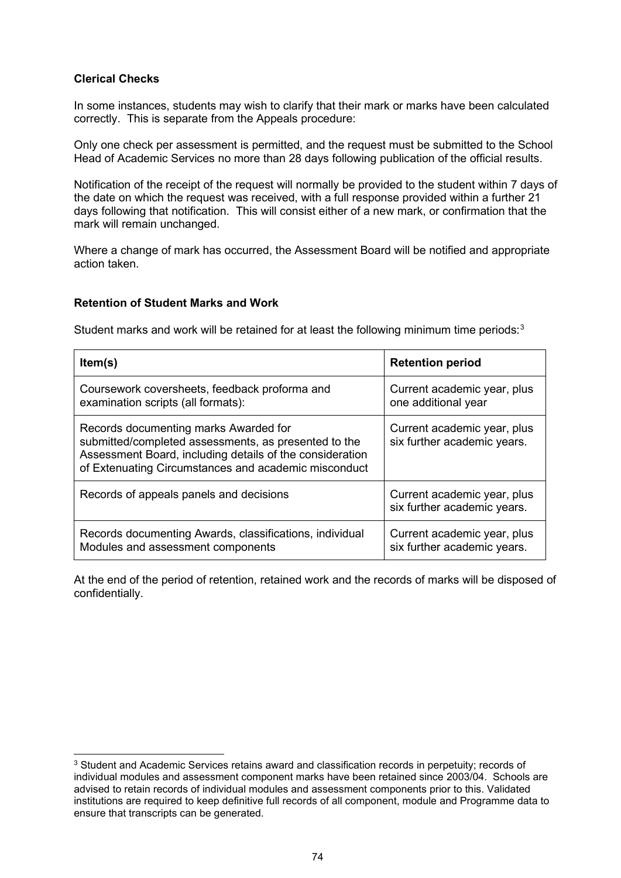**Clerical Checks**

In some instances, students may wish to clarify that their mark or marks have been calculated correctly. This is separate from the Appeals procedure:

Only one check per assessment is permitted, and the request must be submitted to the School Head of Academic Services no more than 28 days following publication of the official results.

Notification of the receipt of the request will normally be provided to the student within 7 days of the date on which the request was received, with a full response provided within a further 21 days following that notification. This will consist either of a new mark, or confirmation that the mark will remain unchanged.

Where a change of mark has occurred, the Assessment Board will be notified and appropriate action taken.

**Retention of Student Marks and Work**

Student marks and work will be retained for at least the following minimum time periods:[3]

| Item(s) | Retention period |
| --- | --- |
| Coursework coversheets, feedback proforma and examination scripts (all formats): | Current academic year, plus one additional year |
| Records documenting marks Awarded for submitted/completed assessments, as presented to the Assessment Board, including details of the consideration of Extenuating Circumstances and academic misconduct | Current academic year, plus six further academic years. |
| Records of appeals panels and decisions | Current academic year, plus six further academic years. |
| Records documenting Awards, classifications, individual Modules and assessment components | Current academic year, plus six further academic years. |

At the end of the period of retention, retained work and the records of marks will be disposed of confidentially.

[3] Student and Academic Services retains award and classification records in perpetuity; records of individual modules and assessment component marks have been retained since 2003/04. Schools are advised to retain records of individual modules and assessment components prior to this. Validated institutions are required to keep definitive full records of all component, module and Programme data to ensure that transcripts can be generated.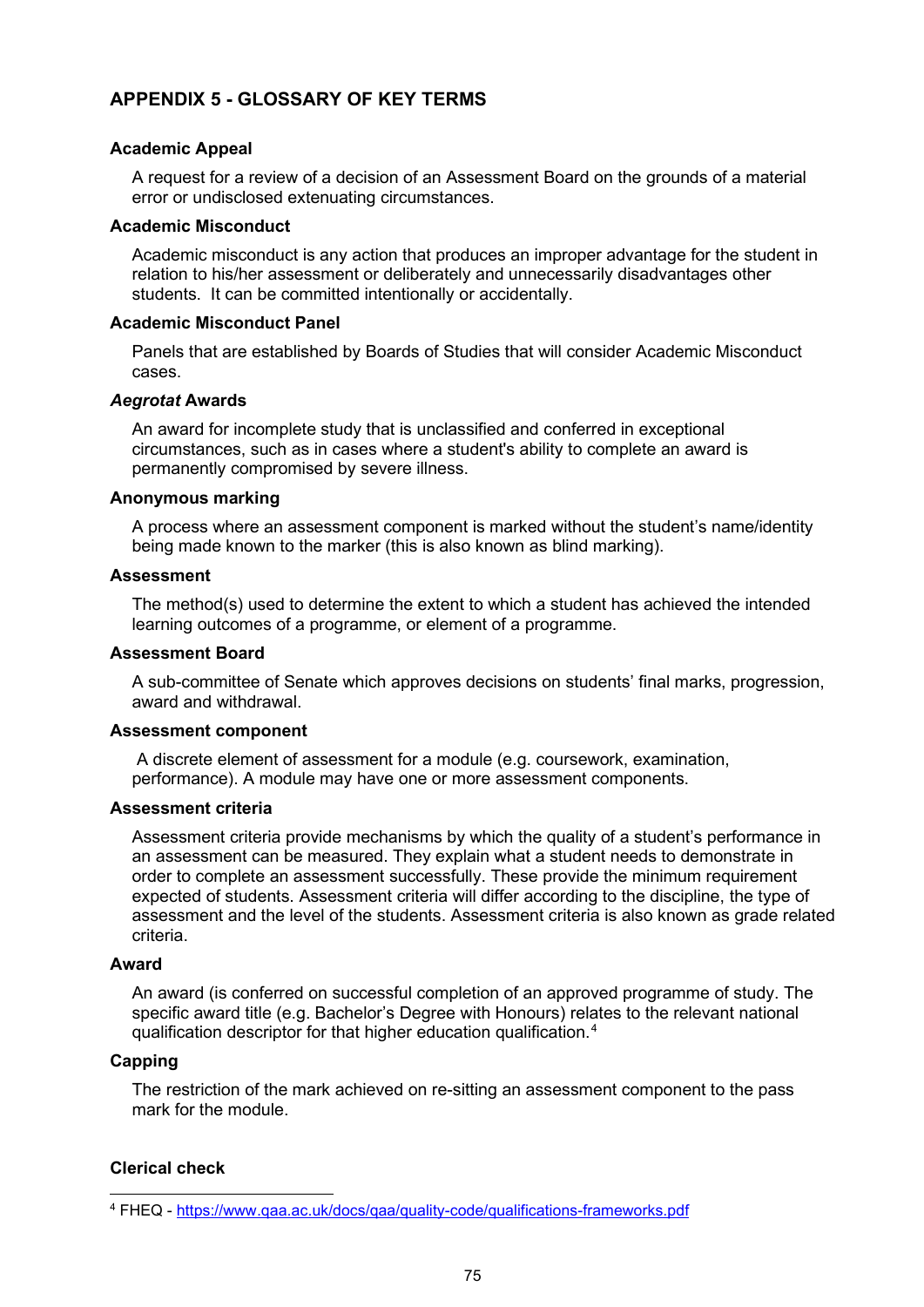## APPENDIX 5 - GLOSSARY OF KEY TERMS

### Academic Appeal

A request for a review of a decision of an Assessment Board on the grounds of a material error or undisclosed extenuating circumstances.

### Academic Misconduct

Academic misconduct is any action that produces an improper advantage for the student in relation to his/her assessment or deliberately and unnecessarily disadvantages other students. It can be committed intentionally or accidentally.

### Academic Misconduct Panel

Panels that are established by Boards of Studies that will consider Academic Misconduct cases.

### *Aegrotat* Awards

An award for incomplete study that is unclassified and conferred in exceptional circumstances, such as in cases where a student's ability to complete an award is permanently compromised by severe illness.

### Anonymous marking

A process where an assessment component is marked without the student's name/identity being made known to the marker (this is also known as blind marking).

### Assessment

The method(s) used to determine the extent to which a student has achieved the intended learning outcomes of a programme, or element of a programme.

### Assessment Board

A sub-committee of Senate which approves decisions on students' final marks, progression, award and withdrawal.

### Assessment component

A discrete element of assessment for a module (e.g. coursework, examination, performance). A module may have one or more assessment components.

### Assessment criteria

Assessment criteria provide mechanisms by which the quality of a student's performance in an assessment can be measured. They explain what a student needs to demonstrate in order to complete an assessment successfully. These provide the minimum requirement expected of students. Assessment criteria will differ according to the discipline, the type of assessment and the level of the students. Assessment criteria is also known as grade related criteria.

### Award

An award (is conferred on successful completion of an approved programme of study. The specific award title (e.g. Bachelor's Degree with Honours) relates to the relevant national qualification descriptor for that higher education qualification.[4]

### Capping

The restriction of the mark achieved on re-sitting an assessment component to the pass mark for the module.

### Clerical check

[4] FHEQ - https://www.qaa.ac.uk/docs/qaa/quality-code/qualifications-frameworks.pdf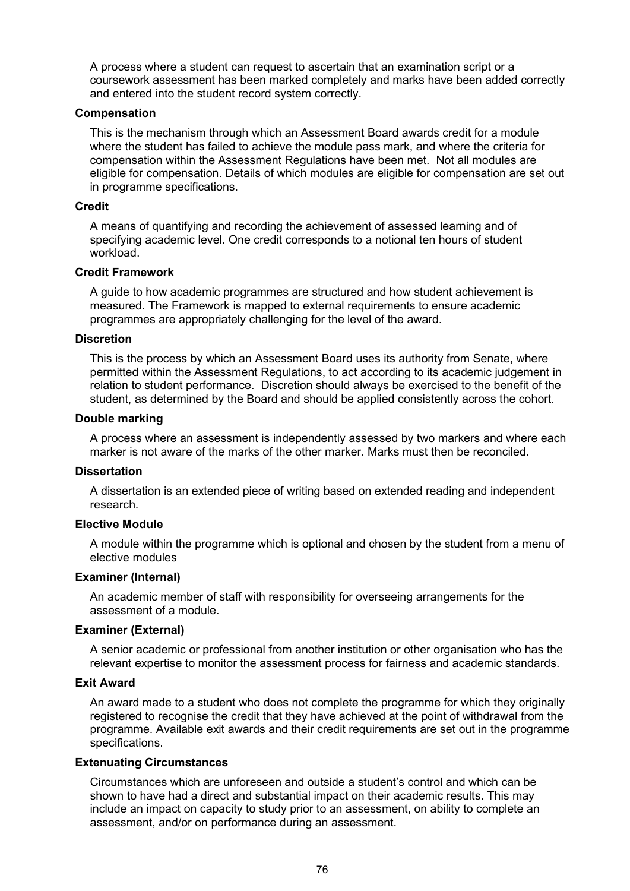A process where a student can request to ascertain that an examination script or a coursework assessment has been marked completely and marks have been added correctly and entered into the student record system correctly.

**Compensation**

This is the mechanism through which an Assessment Board awards credit for a module where the student has failed to achieve the module pass mark, and where the criteria for compensation within the Assessment Regulations have been met. Not all modules are eligible for compensation. Details of which modules are eligible for compensation are set out in programme specifications.

**Credit**

A means of quantifying and recording the achievement of assessed learning and of specifying academic level. One credit corresponds to a notional ten hours of student workload.

**Credit Framework**

A guide to how academic programmes are structured and how student achievement is measured. The Framework is mapped to external requirements to ensure academic programmes are appropriately challenging for the level of the award.

**Discretion**

This is the process by which an Assessment Board uses its authority from Senate, where permitted within the Assessment Regulations, to act according to its academic judgement in relation to student performance. Discretion should always be exercised to the benefit of the student, as determined by the Board and should be applied consistently across the cohort.

**Double marking**

A process where an assessment is independently assessed by two markers and where each marker is not aware of the marks of the other marker. Marks must then be reconciled.

**Dissertation**

A dissertation is an extended piece of writing based on extended reading and independent research.

**Elective Module**

A module within the programme which is optional and chosen by the student from a menu of elective modules

**Examiner (Internal)**

An academic member of staff with responsibility for overseeing arrangements for the assessment of a module.

**Examiner (External)**

A senior academic or professional from another institution or other organisation who has the relevant expertise to monitor the assessment process for fairness and academic standards.

**Exit Award**

An award made to a student who does not complete the programme for which they originally registered to recognise the credit that they have achieved at the point of withdrawal from the programme. Available exit awards and their credit requirements are set out in the programme specifications.

**Extenuating Circumstances**

Circumstances which are unforeseen and outside a student's control and which can be shown to have had a direct and substantial impact on their academic results. This may include an impact on capacity to study prior to an assessment, on ability to complete an assessment, and/or on performance during an assessment.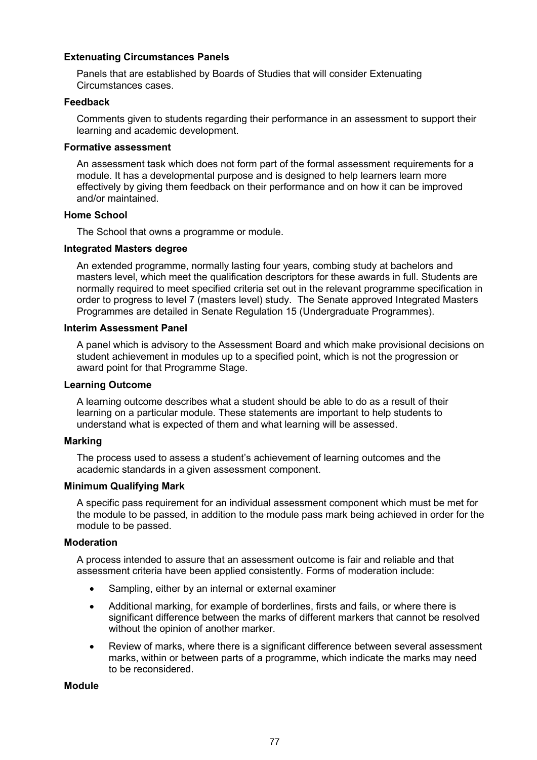**Extenuating Circumstances Panels**

Panels that are established by Boards of Studies that will consider Extenuating Circumstances cases.

**Feedback**

Comments given to students regarding their performance in an assessment to support their learning and academic development.

**Formative assessment**

An assessment task which does not form part of the formal assessment requirements for a module. It has a developmental purpose and is designed to help learners learn more effectively by giving them feedback on their performance and on how it can be improved and/or maintained.

**Home School**

The School that owns a programme or module.

**Integrated Masters degree**

An extended programme, normally lasting four years, combing study at bachelors and masters level, which meet the qualification descriptors for these awards in full. Students are normally required to meet specified criteria set out in the relevant programme specification in order to progress to level 7 (masters level) study. The Senate approved Integrated Masters Programmes are detailed in Senate Regulation 15 (Undergraduate Programmes).

**Interim Assessment Panel**

A panel which is advisory to the Assessment Board and which make provisional decisions on student achievement in modules up to a specified point, which is not the progression or award point for that Programme Stage.

**Learning Outcome**

A learning outcome describes what a student should be able to do as a result of their learning on a particular module. These statements are important to help students to understand what is expected of them and what learning will be assessed.

**Marking**

The process used to assess a student's achievement of learning outcomes and the academic standards in a given assessment component.

**Minimum Qualifying Mark**

A specific pass requirement for an individual assessment component which must be met for the module to be passed, in addition to the module pass mark being achieved in order for the module to be passed.

**Moderation**

A process intended to assure that an assessment outcome is fair and reliable and that assessment criteria have been applied consistently. Forms of moderation include:

- Sampling, either by an internal or external examiner
- Additional marking, for example of borderlines, firsts and fails, or where there is significant difference between the marks of different markers that cannot be resolved without the opinion of another marker.
- Review of marks, where there is a significant difference between several assessment marks, within or between parts of a programme, which indicate the marks may need to be reconsidered.

**Module**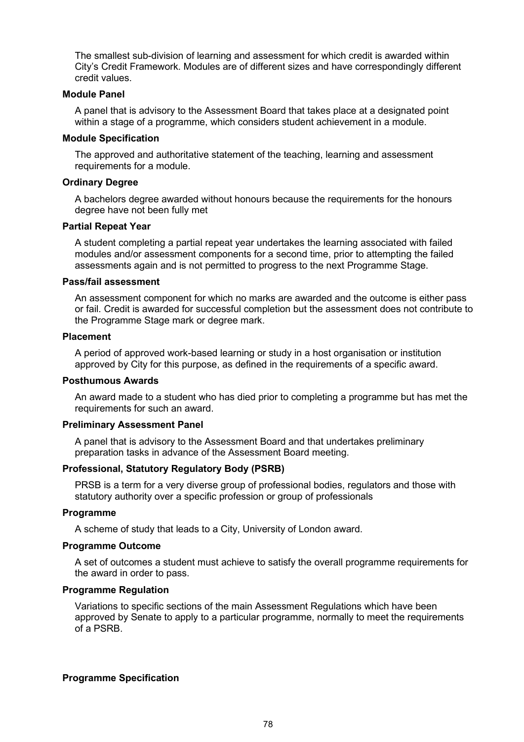The smallest sub-division of learning and assessment for which credit is awarded within City's Credit Framework. Modules are of different sizes and have correspondingly different credit values.

**Module Panel**

A panel that is advisory to the Assessment Board that takes place at a designated point within a stage of a programme, which considers student achievement in a module.

**Module Specification**

The approved and authoritative statement of the teaching, learning and assessment requirements for a module.

**Ordinary Degree**

A bachelors degree awarded without honours because the requirements for the honours degree have not been fully met

**Partial Repeat Year**

A student completing a partial repeat year undertakes the learning associated with failed modules and/or assessment components for a second time, prior to attempting the failed assessments again and is not permitted to progress to the next Programme Stage.

**Pass/fail assessment**

An assessment component for which no marks are awarded and the outcome is either pass or fail. Credit is awarded for successful completion but the assessment does not contribute to the Programme Stage mark or degree mark.

**Placement**

A period of approved work-based learning or study in a host organisation or institution approved by City for this purpose, as defined in the requirements of a specific award.

**Posthumous Awards**

An award made to a student who has died prior to completing a programme but has met the requirements for such an award.

**Preliminary Assessment Panel**

A panel that is advisory to the Assessment Board and that undertakes preliminary preparation tasks in advance of the Assessment Board meeting.

**Professional, Statutory Regulatory Body (PSRB)**

PRSB is a term for a very diverse group of professional bodies, regulators and those with statutory authority over a specific profession or group of professionals

**Programme**

A scheme of study that leads to a City, University of London award.

**Programme Outcome**

A set of outcomes a student must achieve to satisfy the overall programme requirements for the award in order to pass.

**Programme Regulation**

Variations to specific sections of the main Assessment Regulations which have been approved by Senate to apply to a particular programme, normally to meet the requirements of a PSRB.

**Programme Specification**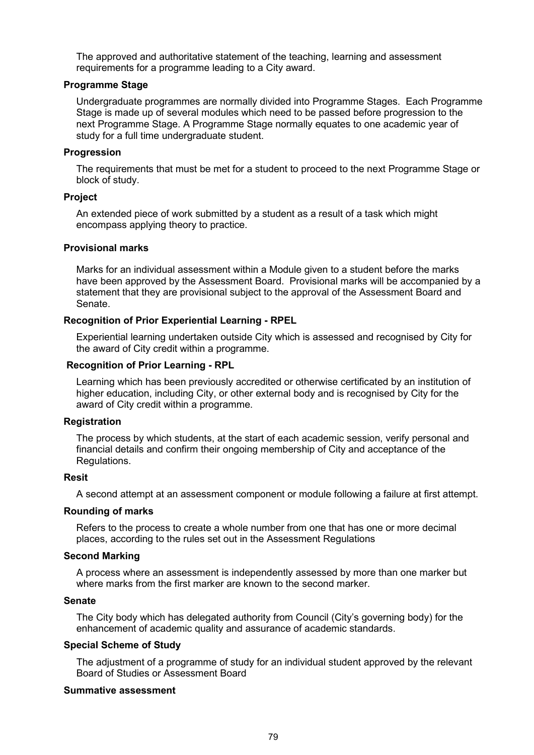The approved and authoritative statement of the teaching, learning and assessment requirements for a programme leading to a City award.

**Programme Stage**

Undergraduate programmes are normally divided into Programme Stages. Each Programme Stage is made up of several modules which need to be passed before progression to the next Programme Stage. A Programme Stage normally equates to one academic year of study for a full time undergraduate student.

**Progression**

The requirements that must be met for a student to proceed to the next Programme Stage or block of study.

**Project**

An extended piece of work submitted by a student as a result of a task which might encompass applying theory to practice.

**Provisional marks**

Marks for an individual assessment within a Module given to a student before the marks have been approved by the Assessment Board. Provisional marks will be accompanied by a statement that they are provisional subject to the approval of the Assessment Board and Senate.

**Recognition of Prior Experiential Learning - RPEL**

Experiential learning undertaken outside City which is assessed and recognised by City for the award of City credit within a programme.

**Recognition of Prior Learning - RPL**

Learning which has been previously accredited or otherwise certificated by an institution of higher education, including City, or other external body and is recognised by City for the award of City credit within a programme.

**Registration**

The process by which students, at the start of each academic session, verify personal and financial details and confirm their ongoing membership of City and acceptance of the Regulations.

**Resit**

A second attempt at an assessment component or module following a failure at first attempt.

**Rounding of marks**

Refers to the process to create a whole number from one that has one or more decimal places, according to the rules set out in the Assessment Regulations

**Second Marking**

A process where an assessment is independently assessed by more than one marker but where marks from the first marker are known to the second marker.

**Senate**

The City body which has delegated authority from Council (City's governing body) for the enhancement of academic quality and assurance of academic standards.

**Special Scheme of Study**

The adjustment of a programme of study for an individual student approved by the relevant Board of Studies or Assessment Board

**Summative assessment**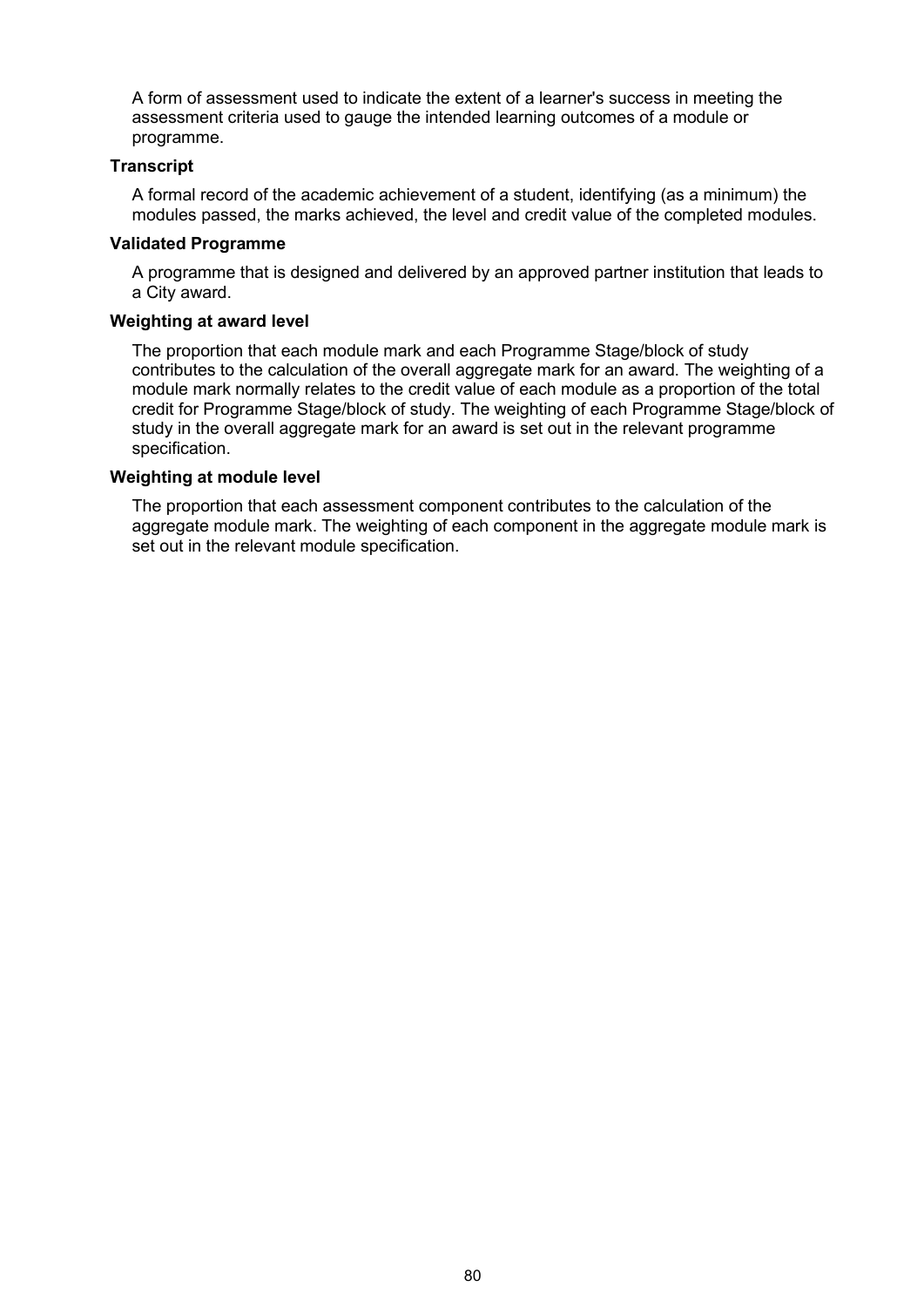A form of assessment used to indicate the extent of a learner's success in meeting the assessment criteria used to gauge the intended learning outcomes of a module or programme.

**Transcript**

A formal record of the academic achievement of a student, identifying (as a minimum) the modules passed, the marks achieved, the level and credit value of the completed modules.

**Validated Programme**

A programme that is designed and delivered by an approved partner institution that leads to a City award.

**Weighting at award level**

The proportion that each module mark and each Programme Stage/block of study contributes to the calculation of the overall aggregate mark for an award. The weighting of a module mark normally relates to the credit value of each module as a proportion of the total credit for Programme Stage/block of study. The weighting of each Programme Stage/block of study in the overall aggregate mark for an award is set out in the relevant programme specification.

**Weighting at module level**

The proportion that each assessment component contributes to the calculation of the aggregate module mark. The weighting of each component in the aggregate module mark is set out in the relevant module specification.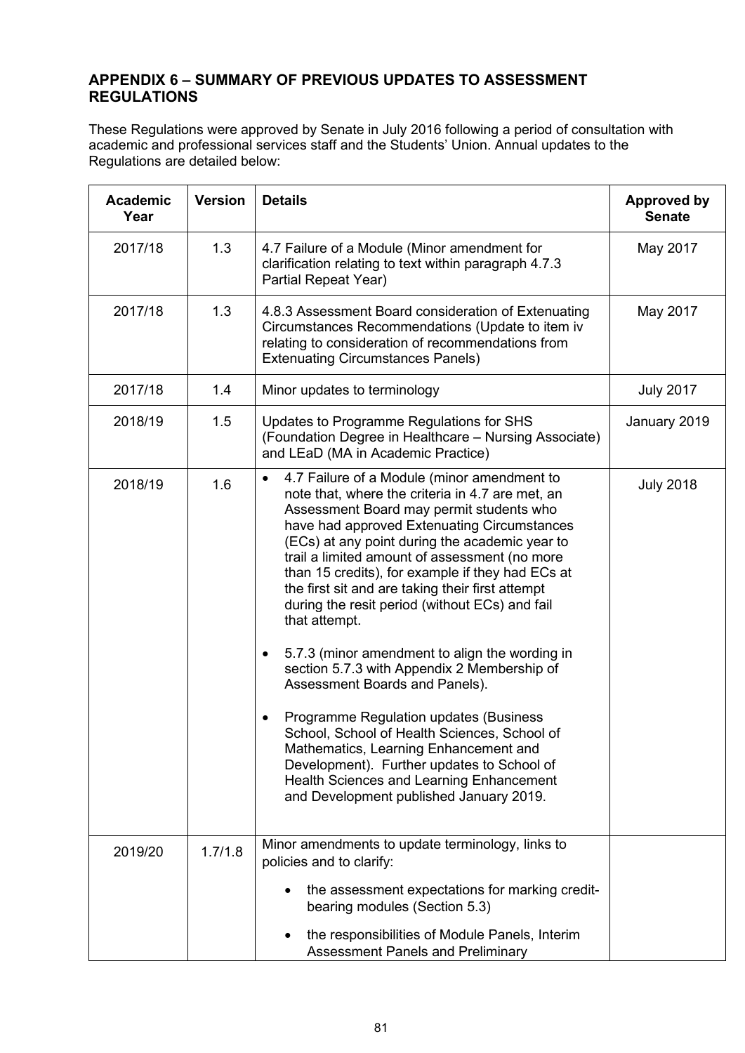## APPENDIX 6 – SUMMARY OF PREVIOUS UPDATES TO ASSESSMENT REGULATIONS

These Regulations were approved by Senate in July 2016 following a period of consultation with academic and professional services staff and the Students' Union. Annual updates to the Regulations are detailed below:

| Academic Year | Version | Details | Approved by Senate |
|---|---|---|---|
| 2017/18 | 1.3 | 4.7 Failure of a Module (Minor amendment for clarification relating to text within paragraph 4.7.3 Partial Repeat Year) | May 2017 |
| 2017/18 | 1.3 | 4.8.3 Assessment Board consideration of Extenuating Circumstances Recommendations (Update to item iv relating to consideration of recommendations from Extenuating Circumstances Panels) | May 2017 |
| 2017/18 | 1.4 | Minor updates to terminology | July 2017 |
| 2018/19 | 1.5 | Updates to Programme Regulations for SHS (Foundation Degree in Healthcare – Nursing Associate) and LEaD (MA in Academic Practice) | January 2019 |
| 2018/19 | 1.6 | • 4.7 Failure of a Module (minor amendment to note that, where the criteria in 4.7 are met, an Assessment Board may permit students who have had approved Extenuating Circumstances (ECs) at any point during the academic year to trail a limited amount of assessment (no more than 15 credits), for example if they had ECs at the first sit and are taking their first attempt during the resit period (without ECs) and fail that attempt.<br><br>• 5.7.3 (minor amendment to align the wording in section 5.7.3 with Appendix 2 Membership of Assessment Boards and Panels).<br><br>• Programme Regulation updates (Business School, School of Health Sciences, School of Mathematics, Learning Enhancement and Development). Further updates to School of Health Sciences and Learning Enhancement and Development published January 2019. | July 2018 |
| 2019/20 | 1.7/1.8 | Minor amendments to update terminology, links to policies and to clarify:<br><br>• the assessment expectations for marking credit-bearing modules (Section 5.3)<br><br>• the responsibilities of Module Panels, Interim Assessment Panels and Preliminary | |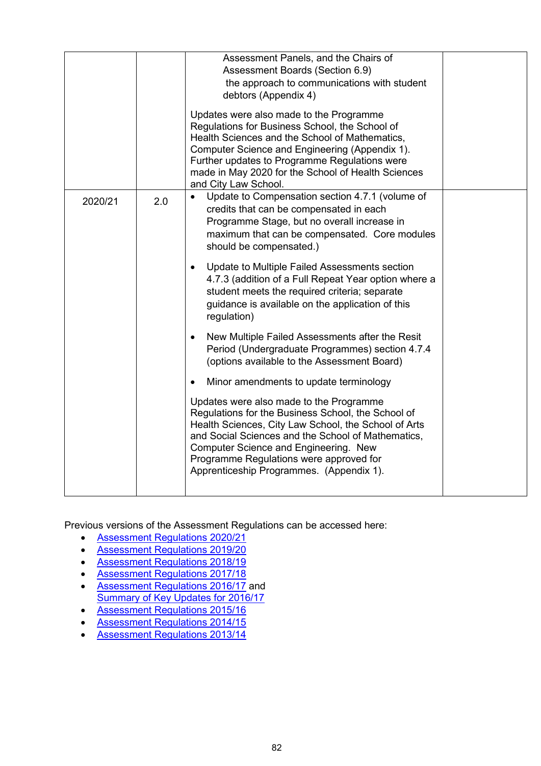| | | | |
|---|---|---|---|
| | | Assessment Panels, and the Chairs of Assessment Boards (Section 6.9)<br>the approach to communications with student debtors (Appendix 4)<br><br>Updates were also made to the Programme Regulations for Business School, the School of Health Sciences and the School of Mathematics, Computer Science and Engineering (Appendix 1). Further updates to Programme Regulations were made in May 2020 for the School of Health Sciences and City Law School. | |
| 2020/21 | 2.0 | • Update to Compensation section 4.7.1 (volume of credits that can be compensated in each Programme Stage, but no overall increase in maximum that can be compensated. Core modules should be compensated.)<br><br>• Update to Multiple Failed Assessments section 4.7.3 (addition of a Full Repeat Year option where a student meets the required criteria; separate guidance is available on the application of this regulation)<br><br>• New Multiple Failed Assessments after the Resit Period (Undergraduate Programmes) section 4.7.4 (options available to the Assessment Board)<br><br>• Minor amendments to update terminology<br><br>Updates were also made to the Programme Regulations for the Business School, the School of Health Sciences, City Law School, the School of Arts and Social Sciences and the School of Mathematics, Computer Science and Engineering. New Programme Regulations were approved for Apprenticeship Programmes. (Appendix 1). | |

Previous versions of the Assessment Regulations can be accessed here:

- Assessment Regulations 2020/21
- Assessment Regulations 2019/20
- Assessment Regulations 2018/19
- Assessment Regulations 2017/18
- Assessment Regulations 2016/17 and Summary of Key Updates for 2016/17
- Assessment Regulations 2015/16
- Assessment Regulations 2014/15
- Assessment Regulations 2013/14